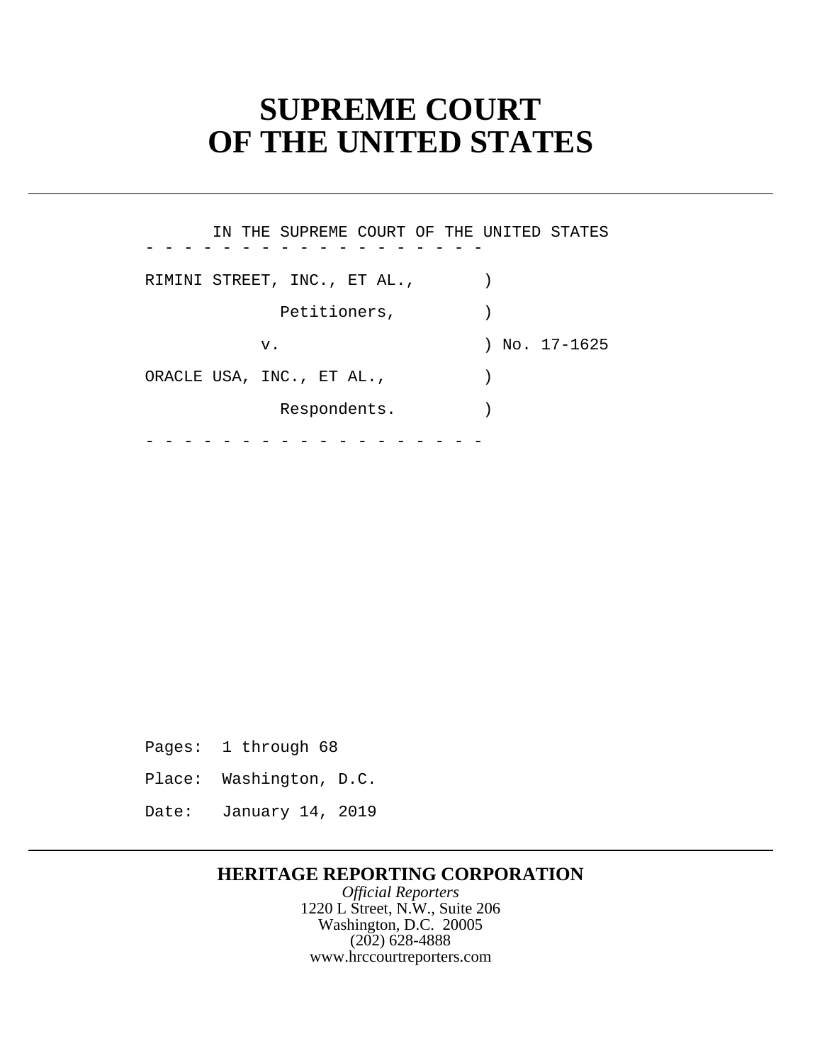# SUPREME COURT
# OF THE UNITED STATES

IN THE SUPREME COURT OF THE UNITED STATES

- - - - - - - - - - - - - - - - - -

RIMINI STREET, INC., ET AL., )

Petitioners, )

v. ) No. 17-1625

ORACLE USA, INC., ET AL., )

Respondents. )

- - - - - - - - - - - - - - - - - -

Pages: 1 through 68

Place: Washington, D.C.

Date: January 14, 2019

**HERITAGE REPORTING CORPORATION**

*Official Reporters*

1220 L Street, N.W., Suite 206

Washington, D.C. 20005

(202) 628-4888

www.hrccourtreporters.com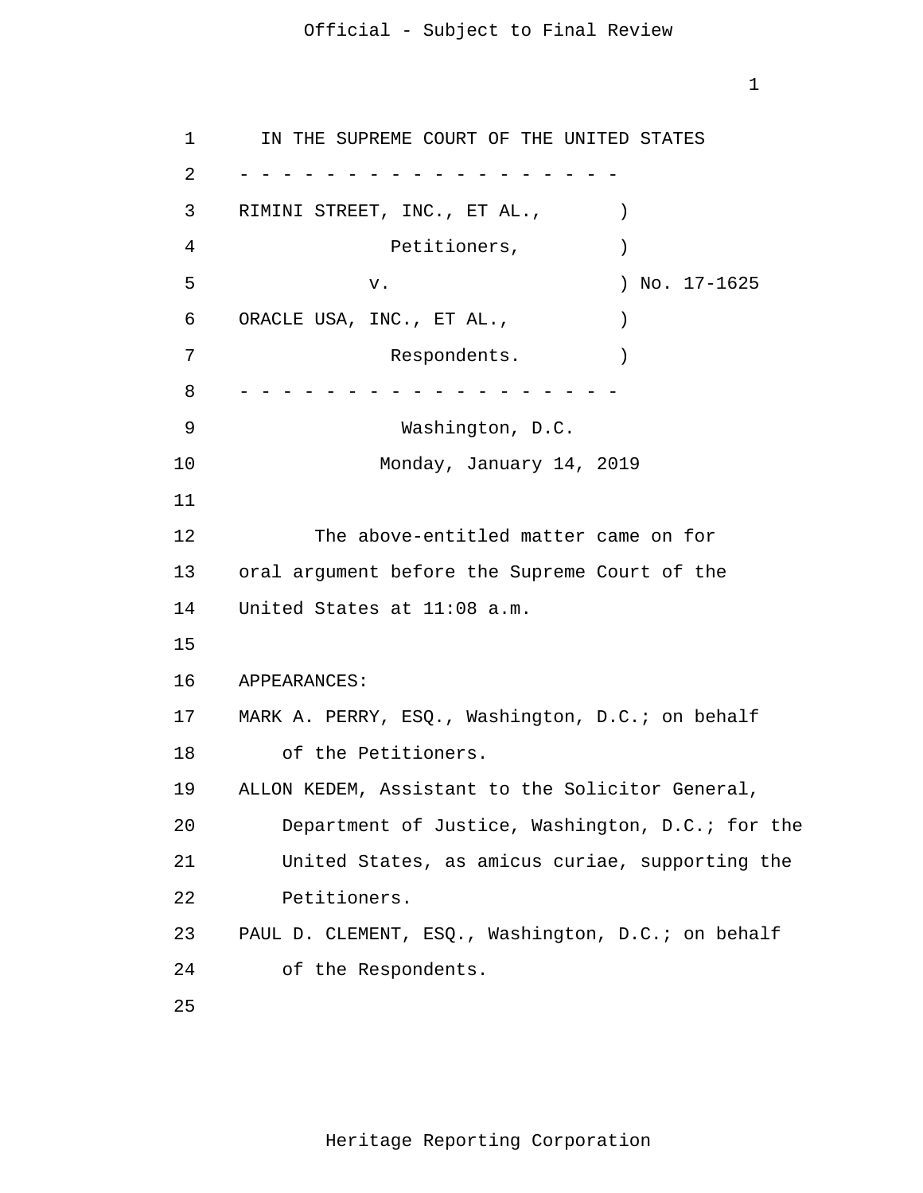IN THE SUPREME COURT OF THE UNITED STATES

- - - - - - - - - - - - - - - - - -

RIMINI STREET, INC., ET AL., )
Petitioners, )
v. ) No. 17-1625
ORACLE USA, INC., ET AL., )
Respondents. )

- - - - - - - - - - - - - - - - - -

Washington, D.C.

Monday, January 14, 2019

The above-entitled matter came on for oral argument before the Supreme Court of the United States at 11:08 a.m.

APPEARANCES:

MARK A. PERRY, ESQ., Washington, D.C.; on behalf of the Petitioners.

ALLON KEDEM, Assistant to the Solicitor General, Department of Justice, Washington, D.C.; for the United States, as amicus curiae, supporting the Petitioners.

PAUL D. CLEMENT, ESQ., Washington, D.C.; on behalf of the Respondents.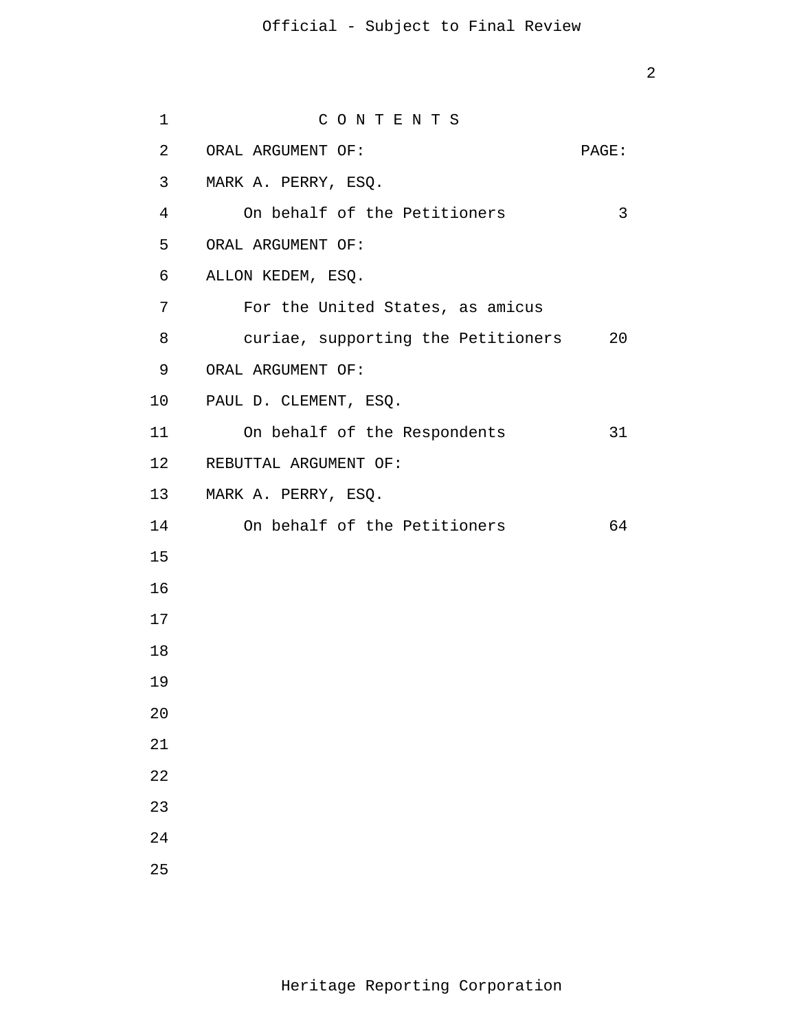# C O N T E N T S

| ORAL ARGUMENT OF: | PAGE: |
| --- | --- |
| MARK A. PERRY, ESQ. | |
| On behalf of the Petitioners | 3 |
| ORAL ARGUMENT OF: | |
| ALLON KEDEM, ESQ. | |
| For the United States, as amicus curiae, supporting the Petitioners | 20 |
| ORAL ARGUMENT OF: | |
| PAUL D. CLEMENT, ESQ. | |
| On behalf of the Respondents | 31 |
| REBUTTAL ARGUMENT OF: | |
| MARK A. PERRY, ESQ. | |
| On behalf of the Petitioners | 64 |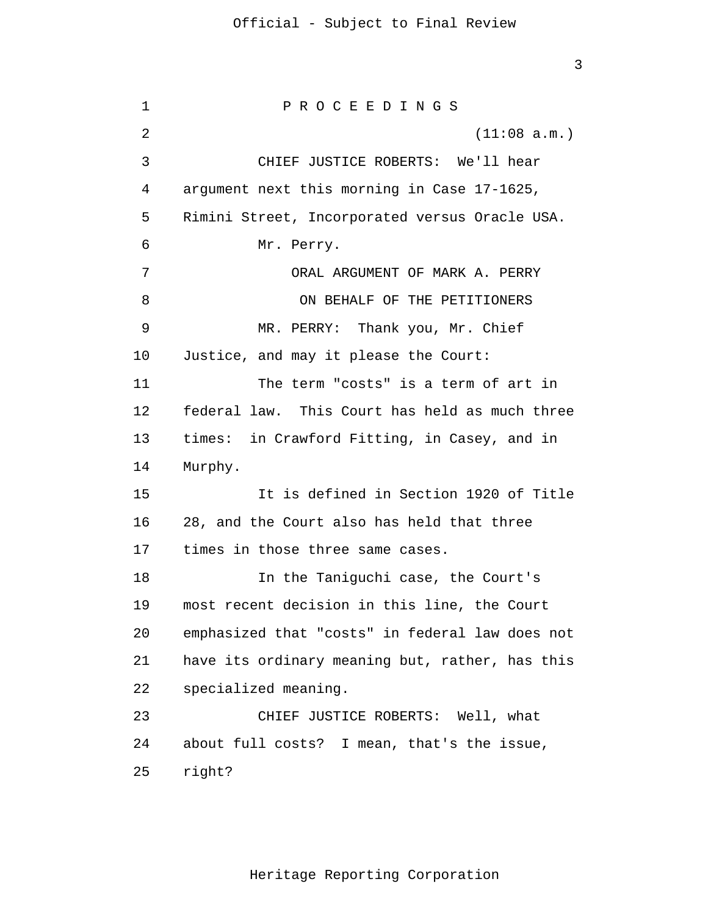P R O C E E D I N G S

(11:08 a.m.)

CHIEF JUSTICE ROBERTS: We'll hear argument next this morning in Case 17-1625, Rimini Street, Incorporated versus Oracle USA.

Mr. Perry.

ORAL ARGUMENT OF MARK A. PERRY

ON BEHALF OF THE PETITIONERS

MR. PERRY: Thank you, Mr. Chief Justice, and may it please the Court:

The term "costs" is a term of art in federal law. This Court has held as much three times: in Crawford Fitting, in Casey, and in Murphy.

It is defined in Section 1920 of Title 28, and the Court also has held that three times in those three same cases.

In the Taniguchi case, the Court's most recent decision in this line, the Court emphasized that "costs" in federal law does not have its ordinary meaning but, rather, has this specialized meaning.

CHIEF JUSTICE ROBERTS: Well, what about full costs? I mean, that's the issue, right?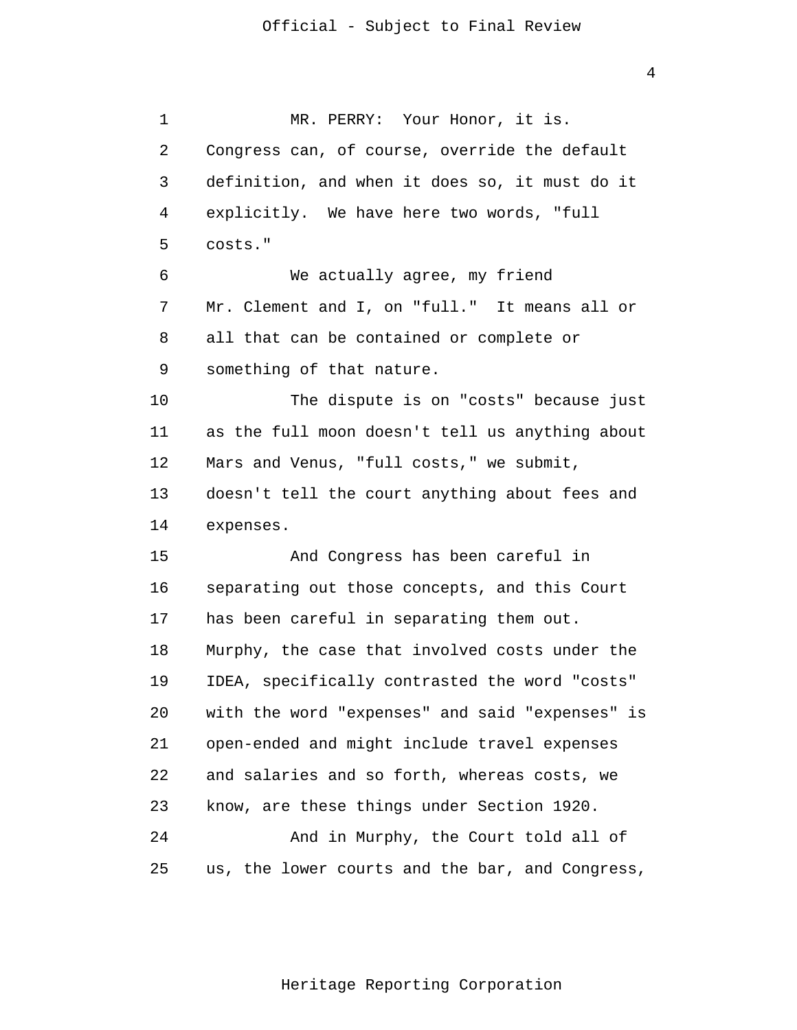MR. PERRY: Your Honor, it is. Congress can, of course, override the default definition, and when it does so, it must do it explicitly. We have here two words, "full costs."

We actually agree, my friend Mr. Clement and I, on "full." It means all or all that can be contained or complete or something of that nature.

The dispute is on "costs" because just as the full moon doesn't tell us anything about Mars and Venus, "full costs," we submit, doesn't tell the court anything about fees and expenses.

And Congress has been careful in separating out those concepts, and this Court has been careful in separating them out. Murphy, the case that involved costs under the IDEA, specifically contrasted the word "costs" with the word "expenses" and said "expenses" is open-ended and might include travel expenses and salaries and so forth, whereas costs, we know, are these things under Section 1920.

And in Murphy, the Court told all of us, the lower courts and the bar, and Congress,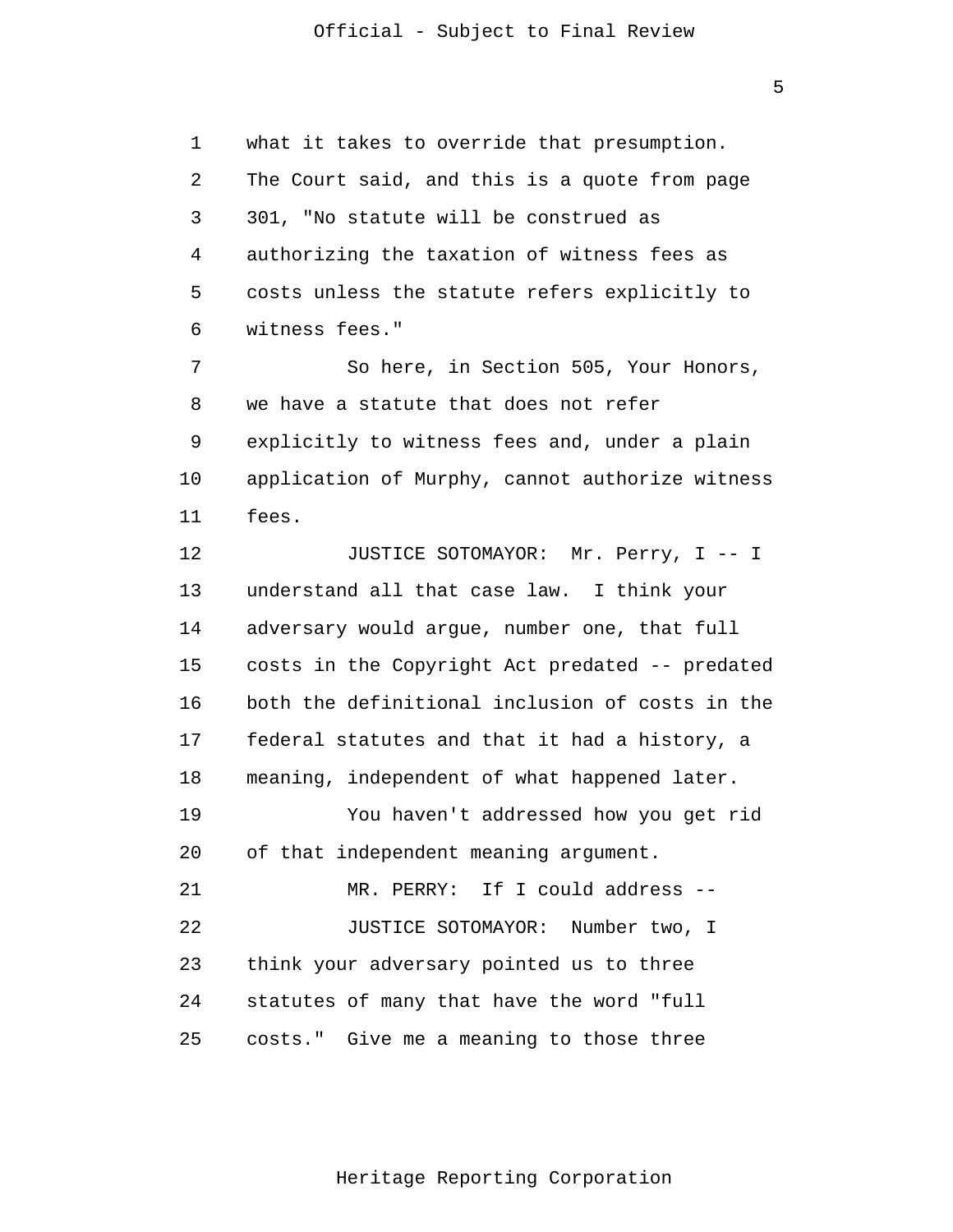what it takes to override that presumption. The Court said, and this is a quote from page 301, "No statute will be construed as authorizing the taxation of witness fees as costs unless the statute refers explicitly to witness fees."

So here, in Section 505, Your Honors, we have a statute that does not refer explicitly to witness fees and, under a plain application of Murphy, cannot authorize witness fees.

JUSTICE SOTOMAYOR: Mr. Perry, I -- I understand all that case law. I think your adversary would argue, number one, that full costs in the Copyright Act predated -- predated both the definitional inclusion of costs in the federal statutes and that it had a history, a meaning, independent of what happened later.

You haven't addressed how you get rid of that independent meaning argument.

MR. PERRY: If I could address --

JUSTICE SOTOMAYOR: Number two, I think your adversary pointed us to three statutes of many that have the word "full costs." Give me a meaning to those three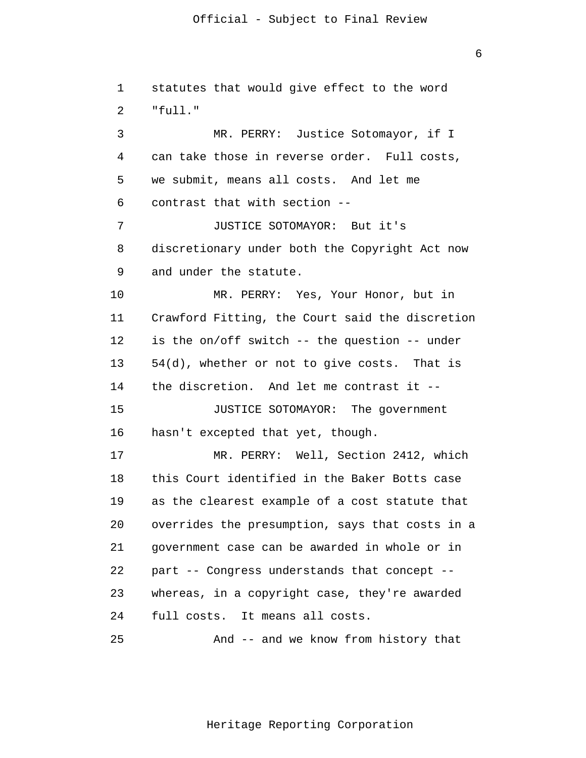statutes that would give effect to the word "full."

MR. PERRY: Justice Sotomayor, if I can take those in reverse order. Full costs, we submit, means all costs. And let me contrast that with section --

JUSTICE SOTOMAYOR: But it's discretionary under both the Copyright Act now and under the statute.

MR. PERRY: Yes, Your Honor, but in Crawford Fitting, the Court said the discretion is the on/off switch -- the question -- under 54(d), whether or not to give costs. That is the discretion. And let me contrast it --

JUSTICE SOTOMAYOR: The government hasn't excepted that yet, though.

MR. PERRY: Well, Section 2412, which this Court identified in the Baker Botts case as the clearest example of a cost statute that overrides the presumption, says that costs in a government case can be awarded in whole or in part -- Congress understands that concept -- whereas, in a copyright case, they're awarded full costs. It means all costs.

And -- and we know from history that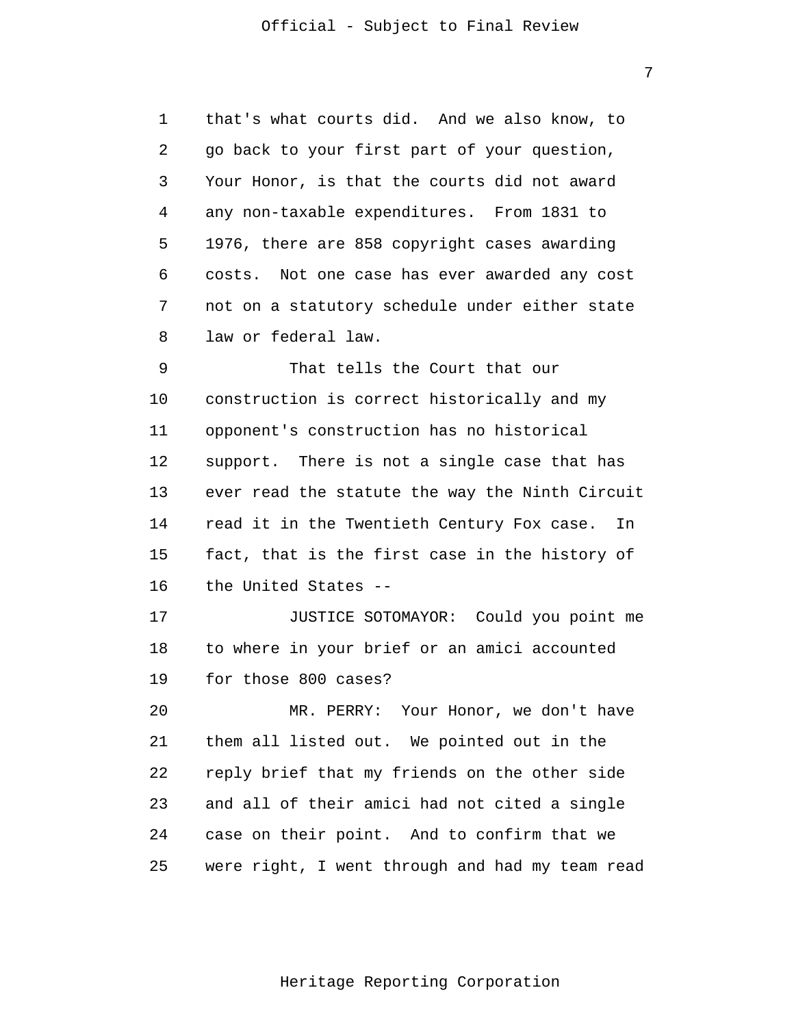that's what courts did. And we also know, to go back to your first part of your question, Your Honor, is that the courts did not award any non-taxable expenditures. From 1831 to 1976, there are 858 copyright cases awarding costs. Not one case has ever awarded any cost not on a statutory schedule under either state law or federal law.

That tells the Court that our construction is correct historically and my opponent's construction has no historical support. There is not a single case that has ever read the statute the way the Ninth Circuit read it in the Twentieth Century Fox case. In fact, that is the first case in the history of the United States --

JUSTICE SOTOMAYOR: Could you point me to where in your brief or an amici accounted for those 800 cases?

MR. PERRY: Your Honor, we don't have them all listed out. We pointed out in the reply brief that my friends on the other side and all of their amici had not cited a single case on their point. And to confirm that we were right, I went through and had my team read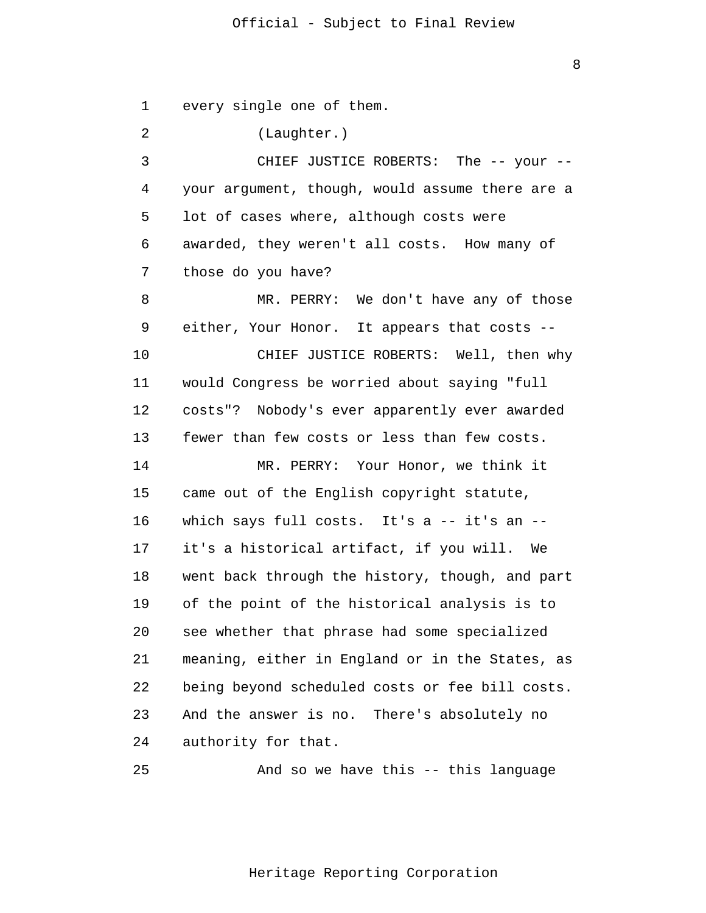every single one of them.

(Laughter.)

CHIEF JUSTICE ROBERTS: The -- your -- your argument, though, would assume there are a lot of cases where, although costs were awarded, they weren't all costs. How many of those do you have?

MR. PERRY: We don't have any of those either, Your Honor. It appears that costs --

CHIEF JUSTICE ROBERTS: Well, then why would Congress be worried about saying "full costs"? Nobody's ever apparently ever awarded fewer than few costs or less than few costs.

MR. PERRY: Your Honor, we think it came out of the English copyright statute, which says full costs. It's a -- it's an -- it's a historical artifact, if you will. We went back through the history, though, and part of the point of the historical analysis is to see whether that phrase had some specialized meaning, either in England or in the States, as being beyond scheduled costs or fee bill costs. And the answer is no. There's absolutely no authority for that.

And so we have this -- this language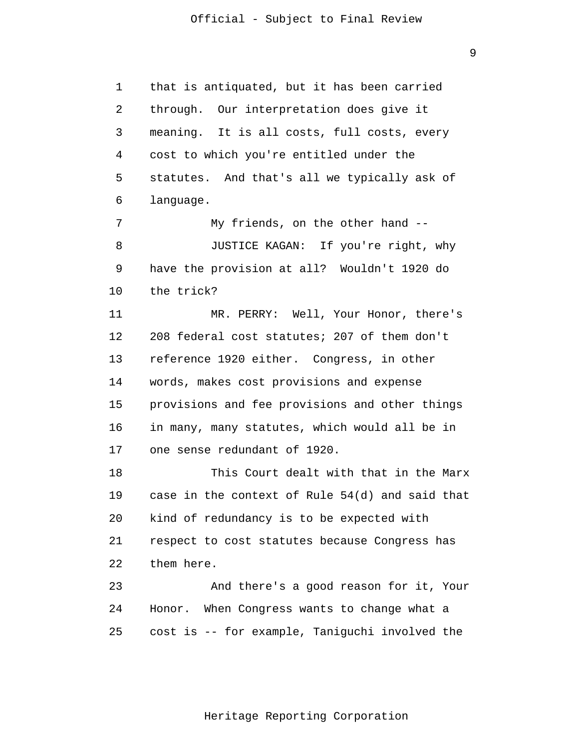that is antiquated, but it has been carried through. Our interpretation does give it meaning. It is all costs, full costs, every cost to which you're entitled under the statutes. And that's all we typically ask of language.

My friends, on the other hand --

JUSTICE KAGAN: If you're right, why have the provision at all? Wouldn't 1920 do the trick?

MR. PERRY: Well, Your Honor, there's 208 federal cost statutes; 207 of them don't reference 1920 either. Congress, in other words, makes cost provisions and expense provisions and fee provisions and other things in many, many statutes, which would all be in one sense redundant of 1920.

This Court dealt with that in the Marx case in the context of Rule 54(d) and said that kind of redundancy is to be expected with respect to cost statutes because Congress has them here.

And there's a good reason for it, Your Honor. When Congress wants to change what a cost is -- for example, Taniguchi involved the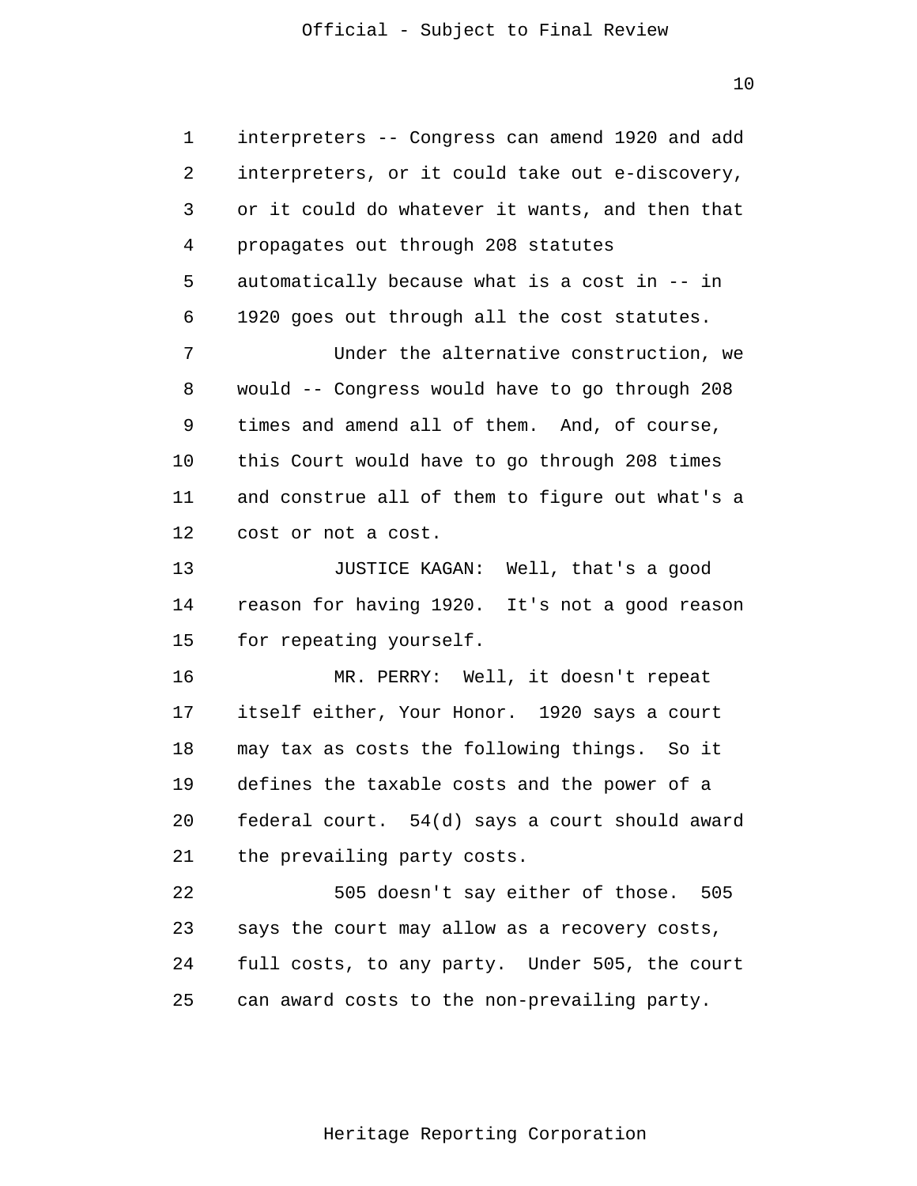interpreters -- Congress can amend 1920 and add interpreters, or it could take out e-discovery, or it could do whatever it wants, and then that propagates out through 208 statutes automatically because what is a cost in -- in 1920 goes out through all the cost statutes.

Under the alternative construction, we would -- Congress would have to go through 208 times and amend all of them. And, of course, this Court would have to go through 208 times and construe all of them to figure out what's a cost or not a cost.

JUSTICE KAGAN: Well, that's a good reason for having 1920. It's not a good reason for repeating yourself.

MR. PERRY: Well, it doesn't repeat itself either, Your Honor. 1920 says a court may tax as costs the following things. So it defines the taxable costs and the power of a federal court. 54(d) says a court should award the prevailing party costs.

505 doesn't say either of those. 505 says the court may allow as a recovery costs, full costs, to any party. Under 505, the court can award costs to the non-prevailing party.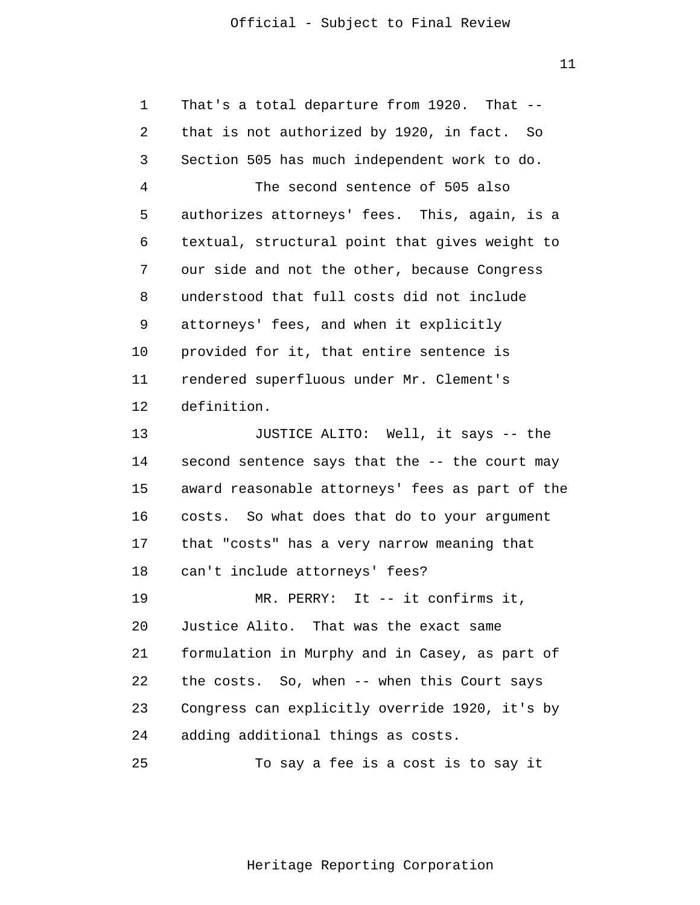That's a total departure from 1920. That -- that is not authorized by 1920, in fact. So Section 505 has much independent work to do.

The second sentence of 505 also authorizes attorneys' fees. This, again, is a textual, structural point that gives weight to our side and not the other, because Congress understood that full costs did not include attorneys' fees, and when it explicitly provided for it, that entire sentence is rendered superfluous under Mr. Clement's definition.

JUSTICE ALITO: Well, it says -- the second sentence says that the -- the court may award reasonable attorneys' fees as part of the costs. So what does that do to your argument that "costs" has a very narrow meaning that can't include attorneys' fees?

MR. PERRY: It -- it confirms it, Justice Alito. That was the exact same formulation in Murphy and in Casey, as part of the costs. So, when -- when this Court says Congress can explicitly override 1920, it's by adding additional things as costs.

To say a fee is a cost is to say it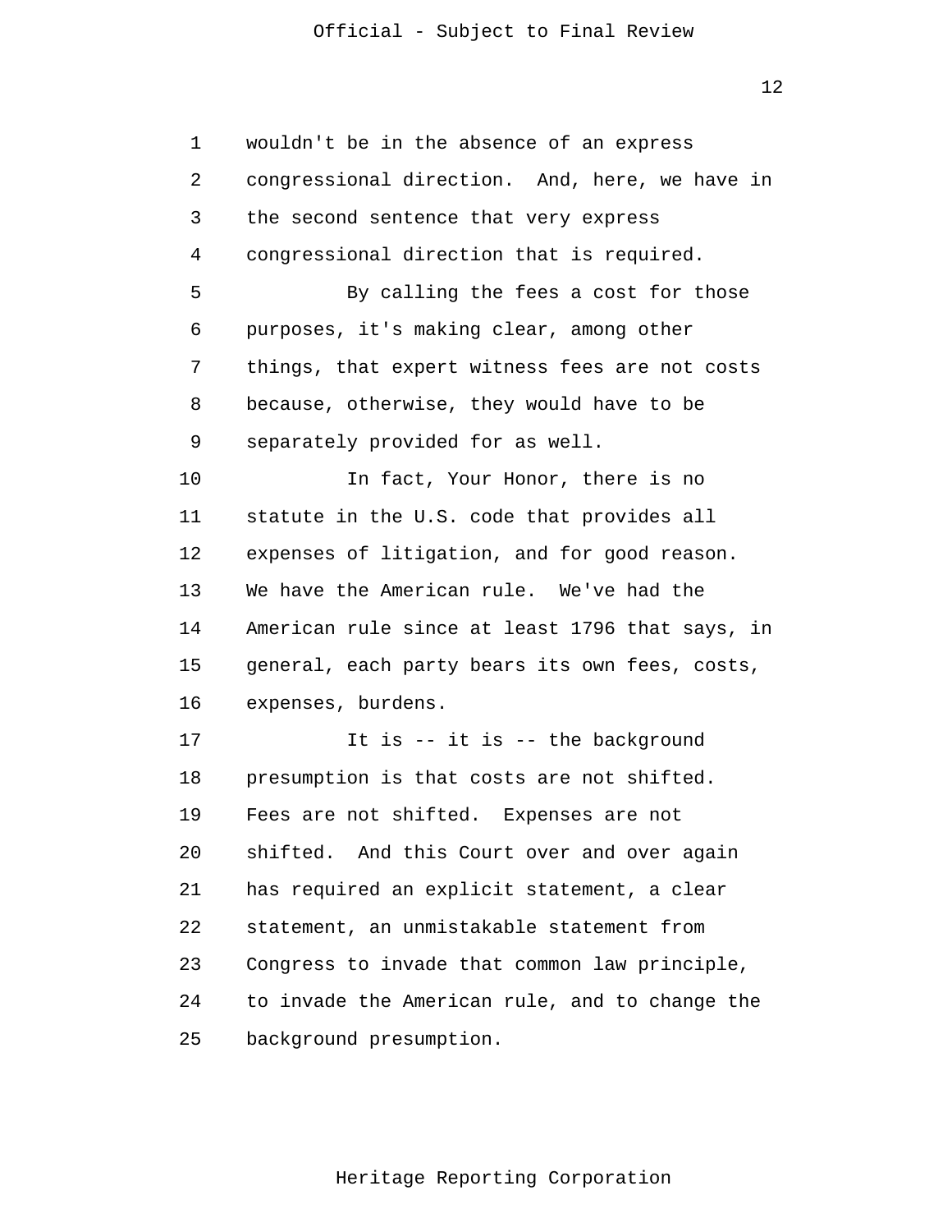wouldn't be in the absence of an express congressional direction. And, here, we have in the second sentence that very express congressional direction that is required.

By calling the fees a cost for those purposes, it's making clear, among other things, that expert witness fees are not costs because, otherwise, they would have to be separately provided for as well.

In fact, Your Honor, there is no statute in the U.S. code that provides all expenses of litigation, and for good reason. We have the American rule. We've had the American rule since at least 1796 that says, in general, each party bears its own fees, costs, expenses, burdens.

It is -- it is -- the background presumption is that costs are not shifted. Fees are not shifted. Expenses are not shifted. And this Court over and over again has required an explicit statement, a clear statement, an unmistakable statement from Congress to invade that common law principle, to invade the American rule, and to change the background presumption.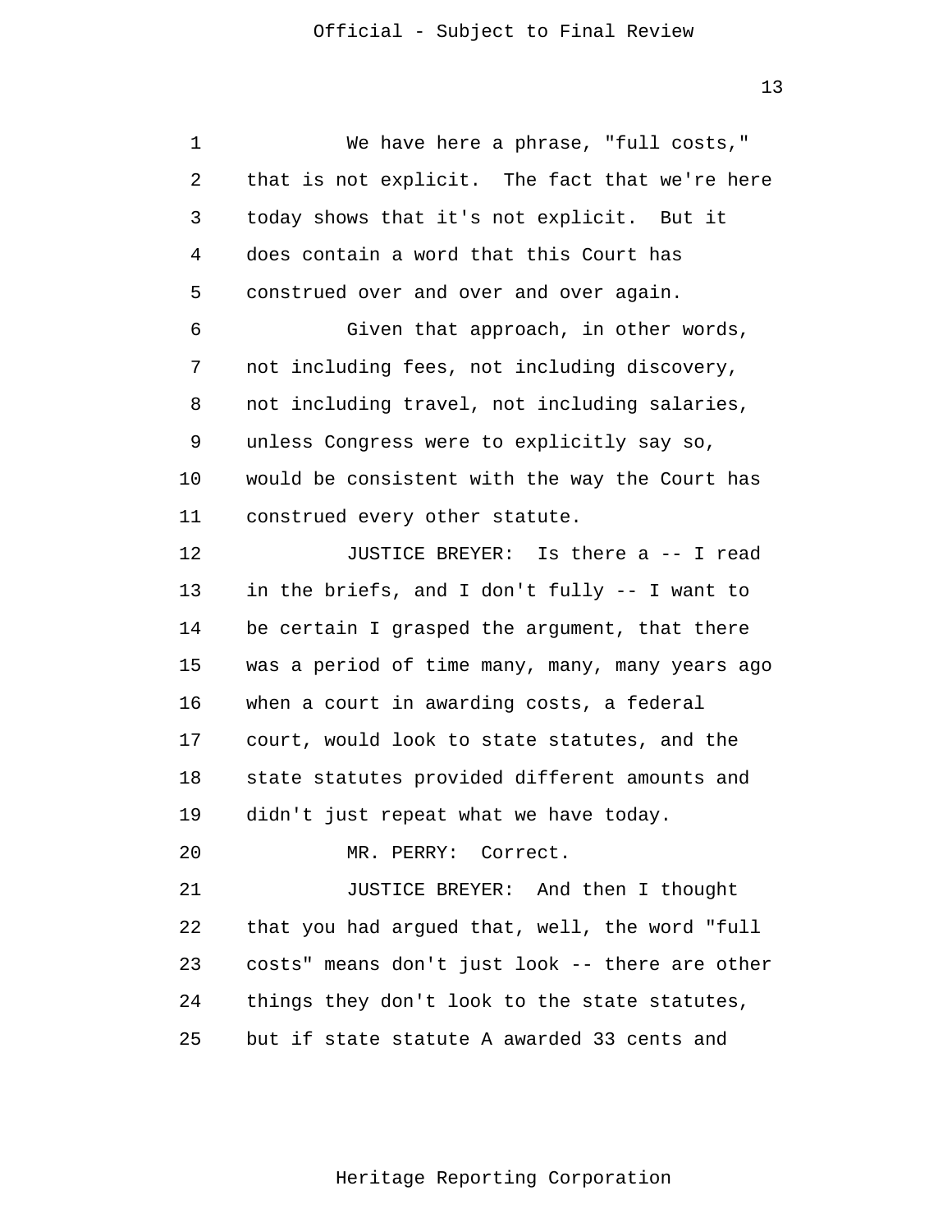We have here a phrase, "full costs," that is not explicit. The fact that we're here today shows that it's not explicit. But it does contain a word that this Court has construed over and over and over again.

Given that approach, in other words, not including fees, not including discovery, not including travel, not including salaries, unless Congress were to explicitly say so, would be consistent with the way the Court has construed every other statute.

JUSTICE BREYER: Is there a -- I read in the briefs, and I don't fully -- I want to be certain I grasped the argument, that there was a period of time many, many, many years ago when a court in awarding costs, a federal court, would look to state statutes, and the state statutes provided different amounts and didn't just repeat what we have today.

MR. PERRY: Correct.

JUSTICE BREYER: And then I thought that you had argued that, well, the word "full costs" means don't just look -- there are other things they don't look to the state statutes, but if state statute A awarded 33 cents and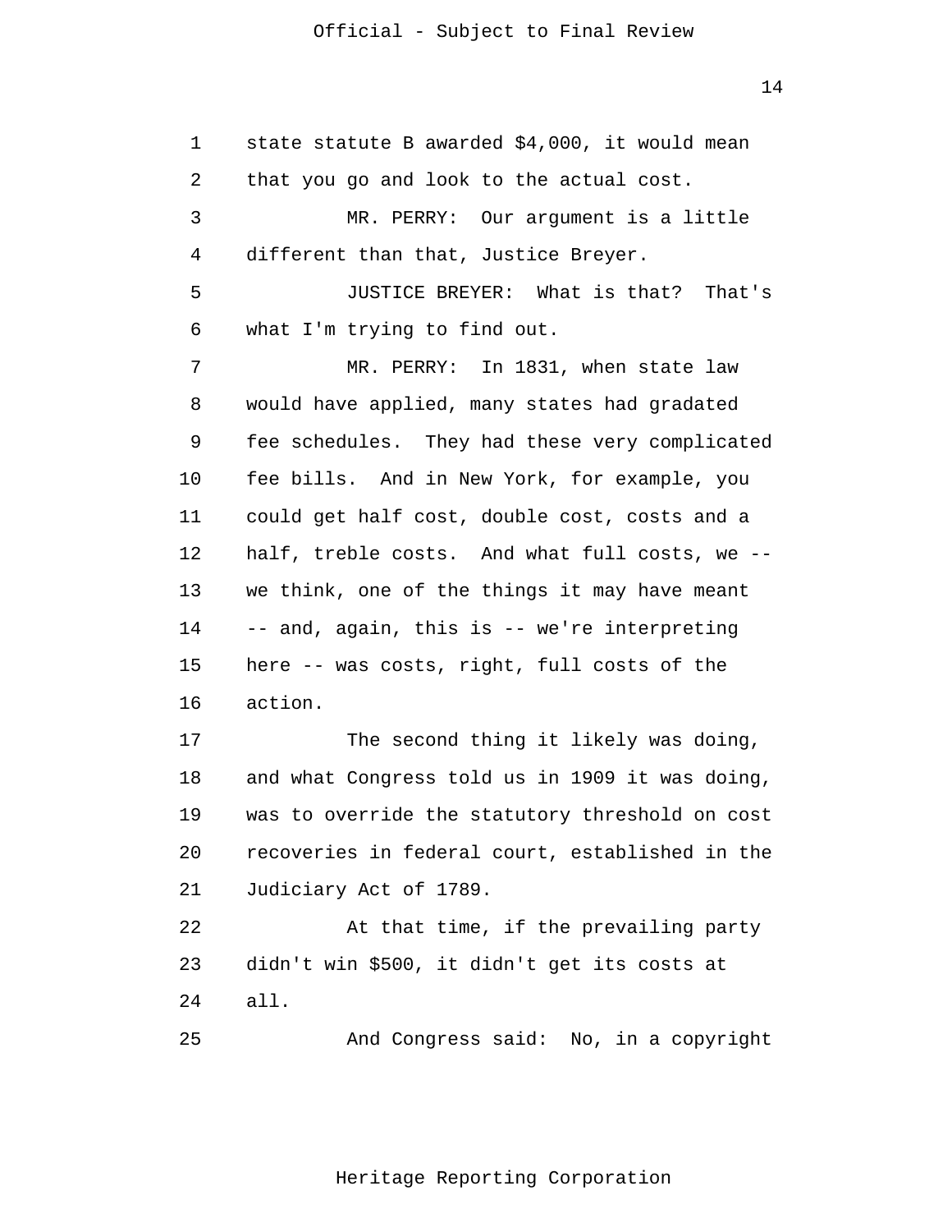state statute B awarded $4,000, it would mean that you go and look to the actual cost.

MR. PERRY: Our argument is a little different than that, Justice Breyer.

JUSTICE BREYER: What is that? That's what I'm trying to find out.

MR. PERRY: In 1831, when state law would have applied, many states had gradated fee schedules. They had these very complicated fee bills. And in New York, for example, you could get half cost, double cost, costs and a half, treble costs. And what full costs, we -- we think, one of the things it may have meant -- and, again, this is -- we're interpreting here -- was costs, right, full costs of the action.

The second thing it likely was doing, and what Congress told us in 1909 it was doing, was to override the statutory threshold on cost recoveries in federal court, established in the Judiciary Act of 1789.

At that time, if the prevailing party didn't win $500, it didn't get its costs at all.

And Congress said: No, in a copyright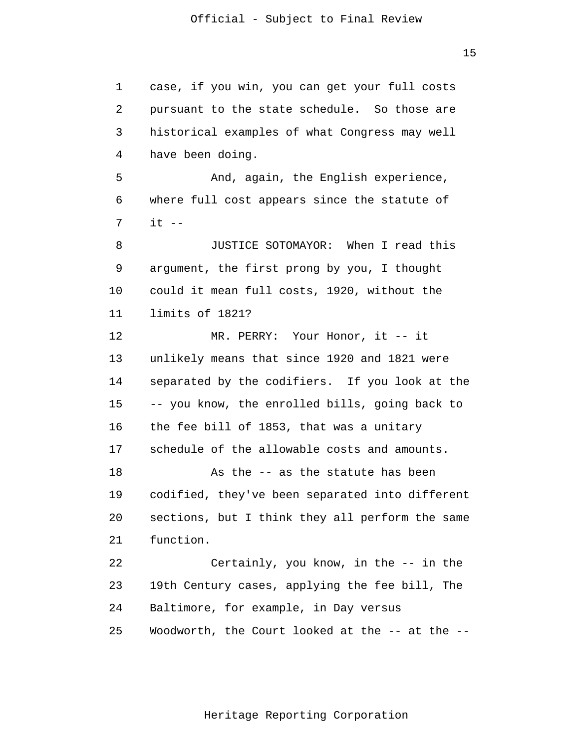case, if you win, you can get your full costs pursuant to the state schedule. So those are historical examples of what Congress may well have been doing.

And, again, the English experience, where full cost appears since the statute of it --

JUSTICE SOTOMAYOR: When I read this argument, the first prong by you, I thought could it mean full costs, 1920, without the limits of 1821?

MR. PERRY: Your Honor, it -- it unlikely means that since 1920 and 1821 were separated by the codifiers. If you look at the -- you know, the enrolled bills, going back to the fee bill of 1853, that was a unitary schedule of the allowable costs and amounts.

As the -- as the statute has been codified, they've been separated into different sections, but I think they all perform the same function.

Certainly, you know, in the -- in the 19th Century cases, applying the fee bill, The Baltimore, for example, in Day versus Woodworth, the Court looked at the -- at the --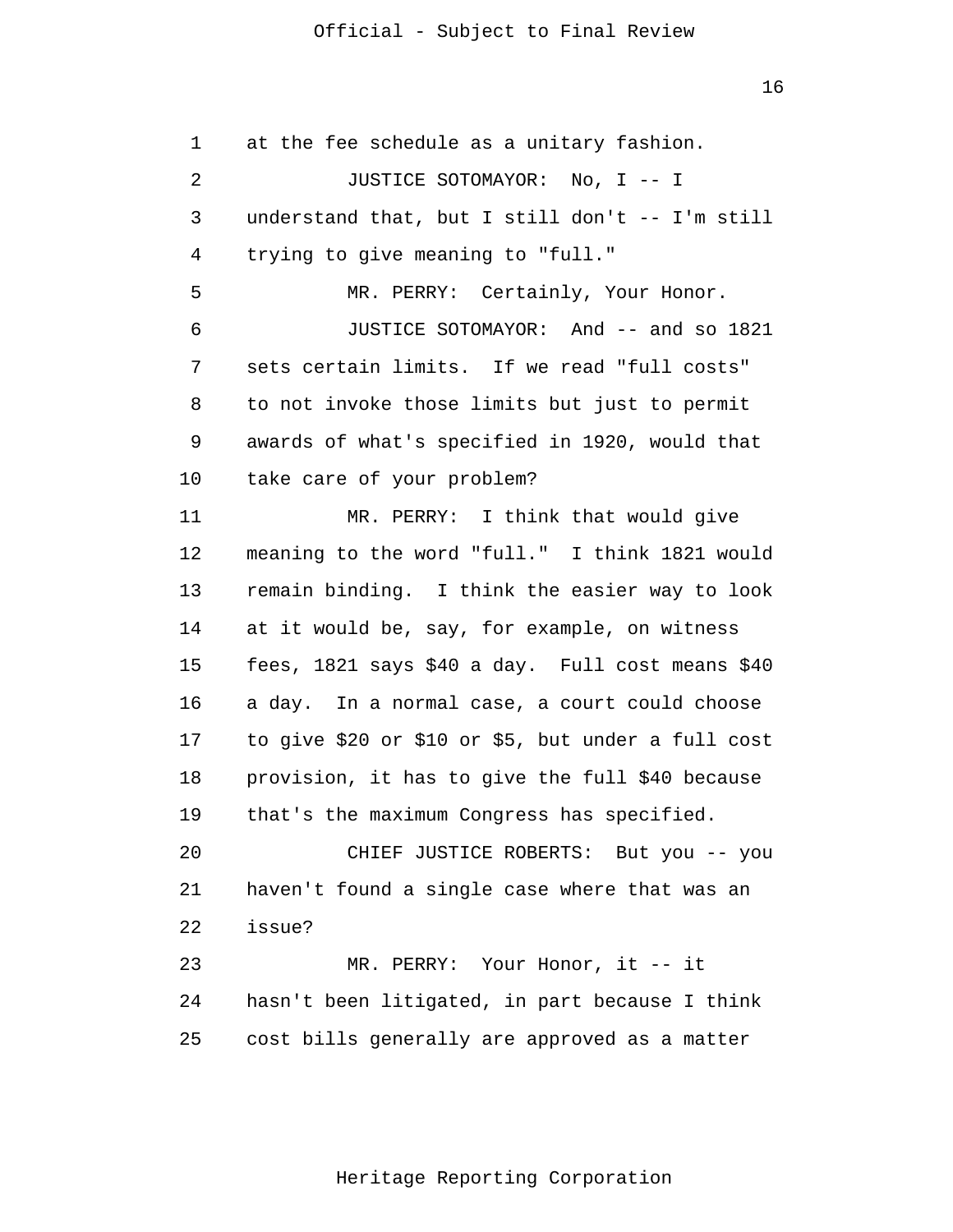at the fee schedule as a unitary fashion.

JUSTICE SOTOMAYOR: No, I -- I understand that, but I still don't -- I'm still trying to give meaning to "full."

MR. PERRY: Certainly, Your Honor.

JUSTICE SOTOMAYOR: And -- and so 1821 sets certain limits. If we read "full costs" to not invoke those limits but just to permit awards of what's specified in 1920, would that take care of your problem?

MR. PERRY: I think that would give meaning to the word "full." I think 1821 would remain binding. I think the easier way to look at it would be, say, for example, on witness fees, 1821 says $40 a day. Full cost means $40 a day. In a normal case, a court could choose to give $20 or $10 or $5, but under a full cost provision, it has to give the full $40 because that's the maximum Congress has specified.

CHIEF JUSTICE ROBERTS: But you -- you haven't found a single case where that was an issue?

MR. PERRY: Your Honor, it -- it hasn't been litigated, in part because I think cost bills generally are approved as a matter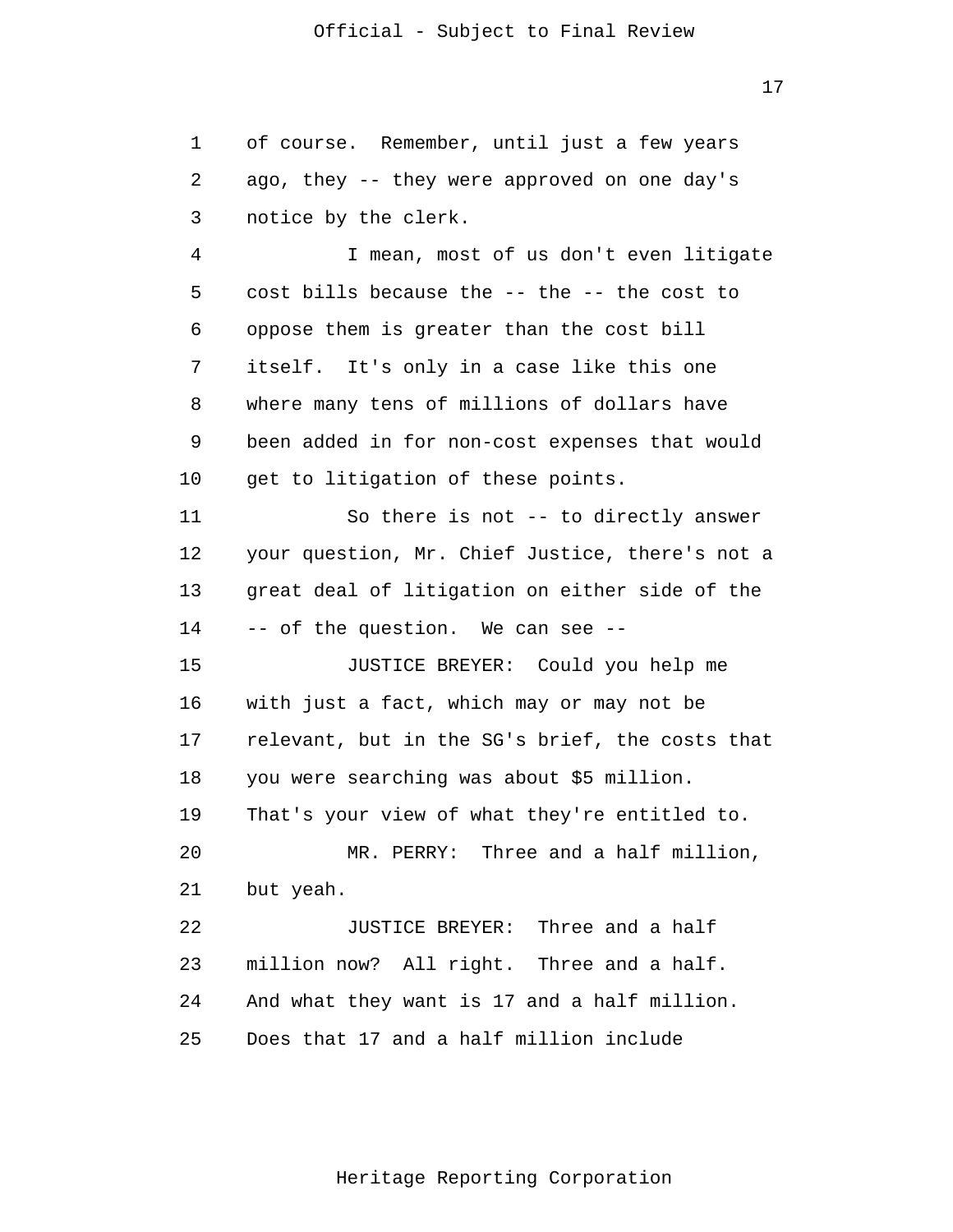of course. Remember, until just a few years ago, they -- they were approved on one day's notice by the clerk.

I mean, most of us don't even litigate cost bills because the -- the -- the cost to oppose them is greater than the cost bill itself. It's only in a case like this one where many tens of millions of dollars have been added in for non-cost expenses that would get to litigation of these points.

So there is not -- to directly answer your question, Mr. Chief Justice, there's not a great deal of litigation on either side of the -- of the question. We can see --

JUSTICE BREYER: Could you help me with just a fact, which may or may not be relevant, but in the SG's brief, the costs that you were searching was about $5 million. That's your view of what they're entitled to.

MR. PERRY: Three and a half million, but yeah.

JUSTICE BREYER: Three and a half million now? All right. Three and a half. And what they want is 17 and a half million. Does that 17 and a half million include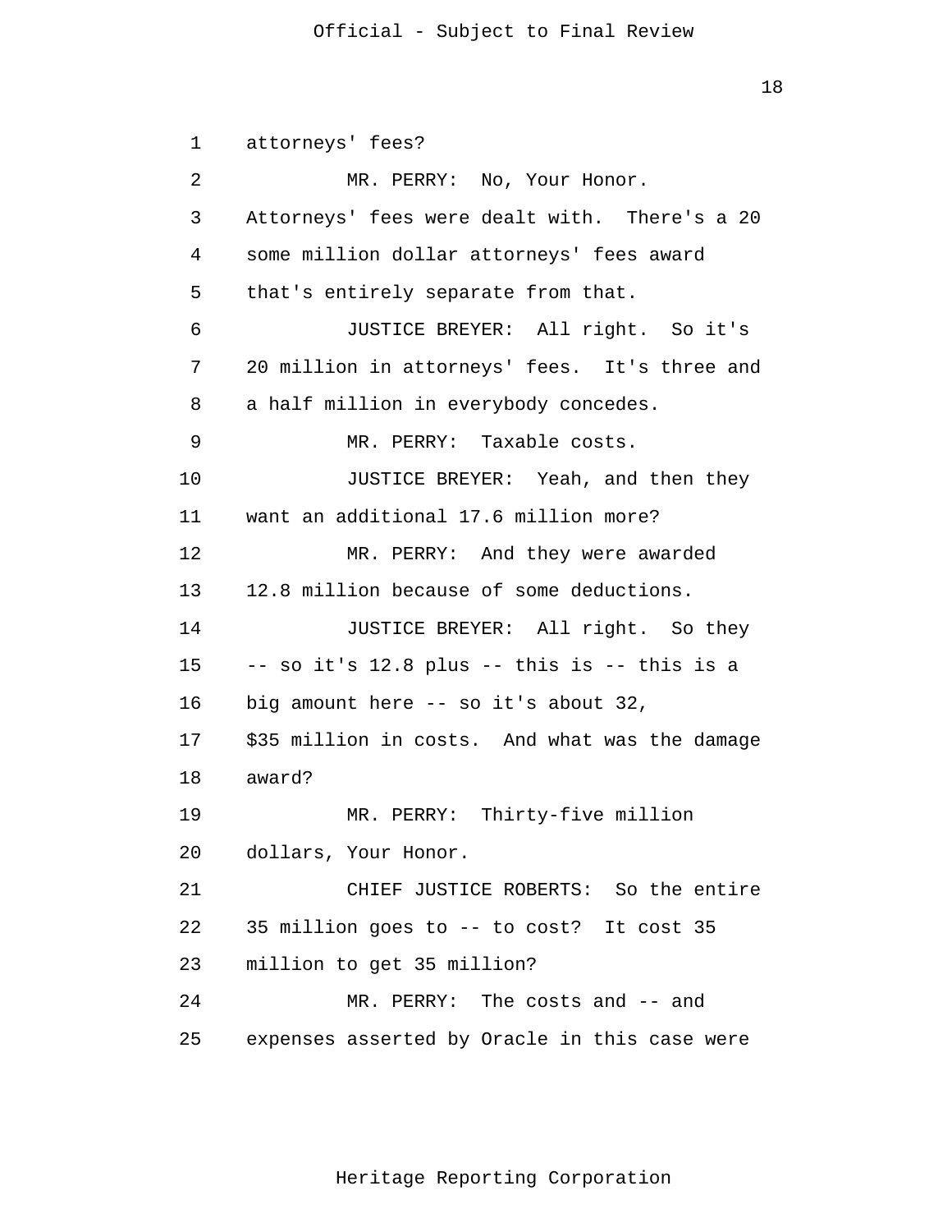attorneys' fees?

MR. PERRY: No, Your Honor. Attorneys' fees were dealt with. There's a 20 some million dollar attorneys' fees award that's entirely separate from that.

JUSTICE BREYER: All right. So it's 20 million in attorneys' fees. It's three and a half million in everybody concedes.

MR. PERRY: Taxable costs.

JUSTICE BREYER: Yeah, and then they want an additional 17.6 million more?

MR. PERRY: And they were awarded 12.8 million because of some deductions.

JUSTICE BREYER: All right. So they -- so it's 12.8 plus -- this is -- this is a big amount here -- so it's about 32, $35 million in costs. And what was the damage award?

MR. PERRY: Thirty-five million dollars, Your Honor.

CHIEF JUSTICE ROBERTS: So the entire 35 million goes to -- to cost? It cost 35 million to get 35 million?

MR. PERRY: The costs and -- and expenses asserted by Oracle in this case were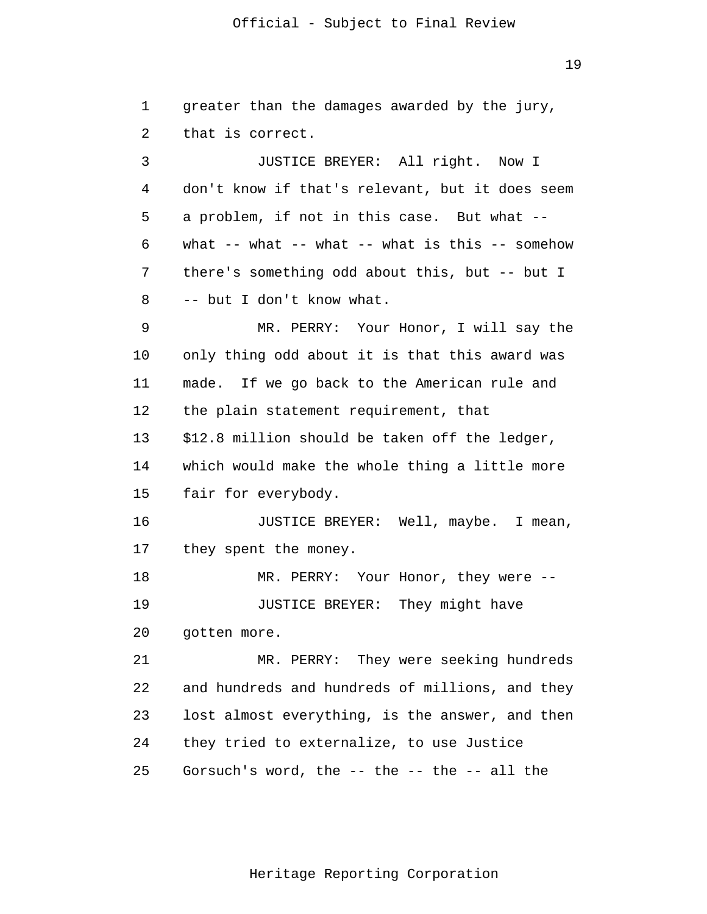greater than the damages awarded by the jury, that is correct.

JUSTICE BREYER: All right. Now I don't know if that's relevant, but it does seem a problem, if not in this case. But what -- what -- what -- what -- what is this -- somehow there's something odd about this, but -- but I -- but I don't know what.

MR. PERRY: Your Honor, I will say the only thing odd about it is that this award was made. If we go back to the American rule and the plain statement requirement, that $12.8 million should be taken off the ledger, which would make the whole thing a little more fair for everybody.

JUSTICE BREYER: Well, maybe. I mean, they spent the money.

MR. PERRY: Your Honor, they were --

JUSTICE BREYER: They might have gotten more.

MR. PERRY: They were seeking hundreds and hundreds and hundreds of millions, and they lost almost everything, is the answer, and then they tried to externalize, to use Justice Gorsuch's word, the -- the -- the -- all the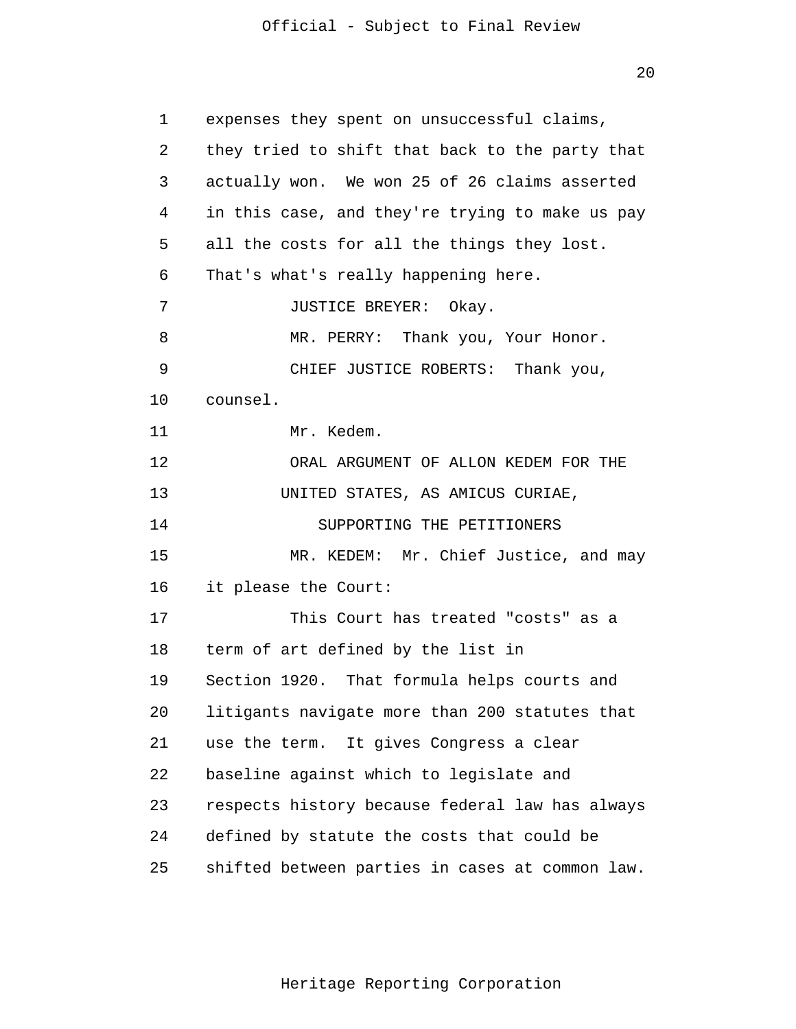expenses they spent on unsuccessful claims, they tried to shift that back to the party that actually won. We won 25 of 26 claims asserted in this case, and they're trying to make us pay all the costs for all the things they lost. That's what's really happening here.

JUSTICE BREYER: Okay.

MR. PERRY: Thank you, Your Honor.

CHIEF JUSTICE ROBERTS: Thank you, counsel.

Mr. Kedem.

ORAL ARGUMENT OF ALLON KEDEM FOR THE UNITED STATES, AS AMICUS CURIAE, SUPPORTING THE PETITIONERS

MR. KEDEM: Mr. Chief Justice, and may it please the Court:

This Court has treated "costs" as a term of art defined by the list in Section 1920. That formula helps courts and litigants navigate more than 200 statutes that use the term. It gives Congress a clear baseline against which to legislate and respects history because federal law has always defined by statute the costs that could be shifted between parties in cases at common law.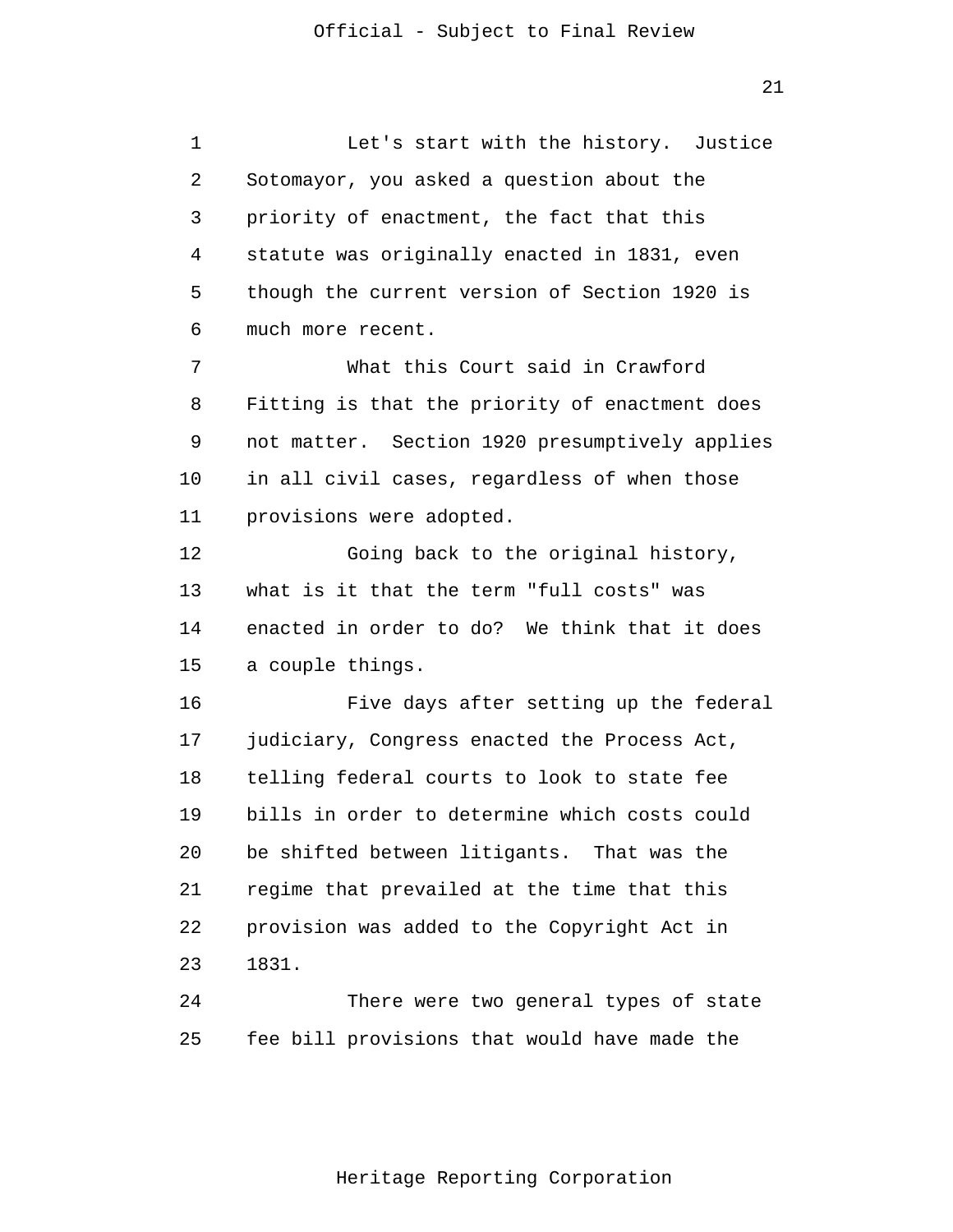Let's start with the history. Justice Sotomayor, you asked a question about the priority of enactment, the fact that this statute was originally enacted in 1831, even though the current version of Section 1920 is much more recent.

What this Court said in Crawford Fitting is that the priority of enactment does not matter. Section 1920 presumptively applies in all civil cases, regardless of when those provisions were adopted.

Going back to the original history, what is it that the term "full costs" was enacted in order to do? We think that it does a couple things.

Five days after setting up the federal judiciary, Congress enacted the Process Act, telling federal courts to look to state fee bills in order to determine which costs could be shifted between litigants. That was the regime that prevailed at the time that this provision was added to the Copyright Act in 1831.

There were two general types of state fee bill provisions that would have made the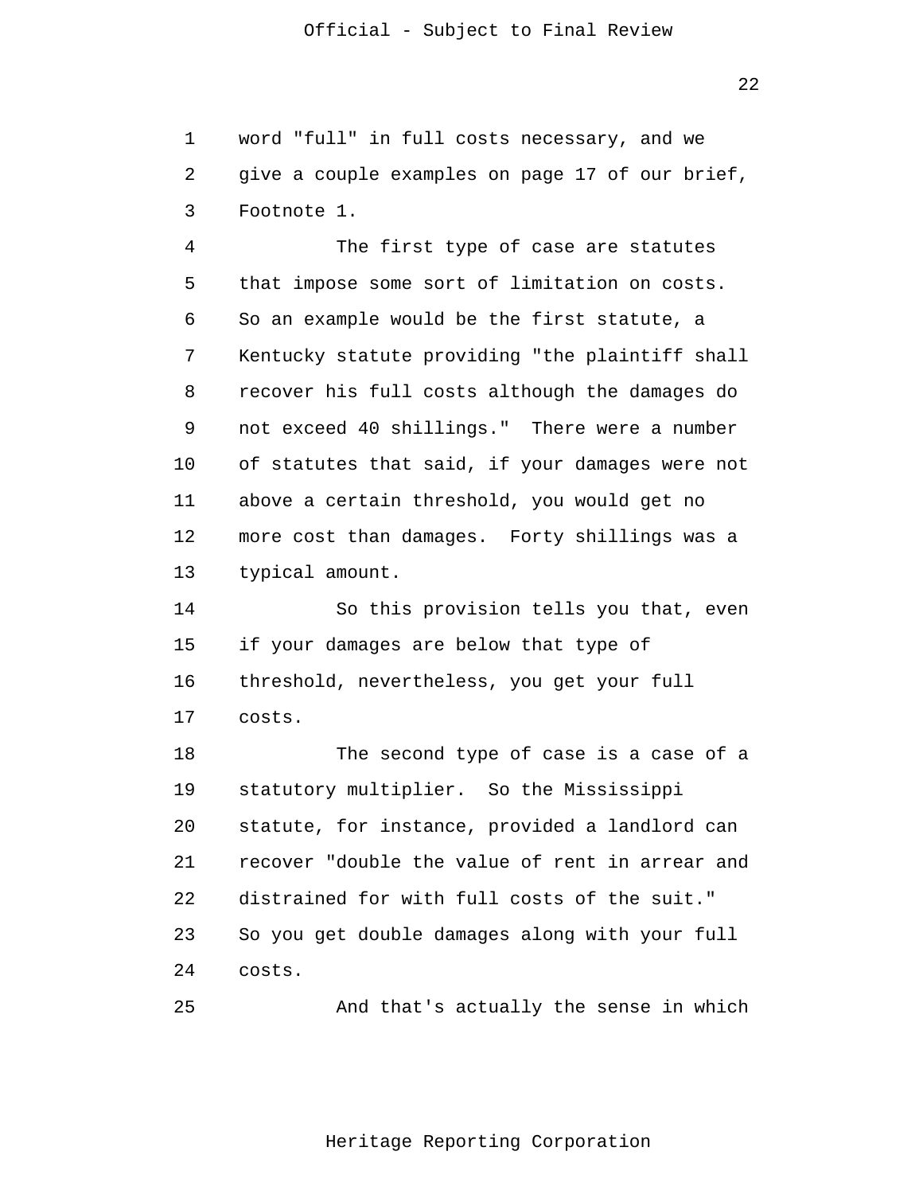word "full" in full costs necessary, and we give a couple examples on page 17 of our brief, Footnote 1.

The first type of case are statutes that impose some sort of limitation on costs. So an example would be the first statute, a Kentucky statute providing "the plaintiff shall recover his full costs although the damages do not exceed 40 shillings." There were a number of statutes that said, if your damages were not above a certain threshold, you would get no more cost than damages. Forty shillings was a typical amount.

So this provision tells you that, even if your damages are below that type of threshold, nevertheless, you get your full costs.

The second type of case is a case of a statutory multiplier. So the Mississippi statute, for instance, provided a landlord can recover "double the value of rent in arrear and distrained for with full costs of the suit." So you get double damages along with your full costs.

And that's actually the sense in which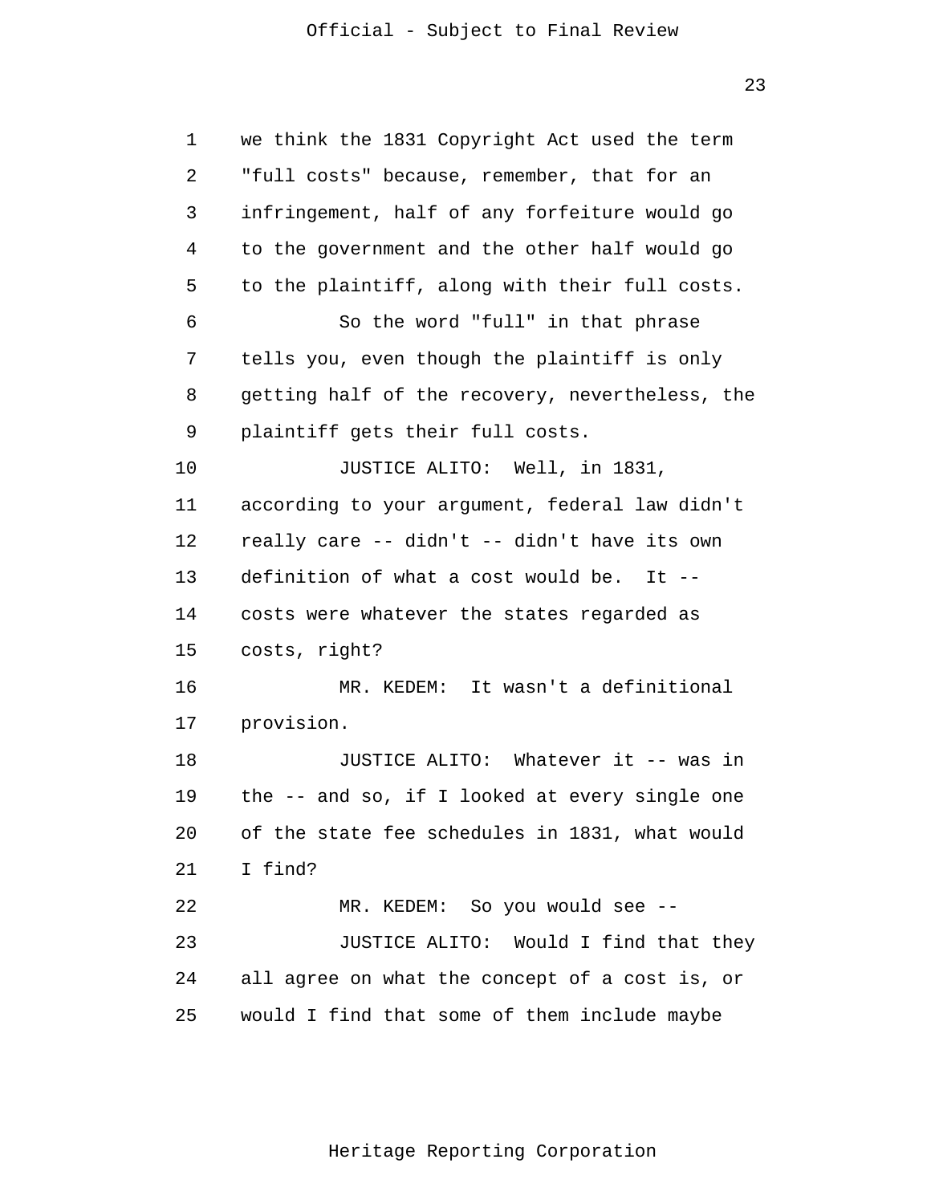we think the 1831 Copyright Act used the term "full costs" because, remember, that for an infringement, half of any forfeiture would go to the government and the other half would go to the plaintiff, along with their full costs.

So the word "full" in that phrase tells you, even though the plaintiff is only getting half of the recovery, nevertheless, the plaintiff gets their full costs.

JUSTICE ALITO: Well, in 1831, according to your argument, federal law didn't really care -- didn't -- didn't have its own definition of what a cost would be. It -- costs were whatever the states regarded as costs, right?

MR. KEDEM: It wasn't a definitional provision.

JUSTICE ALITO: Whatever it -- was in the -- and so, if I looked at every single one of the state fee schedules in 1831, what would I find?

MR. KEDEM: So you would see --

JUSTICE ALITO: Would I find that they all agree on what the concept of a cost is, or would I find that some of them include maybe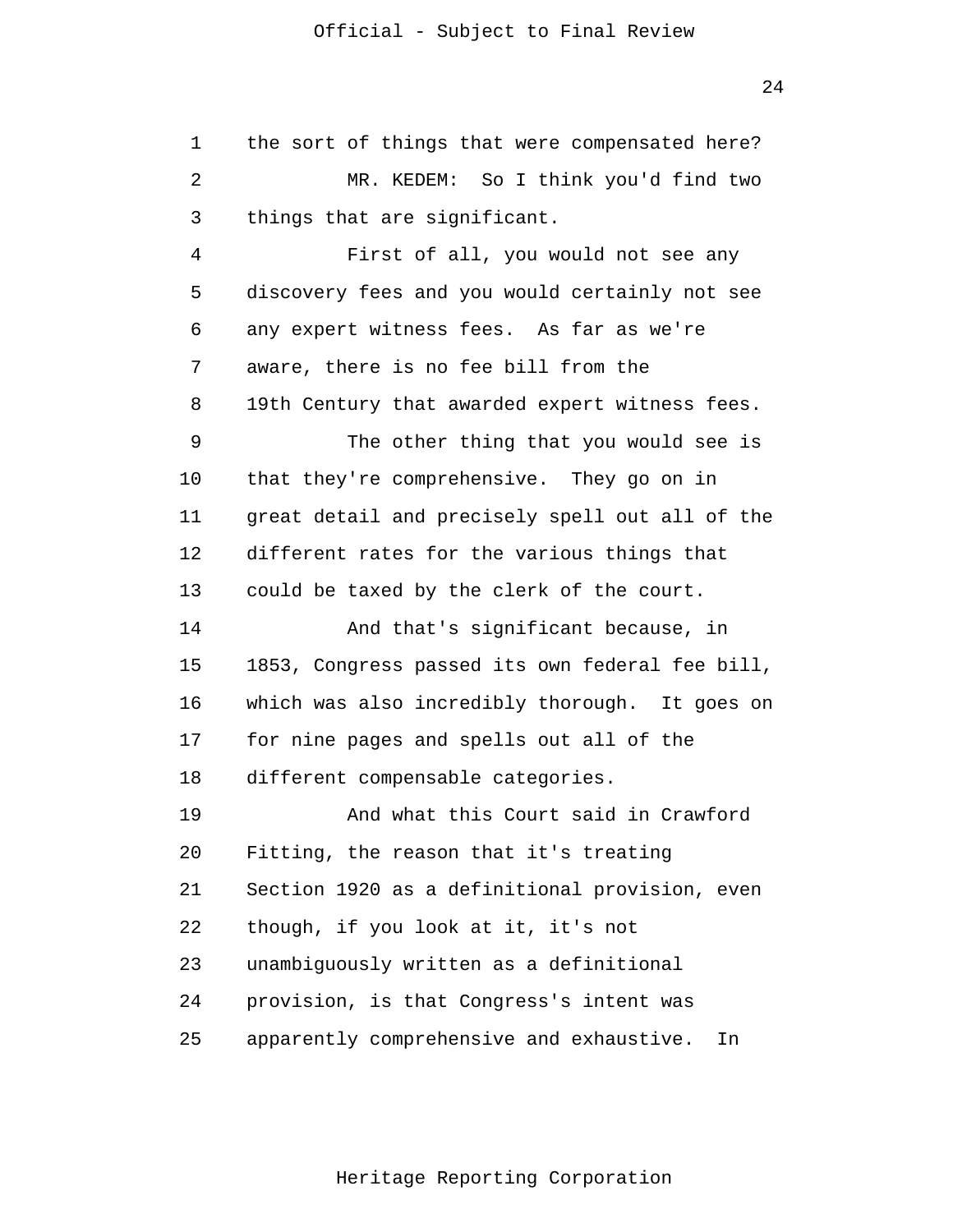the sort of things that were compensated here?

MR. KEDEM: So I think you'd find two things that are significant.

First of all, you would not see any discovery fees and you would certainly not see any expert witness fees. As far as we're aware, there is no fee bill from the 19th Century that awarded expert witness fees.

The other thing that you would see is that they're comprehensive. They go on in great detail and precisely spell out all of the different rates for the various things that could be taxed by the clerk of the court.

And that's significant because, in 1853, Congress passed its own federal fee bill, which was also incredibly thorough. It goes on for nine pages and spells out all of the different compensable categories.

And what this Court said in Crawford Fitting, the reason that it's treating Section 1920 as a definitional provision, even though, if you look at it, it's not unambiguously written as a definitional provision, is that Congress's intent was apparently comprehensive and exhaustive. In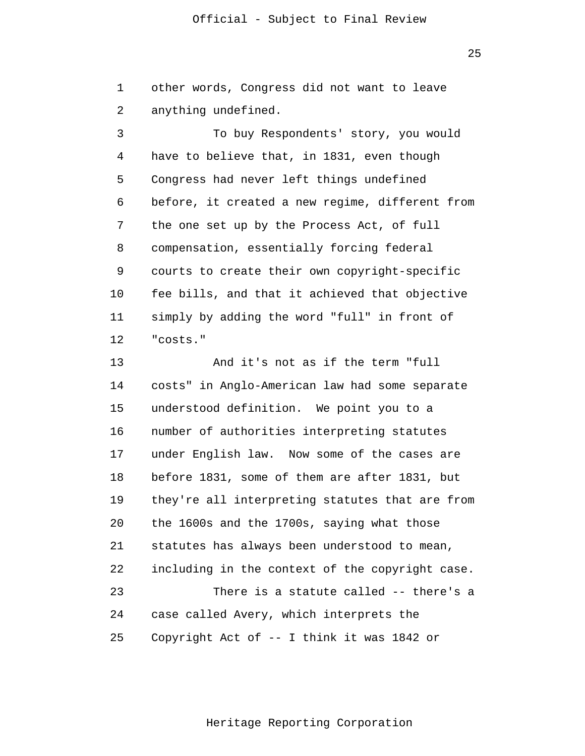other words, Congress did not want to leave anything undefined.

To buy Respondents' story, you would have to believe that, in 1831, even though Congress had never left things undefined before, it created a new regime, different from the one set up by the Process Act, of full compensation, essentially forcing federal courts to create their own copyright-specific fee bills, and that it achieved that objective simply by adding the word "full" in front of "costs."

And it's not as if the term "full costs" in Anglo-American law had some separate understood definition. We point you to a number of authorities interpreting statutes under English law. Now some of the cases are before 1831, some of them are after 1831, but they're all interpreting statutes that are from the 1600s and the 1700s, saying what those statutes has always been understood to mean, including in the context of the copyright case.

There is a statute called -- there's a case called Avery, which interprets the Copyright Act of -- I think it was 1842 or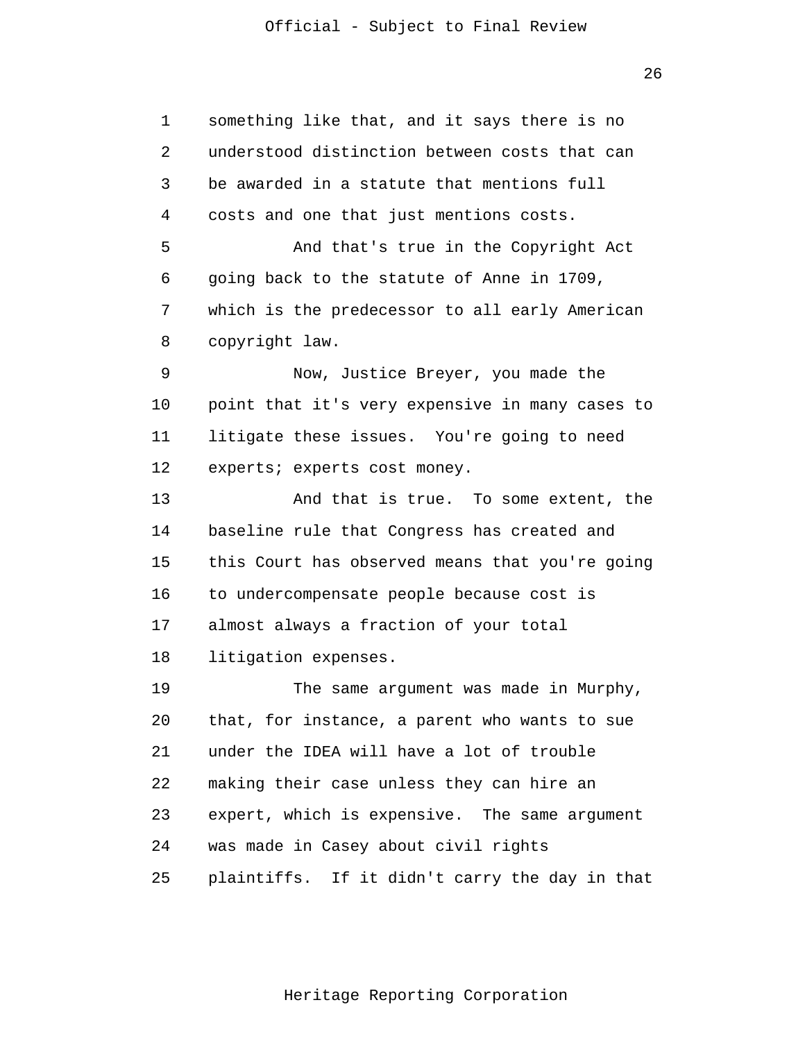something like that, and it says there is no understood distinction between costs that can be awarded in a statute that mentions full costs and one that just mentions costs.

And that's true in the Copyright Act going back to the statute of Anne in 1709, which is the predecessor to all early American copyright law.

Now, Justice Breyer, you made the point that it's very expensive in many cases to litigate these issues. You're going to need experts; experts cost money.

And that is true. To some extent, the baseline rule that Congress has created and this Court has observed means that you're going to undercompensate people because cost is almost always a fraction of your total litigation expenses.

The same argument was made in Murphy, that, for instance, a parent who wants to sue under the IDEA will have a lot of trouble making their case unless they can hire an expert, which is expensive. The same argument was made in Casey about civil rights plaintiffs. If it didn't carry the day in that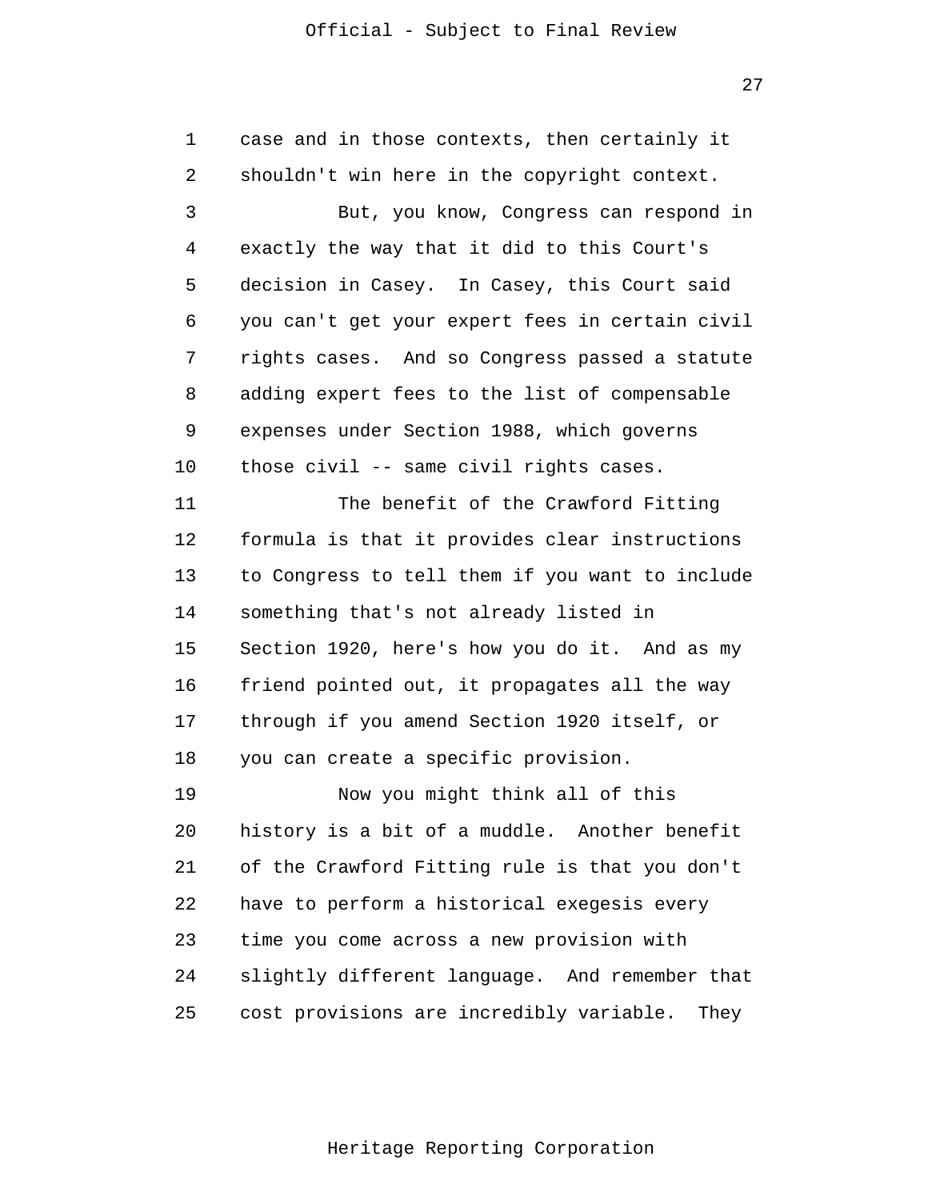case and in those contexts, then certainly it shouldn't win here in the copyright context.

But, you know, Congress can respond in exactly the way that it did to this Court's decision in Casey. In Casey, this Court said you can't get your expert fees in certain civil rights cases. And so Congress passed a statute adding expert fees to the list of compensable expenses under Section 1988, which governs those civil -- same civil rights cases.

The benefit of the Crawford Fitting formula is that it provides clear instructions to Congress to tell them if you want to include something that's not already listed in Section 1920, here's how you do it. And as my friend pointed out, it propagates all the way through if you amend Section 1920 itself, or you can create a specific provision.

Now you might think all of this history is a bit of a muddle. Another benefit of the Crawford Fitting rule is that you don't have to perform a historical exegesis every time you come across a new provision with slightly different language. And remember that cost provisions are incredibly variable. They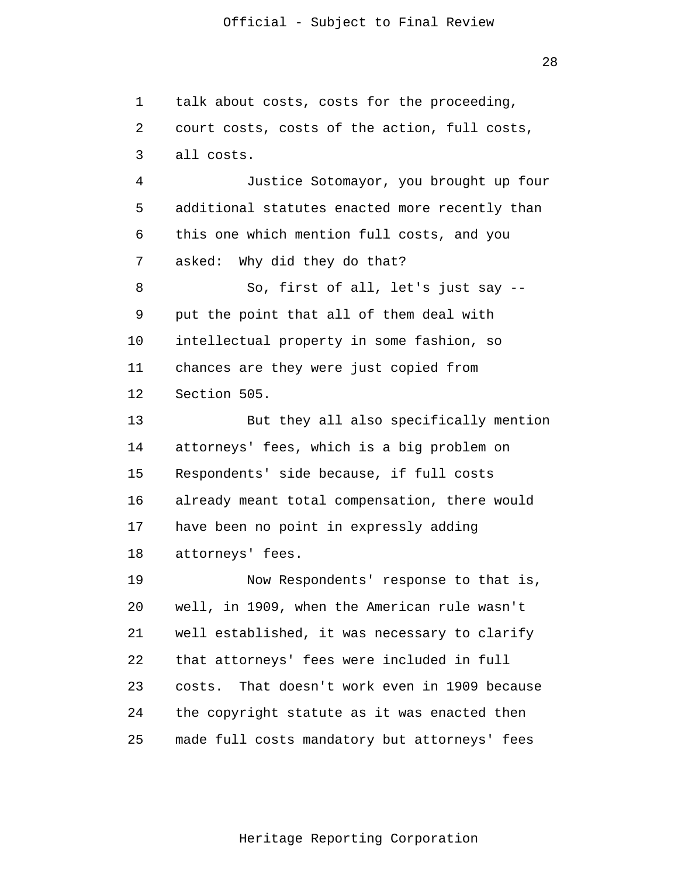talk about costs, costs for the proceeding, court costs, costs of the action, full costs, all costs.

Justice Sotomayor, you brought up four additional statutes enacted more recently than this one which mention full costs, and you asked: Why did they do that?

So, first of all, let's just say -- put the point that all of them deal with intellectual property in some fashion, so chances are they were just copied from Section 505.

But they all also specifically mention attorneys' fees, which is a big problem on Respondents' side because, if full costs already meant total compensation, there would have been no point in expressly adding attorneys' fees.

Now Respondents' response to that is, well, in 1909, when the American rule wasn't well established, it was necessary to clarify that attorneys' fees were included in full costs. That doesn't work even in 1909 because the copyright statute as it was enacted then made full costs mandatory but attorneys' fees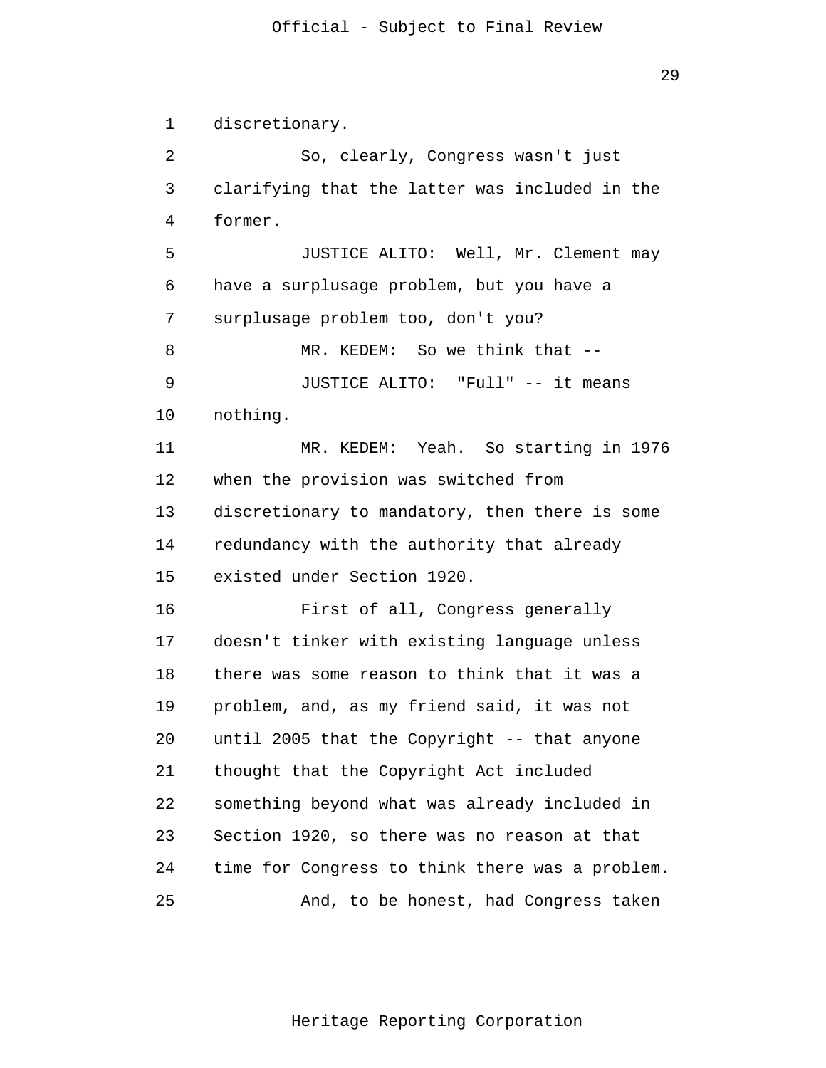discretionary.

So, clearly, Congress wasn't just clarifying that the latter was included in the former.

JUSTICE ALITO: Well, Mr. Clement may have a surplusage problem, but you have a surplusage problem too, don't you?

MR. KEDEM: So we think that --

JUSTICE ALITO: "Full" -- it means nothing.

MR. KEDEM: Yeah. So starting in 1976 when the provision was switched from discretionary to mandatory, then there is some redundancy with the authority that already existed under Section 1920.

First of all, Congress generally doesn't tinker with existing language unless there was some reason to think that it was a problem, and, as my friend said, it was not until 2005 that the Copyright -- that anyone thought that the Copyright Act included something beyond what was already included in Section 1920, so there was no reason at that time for Congress to think there was a problem.

And, to be honest, had Congress taken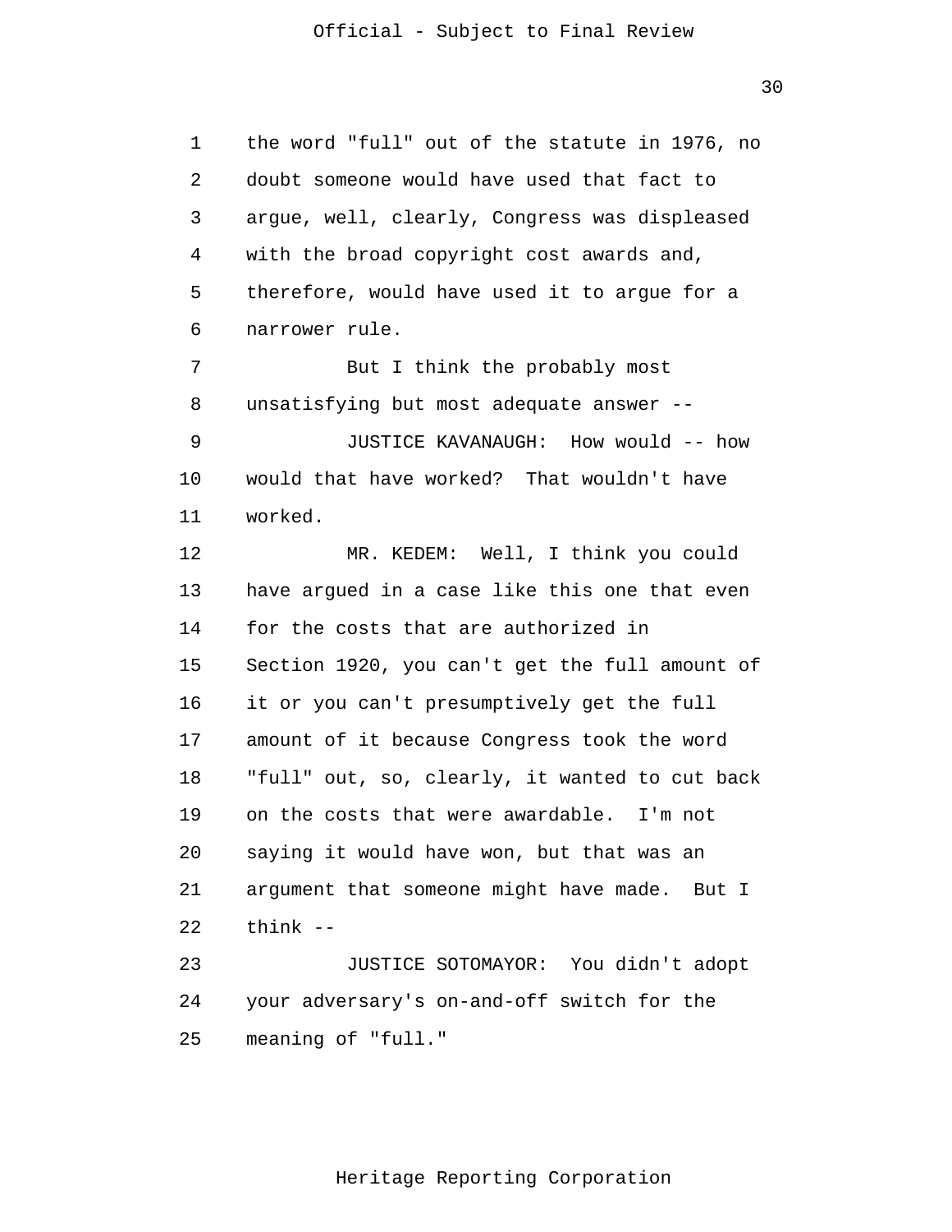the word "full" out of the statute in 1976, no doubt someone would have used that fact to argue, well, clearly, Congress was displeased with the broad copyright cost awards and, therefore, would have used it to argue for a narrower rule.

But I think the probably most unsatisfying but most adequate answer --

JUSTICE KAVANAUGH: How would -- how would that have worked? That wouldn't have worked.

MR. KEDEM: Well, I think you could have argued in a case like this one that even for the costs that are authorized in Section 1920, you can't get the full amount of it or you can't presumptively get the full amount of it because Congress took the word "full" out, so, clearly, it wanted to cut back on the costs that were awardable. I'm not saying it would have won, but that was an argument that someone might have made. But I think --

JUSTICE SOTOMAYOR: You didn't adopt your adversary's on-and-off switch for the meaning of "full."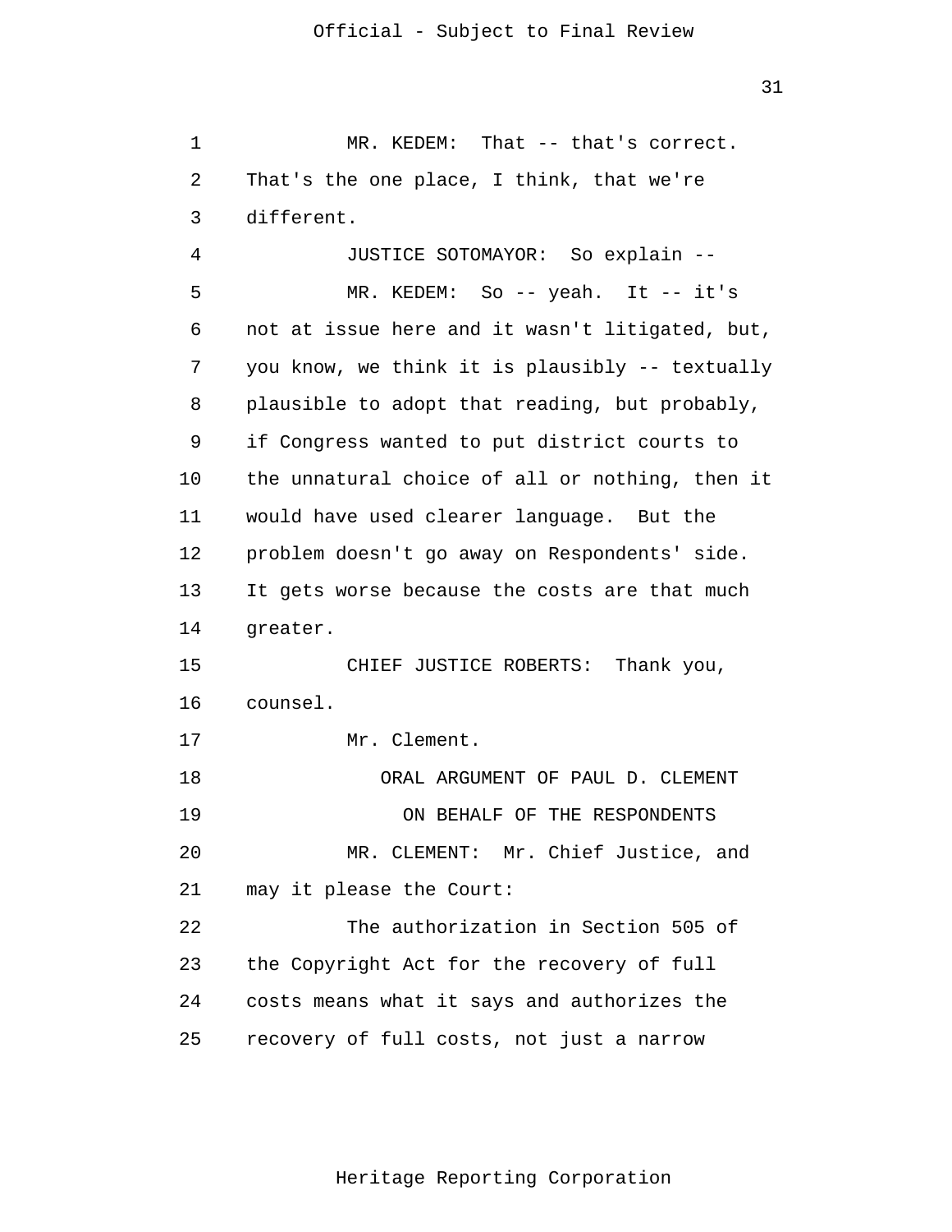MR. KEDEM: That -- that's correct. That's the one place, I think, that we're different.

JUSTICE SOTOMAYOR: So explain --

MR. KEDEM: So -- yeah. It -- it's not at issue here and it wasn't litigated, but, you know, we think it is plausibly -- textually plausible to adopt that reading, but probably, if Congress wanted to put district courts to the unnatural choice of all or nothing, then it would have used clearer language. But the problem doesn't go away on Respondents' side. It gets worse because the costs are that much greater.

CHIEF JUSTICE ROBERTS: Thank you, counsel.

Mr. Clement.

ORAL ARGUMENT OF PAUL D. CLEMENT

ON BEHALF OF THE RESPONDENTS

MR. CLEMENT: Mr. Chief Justice, and may it please the Court:

The authorization in Section 505 of the Copyright Act for the recovery of full costs means what it says and authorizes the recovery of full costs, not just a narrow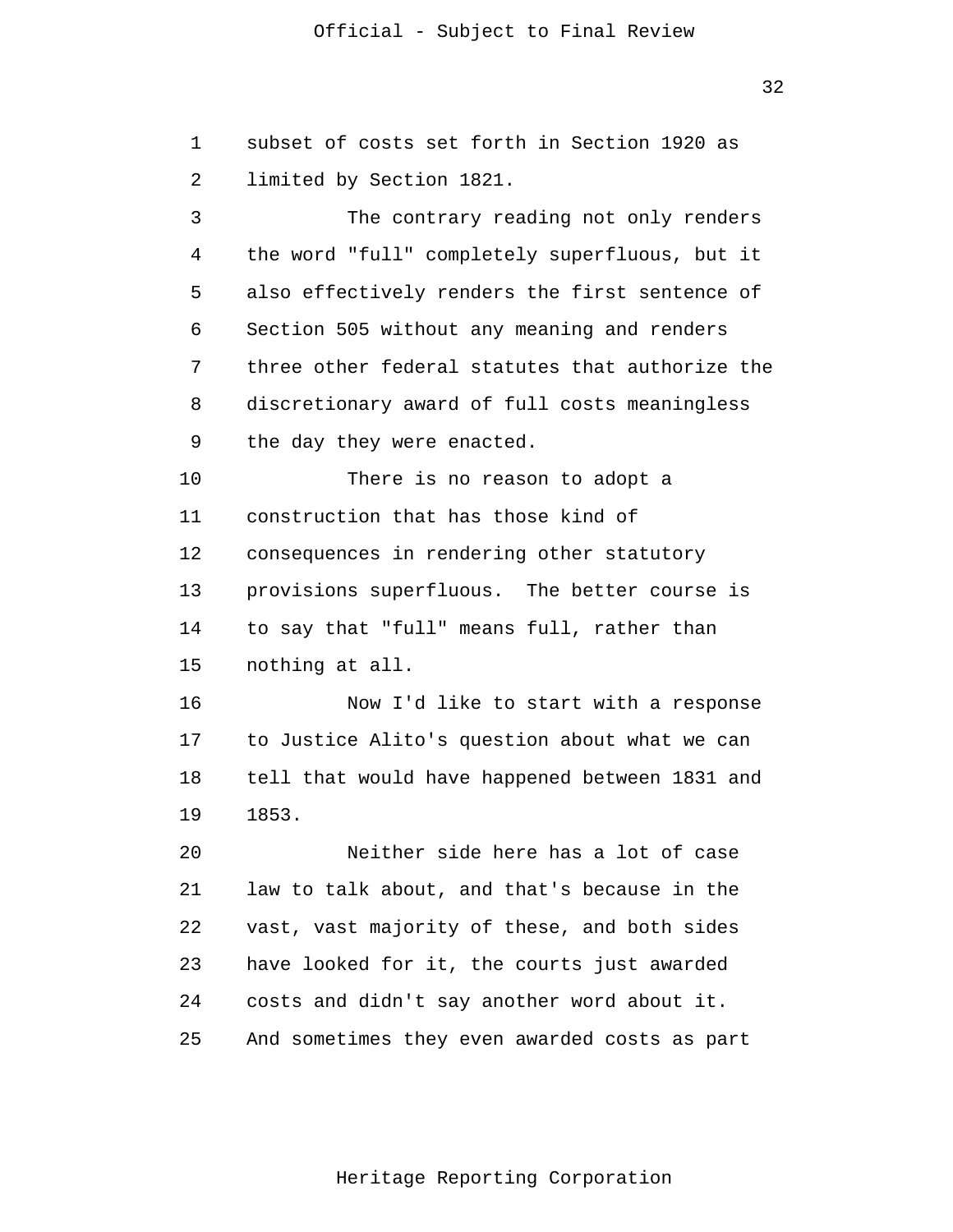subset of costs set forth in Section 1920 as limited by Section 1821.

The contrary reading not only renders the word "full" completely superfluous, but it also effectively renders the first sentence of Section 505 without any meaning and renders three other federal statutes that authorize the discretionary award of full costs meaningless the day they were enacted.

There is no reason to adopt a construction that has those kind of consequences in rendering other statutory provisions superfluous. The better course is to say that "full" means full, rather than nothing at all.

Now I'd like to start with a response to Justice Alito's question about what we can tell that would have happened between 1831 and 1853.

Neither side here has a lot of case law to talk about, and that's because in the vast, vast majority of these, and both sides have looked for it, the courts just awarded costs and didn't say another word about it. And sometimes they even awarded costs as part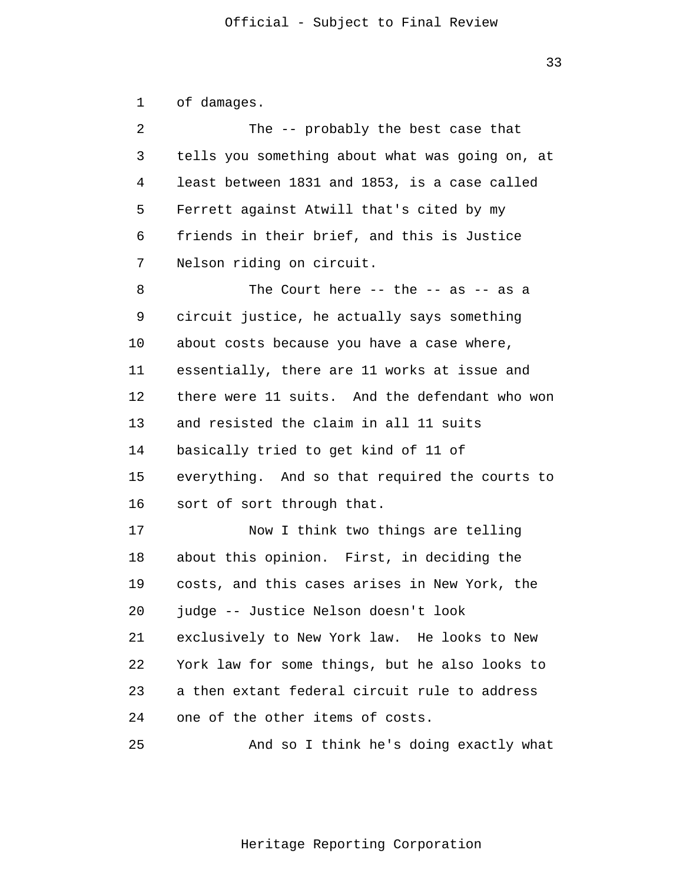of damages.

The -- probably the best case that tells you something about what was going on, at least between 1831 and 1853, is a case called Ferrett against Atwill that's cited by my friends in their brief, and this is Justice Nelson riding on circuit.

The Court here -- the -- as -- as a circuit justice, he actually says something about costs because you have a case where, essentially, there are 11 works at issue and there were 11 suits. And the defendant who won and resisted the claim in all 11 suits basically tried to get kind of 11 of everything. And so that required the courts to sort of sort through that.

Now I think two things are telling about this opinion. First, in deciding the costs, and this cases arises in New York, the judge -- Justice Nelson doesn't look exclusively to New York law. He looks to New York law for some things, but he also looks to a then extant federal circuit rule to address one of the other items of costs.

And so I think he's doing exactly what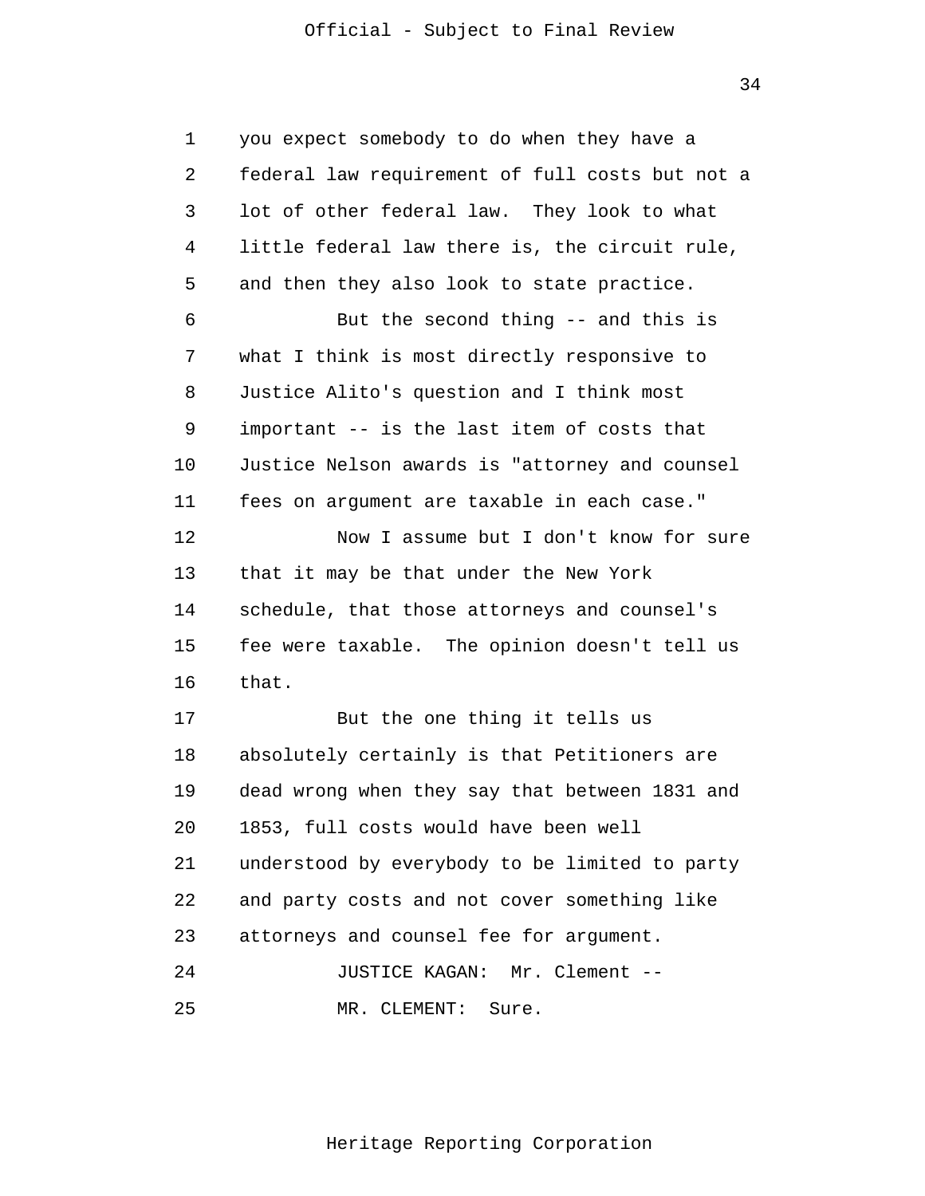you expect somebody to do when they have a federal law requirement of full costs but not a lot of other federal law. They look to what little federal law there is, the circuit rule, and then they also look to state practice.

But the second thing -- and this is what I think is most directly responsive to Justice Alito's question and I think most important -- is the last item of costs that Justice Nelson awards is "attorney and counsel fees on argument are taxable in each case."

Now I assume but I don't know for sure that it may be that under the New York schedule, that those attorneys and counsel's fee were taxable. The opinion doesn't tell us that.

But the one thing it tells us absolutely certainly is that Petitioners are dead wrong when they say that between 1831 and 1853, full costs would have been well understood by everybody to be limited to party and party costs and not cover something like attorneys and counsel fee for argument.

JUSTICE KAGAN: Mr. Clement --

MR. CLEMENT: Sure.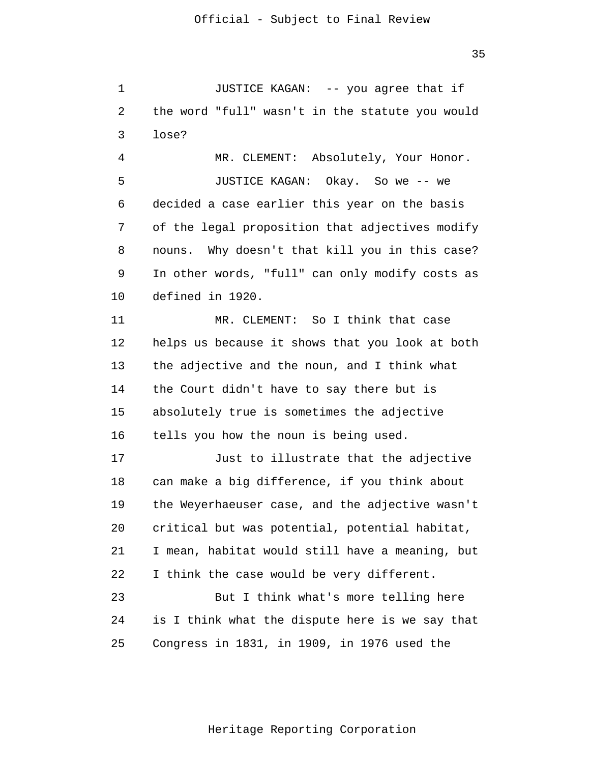JUSTICE KAGAN: -- you agree that if the word "full" wasn't in the statute you would lose?

MR. CLEMENT: Absolutely, Your Honor.

JUSTICE KAGAN: Okay. So we -- we decided a case earlier this year on the basis of the legal proposition that adjectives modify nouns. Why doesn't that kill you in this case? In other words, "full" can only modify costs as defined in 1920.

MR. CLEMENT: So I think that case helps us because it shows that you look at both the adjective and the noun, and I think what the Court didn't have to say there but is absolutely true is sometimes the adjective tells you how the noun is being used.

Just to illustrate that the adjective can make a big difference, if you think about the Weyerhaeuser case, and the adjective wasn't critical but was potential, potential habitat, I mean, habitat would still have a meaning, but I think the case would be very different.

But I think what's more telling here is I think what the dispute here is we say that Congress in 1831, in 1909, in 1976 used the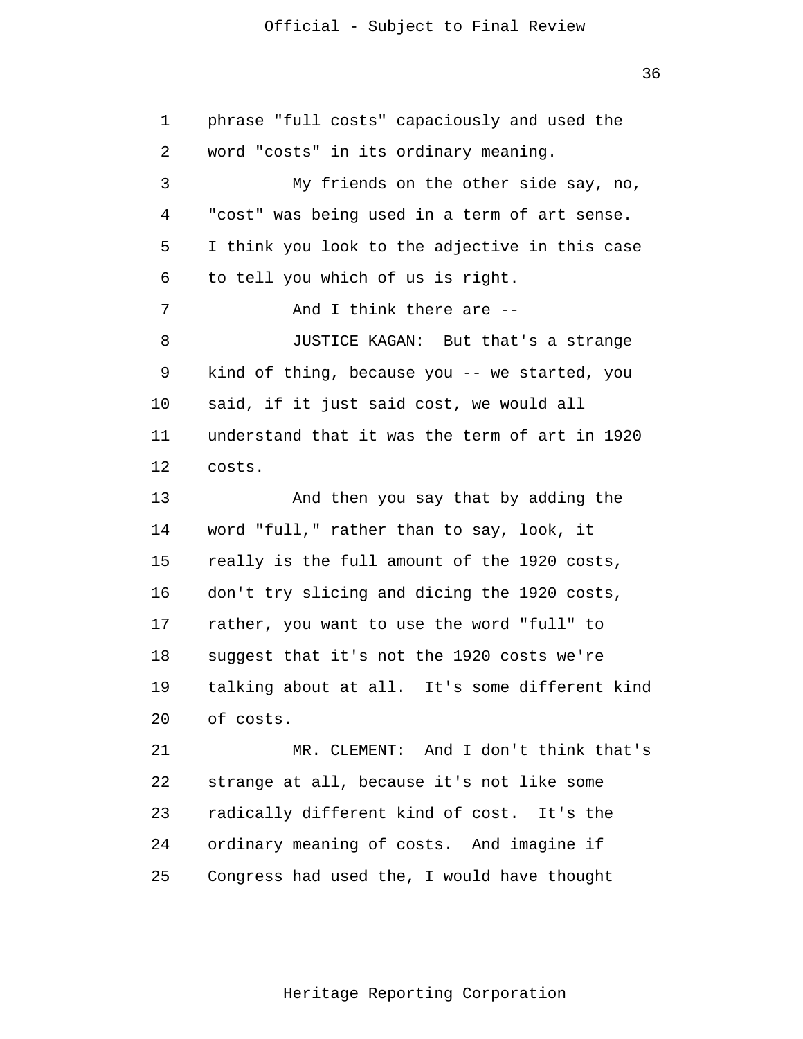phrase "full costs" capaciously and used the word "costs" in its ordinary meaning.

My friends on the other side say, no, "cost" was being used in a term of art sense. I think you look to the adjective in this case to tell you which of us is right.

And I think there are --

JUSTICE KAGAN: But that's a strange kind of thing, because you -- we started, you said, if it just said cost, we would all understand that it was the term of art in 1920 costs.

And then you say that by adding the word "full," rather than to say, look, it really is the full amount of the 1920 costs, don't try slicing and dicing the 1920 costs, rather, you want to use the word "full" to suggest that it's not the 1920 costs we're talking about at all. It's some different kind of costs.

MR. CLEMENT: And I don't think that's strange at all, because it's not like some radically different kind of cost. It's the ordinary meaning of costs. And imagine if Congress had used the, I would have thought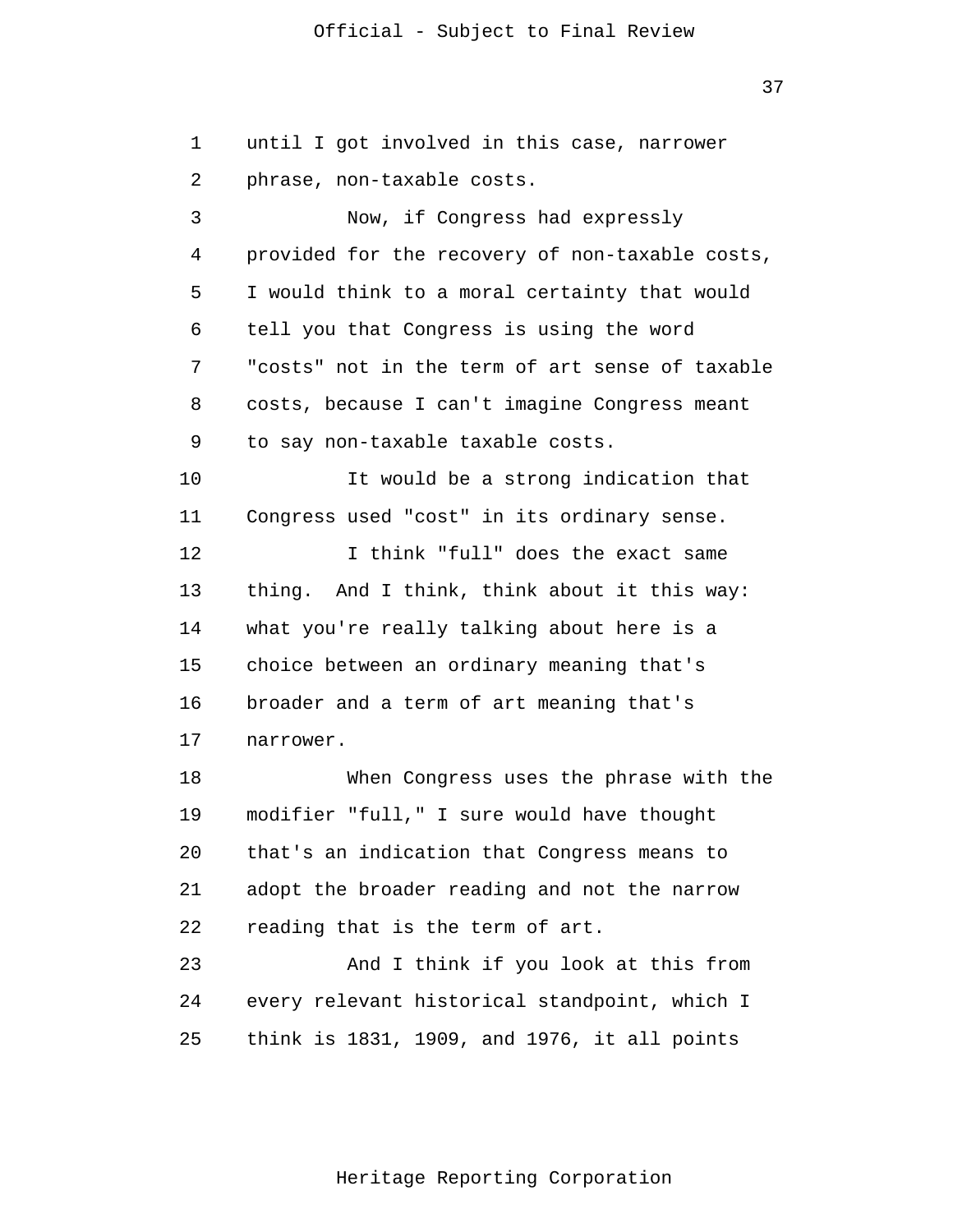until I got involved in this case, narrower phrase, non-taxable costs.

Now, if Congress had expressly provided for the recovery of non-taxable costs, I would think to a moral certainty that would tell you that Congress is using the word "costs" not in the term of art sense of taxable costs, because I can't imagine Congress meant to say non-taxable taxable costs.

It would be a strong indication that Congress used "cost" in its ordinary sense.

I think "full" does the exact same thing. And I think, think about it this way: what you're really talking about here is a choice between an ordinary meaning that's broader and a term of art meaning that's narrower.

When Congress uses the phrase with the modifier "full," I sure would have thought that's an indication that Congress means to adopt the broader reading and not the narrow reading that is the term of art.

And I think if you look at this from every relevant historical standpoint, which I think is 1831, 1909, and 1976, it all points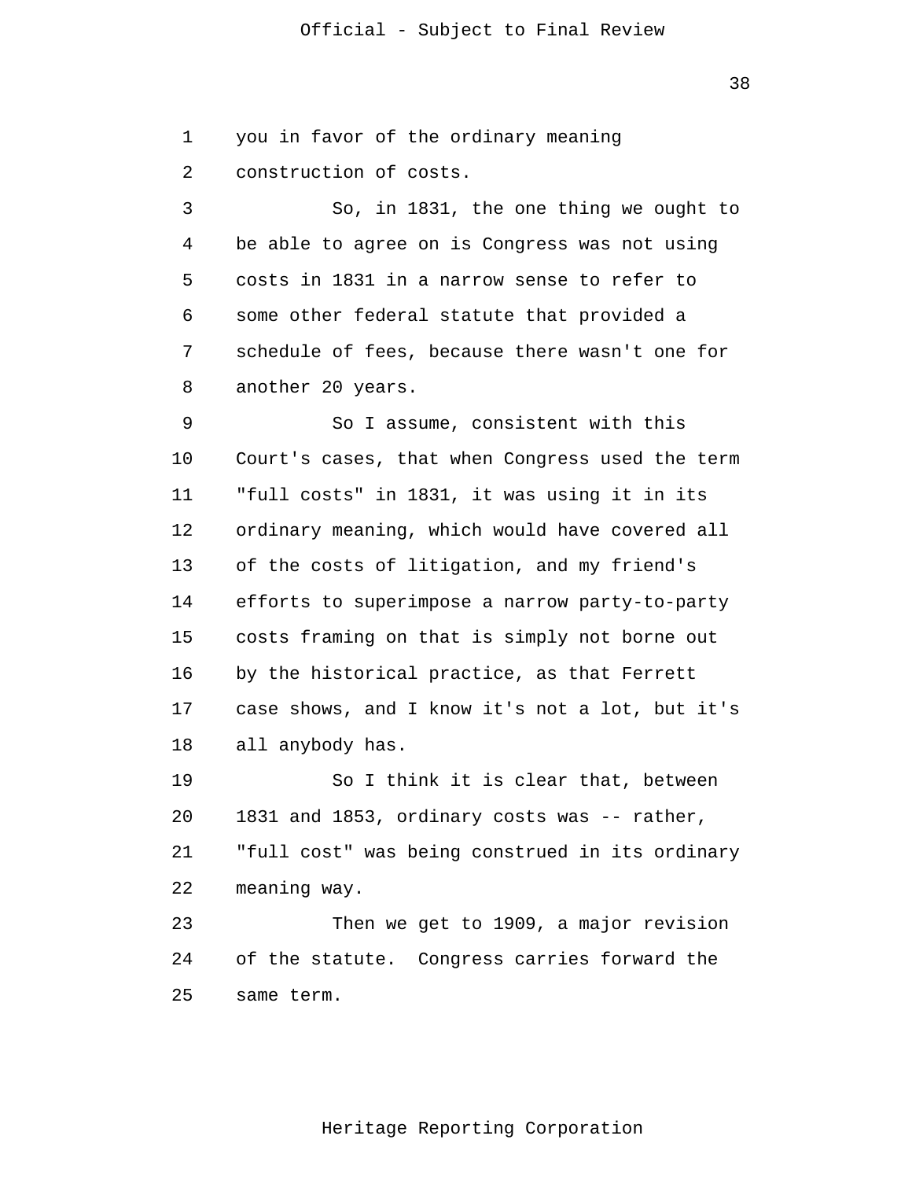you in favor of the ordinary meaning construction of costs.

So, in 1831, the one thing we ought to be able to agree on is Congress was not using costs in 1831 in a narrow sense to refer to some other federal statute that provided a schedule of fees, because there wasn't one for another 20 years.

So I assume, consistent with this Court's cases, that when Congress used the term "full costs" in 1831, it was using it in its ordinary meaning, which would have covered all of the costs of litigation, and my friend's efforts to superimpose a narrow party-to-party costs framing on that is simply not borne out by the historical practice, as that Ferrett case shows, and I know it's not a lot, but it's all anybody has.

So I think it is clear that, between 1831 and 1853, ordinary costs was -- rather, "full cost" was being construed in its ordinary meaning way.

Then we get to 1909, a major revision of the statute. Congress carries forward the same term.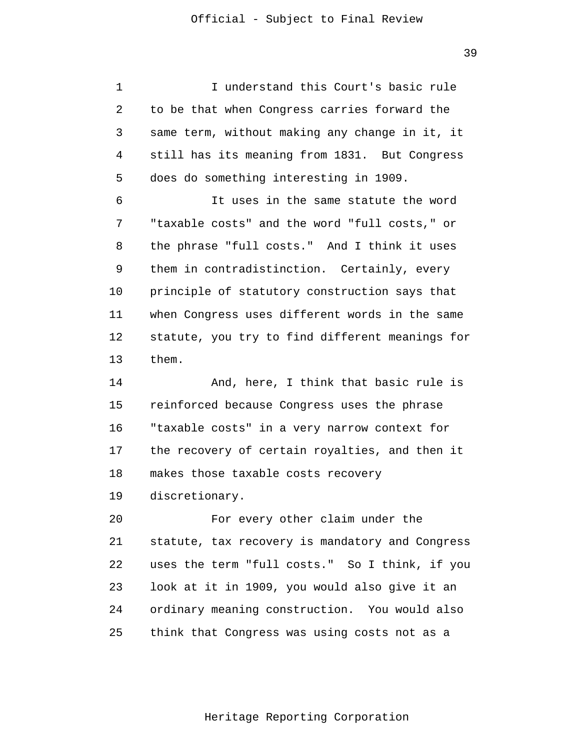I understand this Court's basic rule to be that when Congress carries forward the same term, without making any change in it, it still has its meaning from 1831. But Congress does do something interesting in 1909.

It uses in the same statute the word "taxable costs" and the word "full costs," or the phrase "full costs." And I think it uses them in contradistinction. Certainly, every principle of statutory construction says that when Congress uses different words in the same statute, you try to find different meanings for them.

And, here, I think that basic rule is reinforced because Congress uses the phrase "taxable costs" in a very narrow context for the recovery of certain royalties, and then it makes those taxable costs recovery discretionary.

For every other claim under the statute, tax recovery is mandatory and Congress uses the term "full costs." So I think, if you look at it in 1909, you would also give it an ordinary meaning construction. You would also think that Congress was using costs not as a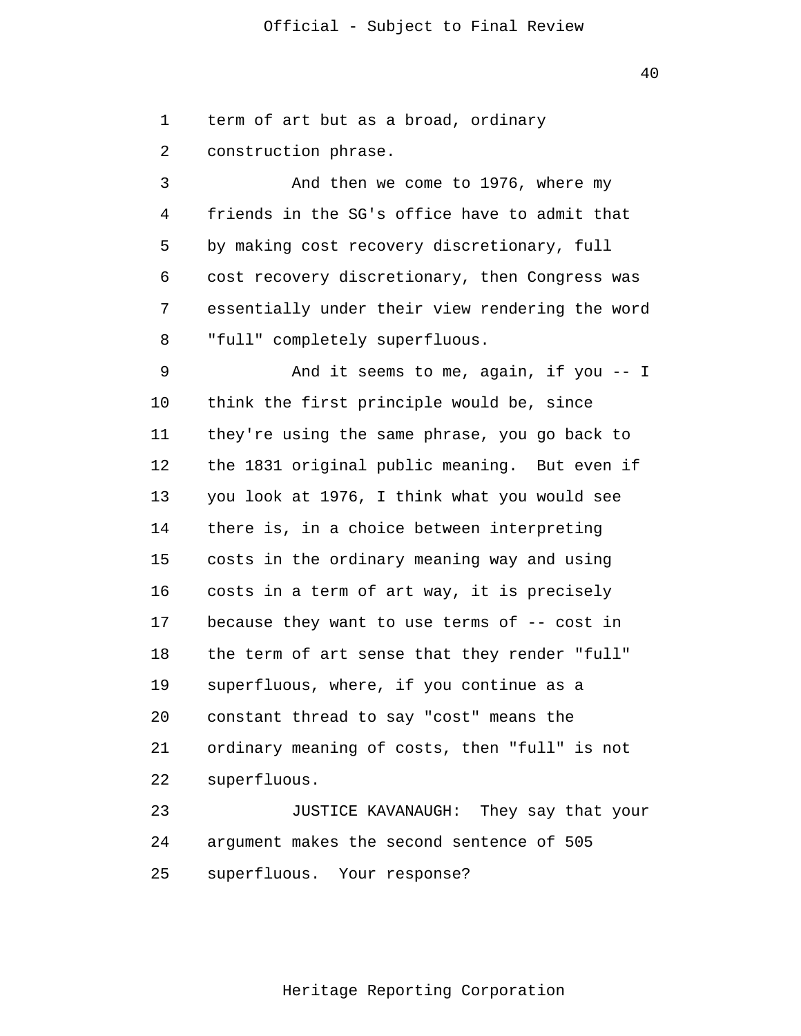term of art but as a broad, ordinary construction phrase.

And then we come to 1976, where my friends in the SG's office have to admit that by making cost recovery discretionary, full cost recovery discretionary, then Congress was essentially under their view rendering the word "full" completely superfluous.

And it seems to me, again, if you -- I think the first principle would be, since they're using the same phrase, you go back to the 1831 original public meaning. But even if you look at 1976, I think what you would see there is, in a choice between interpreting costs in the ordinary meaning way and using costs in a term of art way, it is precisely because they want to use terms of -- cost in the term of art sense that they render "full" superfluous, where, if you continue as a constant thread to say "cost" means the ordinary meaning of costs, then "full" is not superfluous.

JUSTICE KAVANAUGH: They say that your argument makes the second sentence of 505 superfluous. Your response?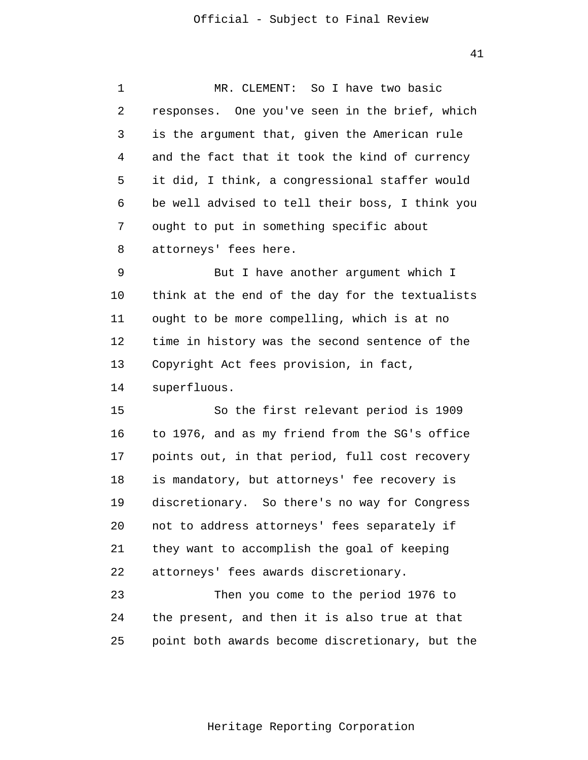MR. CLEMENT: So I have two basic responses. One you've seen in the brief, which is the argument that, given the American rule and the fact that it took the kind of currency it did, I think, a congressional staffer would be well advised to tell their boss, I think you ought to put in something specific about attorneys' fees here.

But I have another argument which I think at the end of the day for the textualists ought to be more compelling, which is at no time in history was the second sentence of the Copyright Act fees provision, in fact, superfluous.

So the first relevant period is 1909 to 1976, and as my friend from the SG's office points out, in that period, full cost recovery is mandatory, but attorneys' fee recovery is discretionary. So there's no way for Congress not to address attorneys' fees separately if they want to accomplish the goal of keeping attorneys' fees awards discretionary.

Then you come to the period 1976 to the present, and then it is also true at that point both awards become discretionary, but the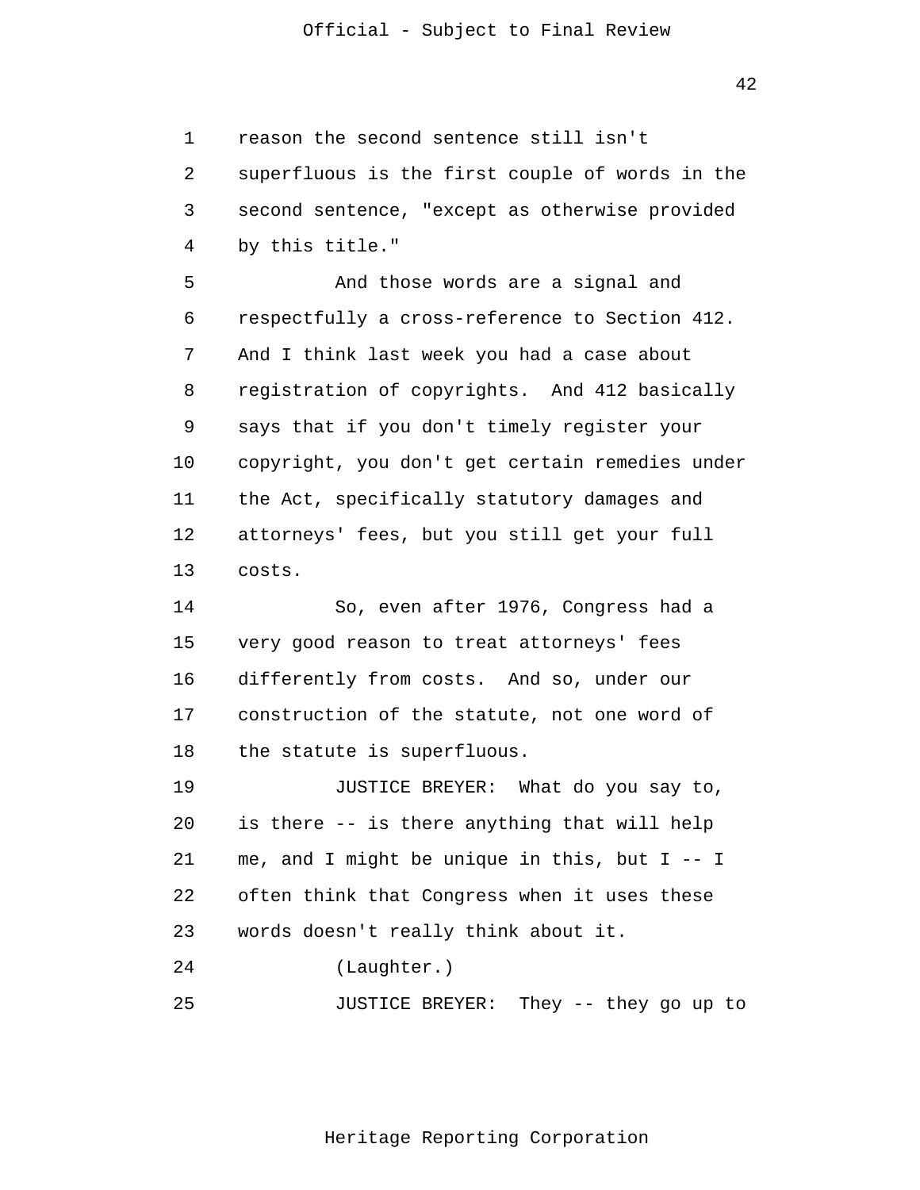1 reason the second sentence still isn't
2 superfluous is the first couple of words in the
3 second sentence, "except as otherwise provided
4 by this title."

5 And those words are a signal and
6 respectfully a cross-reference to Section 412.
7 And I think last week you had a case about
8 registration of copyrights. And 412 basically
9 says that if you don't timely register your
10 copyright, you don't get certain remedies under
11 the Act, specifically statutory damages and
12 attorneys' fees, but you still get your full
13 costs.

14 So, even after 1976, Congress had a
15 very good reason to treat attorneys' fees
16 differently from costs. And so, under our
17 construction of the statute, not one word of
18 the statute is superfluous.

19 JUSTICE BREYER: What do you say to,
20 is there -- is there anything that will help
21 me, and I might be unique in this, but I -- I
22 often think that Congress when it uses these
23 words doesn't really think about it.

24 (Laughter.)

25 JUSTICE BREYER: They -- they go up to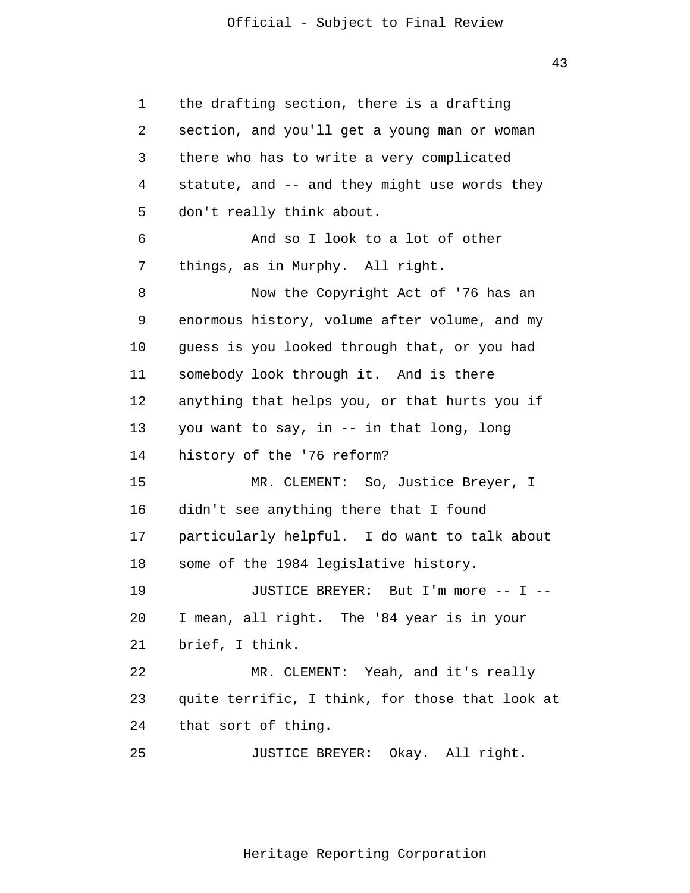the drafting section, there is a drafting section, and you'll get a young man or woman there who has to write a very complicated statute, and -- and they might use words they don't really think about.

And so I look to a lot of other things, as in Murphy. All right.

Now the Copyright Act of '76 has an enormous history, volume after volume, and my guess is you looked through that, or you had somebody look through it. And is there anything that helps you, or that hurts you if you want to say, in -- in that long, long history of the '76 reform?

MR. CLEMENT: So, Justice Breyer, I didn't see anything there that I found particularly helpful. I do want to talk about some of the 1984 legislative history.

JUSTICE BREYER: But I'm more -- I -- I mean, all right. The '84 year is in your brief, I think.

MR. CLEMENT: Yeah, and it's really quite terrific, I think, for those that look at that sort of thing.

JUSTICE BREYER: Okay. All right.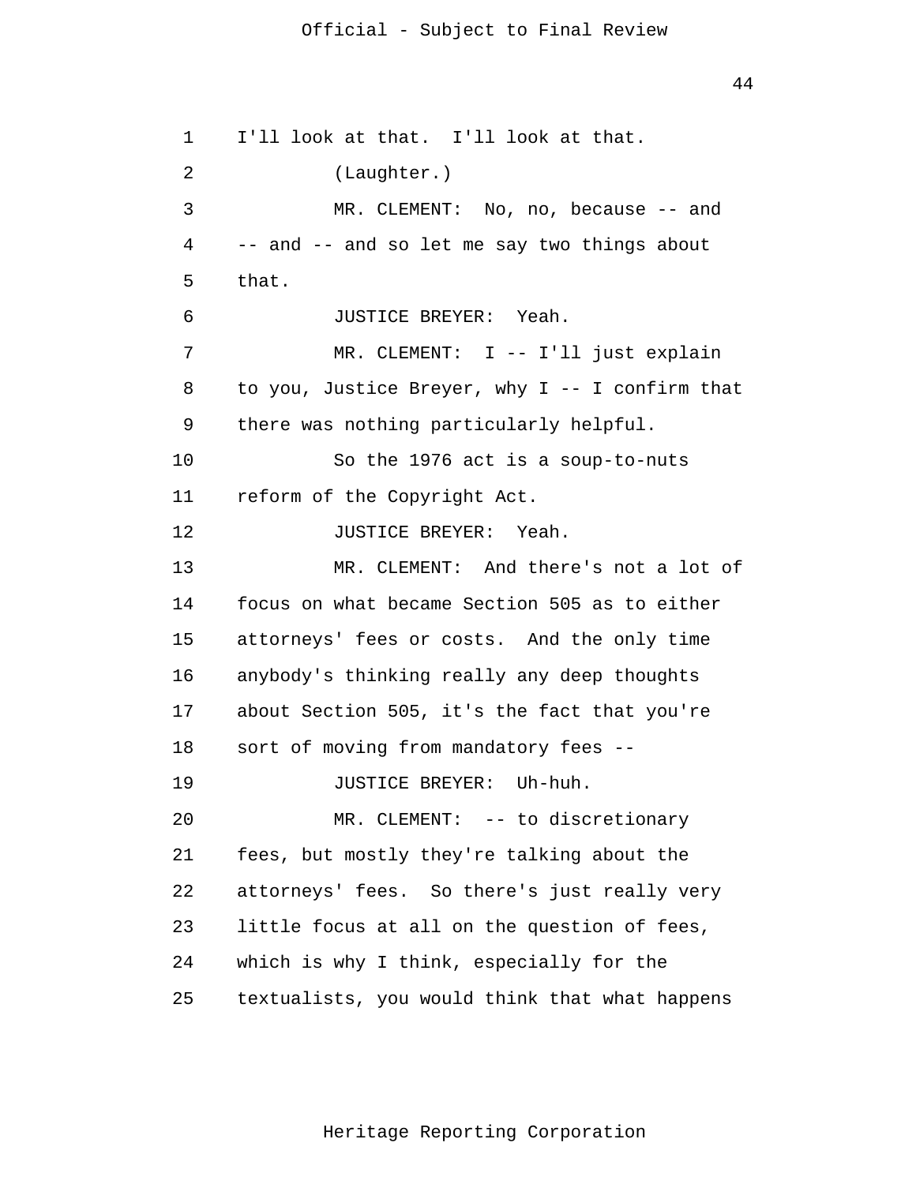I'll look at that. I'll look at that.

(Laughter.)

MR. CLEMENT: No, no, because -- and -- and -- and so let me say two things about that.

JUSTICE BREYER: Yeah.

MR. CLEMENT: I -- I'll just explain to you, Justice Breyer, why I -- I confirm that there was nothing particularly helpful.

So the 1976 act is a soup-to-nuts reform of the Copyright Act.

JUSTICE BREYER: Yeah.

MR. CLEMENT: And there's not a lot of focus on what became Section 505 as to either attorneys' fees or costs. And the only time anybody's thinking really any deep thoughts about Section 505, it's the fact that you're sort of moving from mandatory fees --

JUSTICE BREYER: Uh-huh.

MR. CLEMENT: -- to discretionary fees, but mostly they're talking about the attorneys' fees. So there's just really very little focus at all on the question of fees, which is why I think, especially for the textualists, you would think that what happens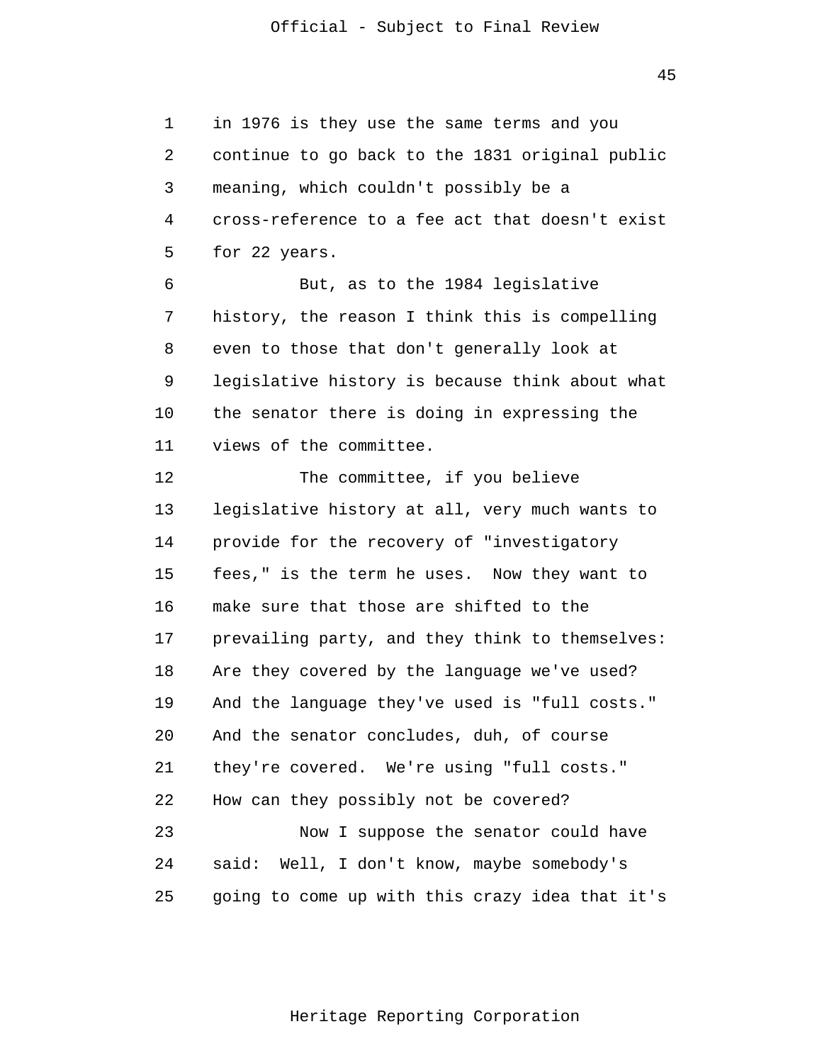in 1976 is they use the same terms and you continue to go back to the 1831 original public meaning, which couldn't possibly be a cross-reference to a fee act that doesn't exist for 22 years.

But, as to the 1984 legislative history, the reason I think this is compelling even to those that don't generally look at legislative history is because think about what the senator there is doing in expressing the views of the committee.

The committee, if you believe legislative history at all, very much wants to provide for the recovery of "investigatory fees," is the term he uses. Now they want to make sure that those are shifted to the prevailing party, and they think to themselves: Are they covered by the language we've used? And the language they've used is "full costs." And the senator concludes, duh, of course they're covered. We're using "full costs." How can they possibly not be covered?

Now I suppose the senator could have said: Well, I don't know, maybe somebody's going to come up with this crazy idea that it's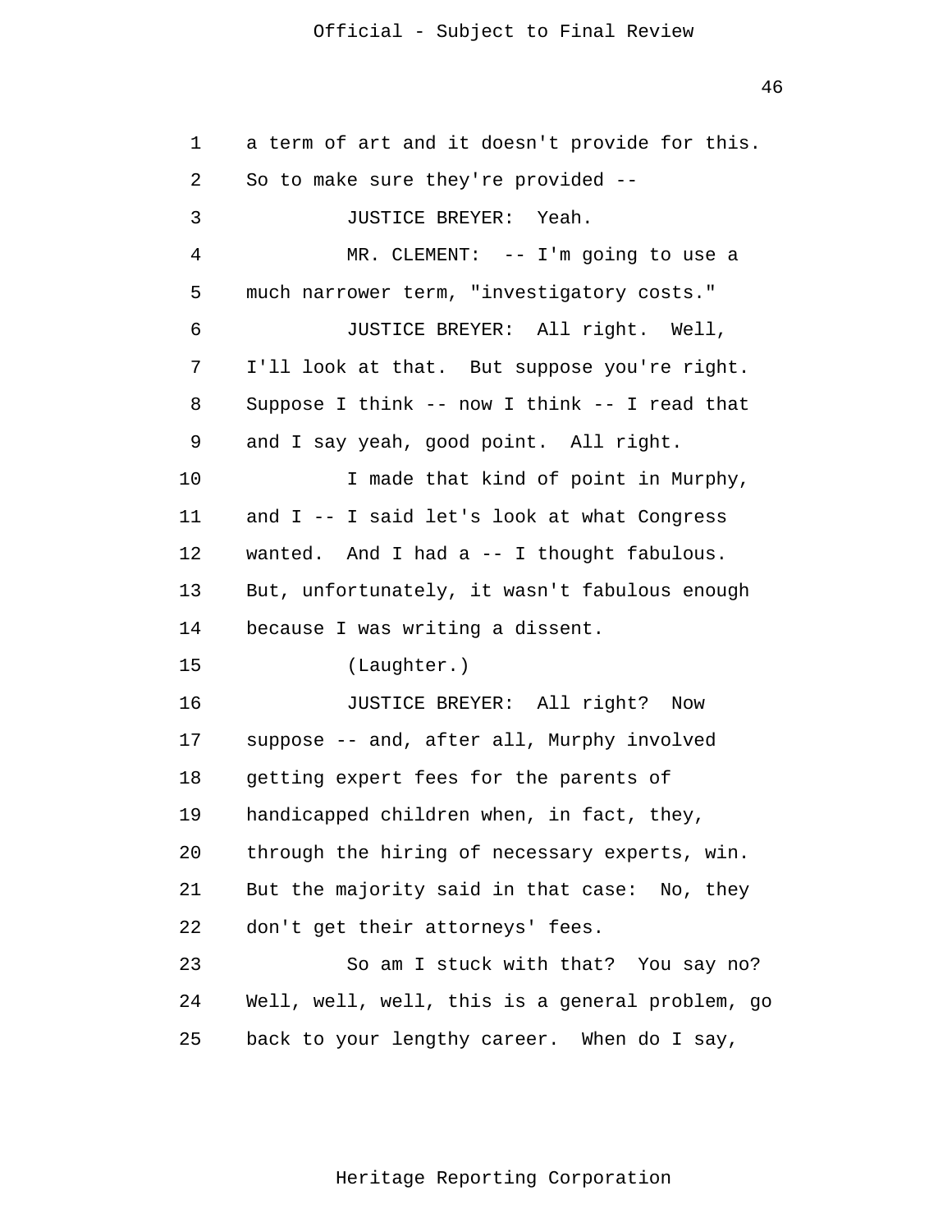1 a term of art and it doesn't provide for this.

2 So to make sure they're provided --

3 JUSTICE BREYER: Yeah.

4 MR. CLEMENT: -- I'm going to use a

5 much narrower term, "investigatory costs."

6 JUSTICE BREYER: All right. Well,

7 I'll look at that. But suppose you're right.

8 Suppose I think -- now I think -- I read that

9 and I say yeah, good point. All right.

10 I made that kind of point in Murphy,

11 and I -- I said let's look at what Congress

12 wanted. And I had a -- I thought fabulous.

13 But, unfortunately, it wasn't fabulous enough

14 because I was writing a dissent.

15 (Laughter.)

16 JUSTICE BREYER: All right? Now

17 suppose -- and, after all, Murphy involved

18 getting expert fees for the parents of

19 handicapped children when, in fact, they,

20 through the hiring of necessary experts, win.

21 But the majority said in that case: No, they

22 don't get their attorneys' fees.

23 So am I stuck with that? You say no?

24 Well, well, well, this is a general problem, go

25 back to your lengthy career. When do I say,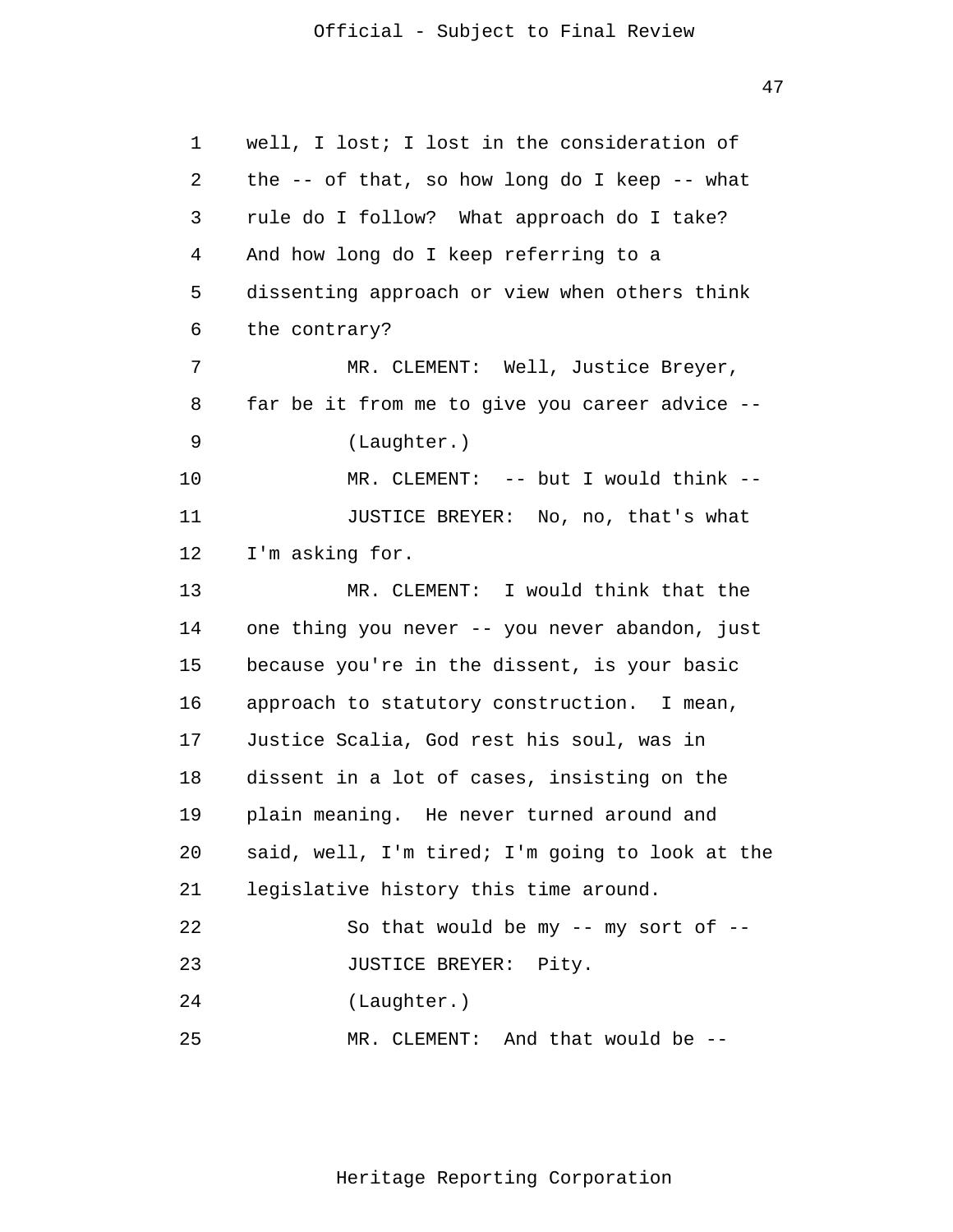well, I lost; I lost in the consideration of the -- of that, so how long do I keep -- what rule do I follow? What approach do I take? And how long do I keep referring to a dissenting approach or view when others think the contrary?

MR. CLEMENT: Well, Justice Breyer, far be it from me to give you career advice --

(Laughter.)

MR. CLEMENT: -- but I would think --

JUSTICE BREYER: No, no, that's what I'm asking for.

MR. CLEMENT: I would think that the one thing you never -- you never abandon, just because you're in the dissent, is your basic approach to statutory construction. I mean, Justice Scalia, God rest his soul, was in dissent in a lot of cases, insisting on the plain meaning. He never turned around and said, well, I'm tired; I'm going to look at the legislative history this time around.

So that would be my -- my sort of --

JUSTICE BREYER: Pity.

(Laughter.)

MR. CLEMENT: And that would be --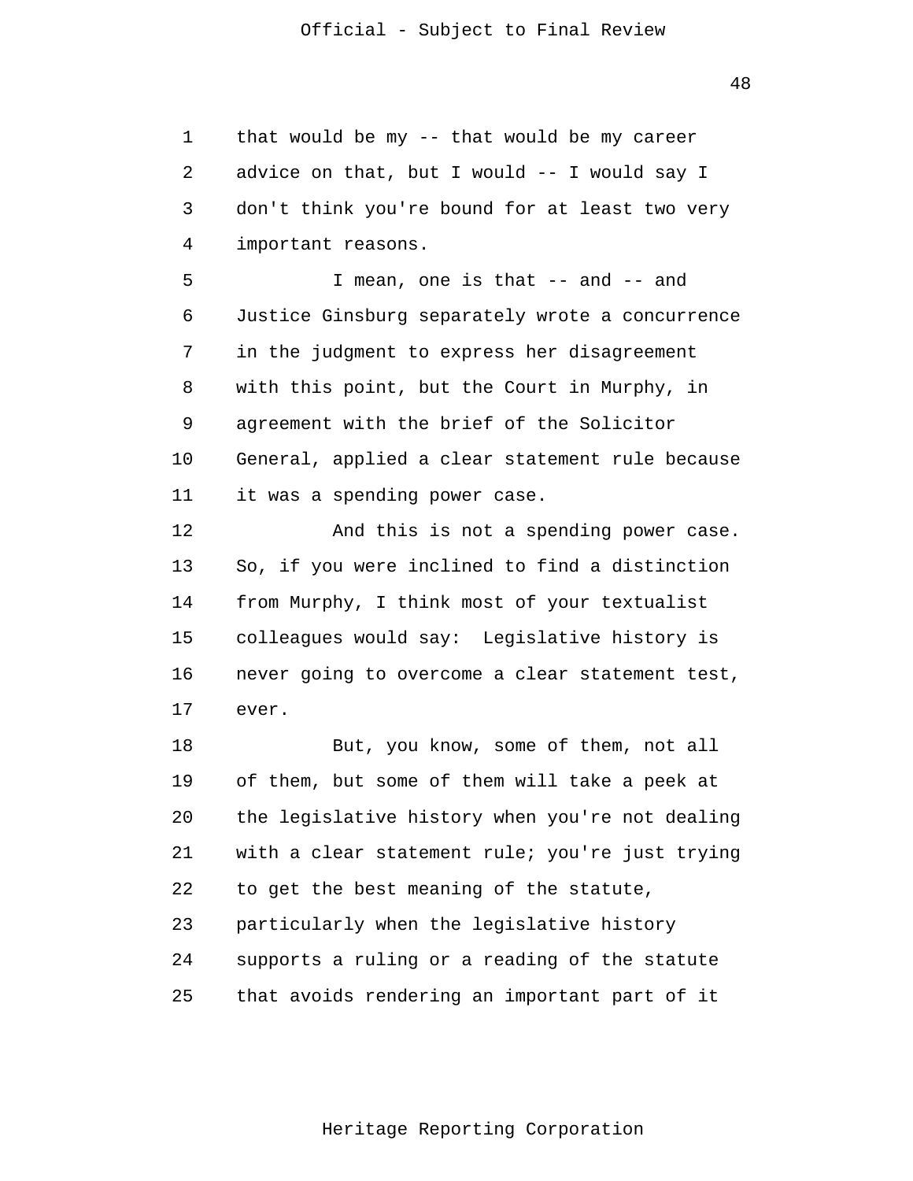that would be my -- that would be my career advice on that, but I would -- I would say I don't think you're bound for at least two very important reasons.

I mean, one is that -- and -- and Justice Ginsburg separately wrote a concurrence in the judgment to express her disagreement with this point, but the Court in Murphy, in agreement with the brief of the Solicitor General, applied a clear statement rule because it was a spending power case.

And this is not a spending power case. So, if you were inclined to find a distinction from Murphy, I think most of your textualist colleagues would say: Legislative history is never going to overcome a clear statement test, ever.

But, you know, some of them, not all of them, but some of them will take a peek at the legislative history when you're not dealing with a clear statement rule; you're just trying to get the best meaning of the statute, particularly when the legislative history supports a ruling or a reading of the statute that avoids rendering an important part of it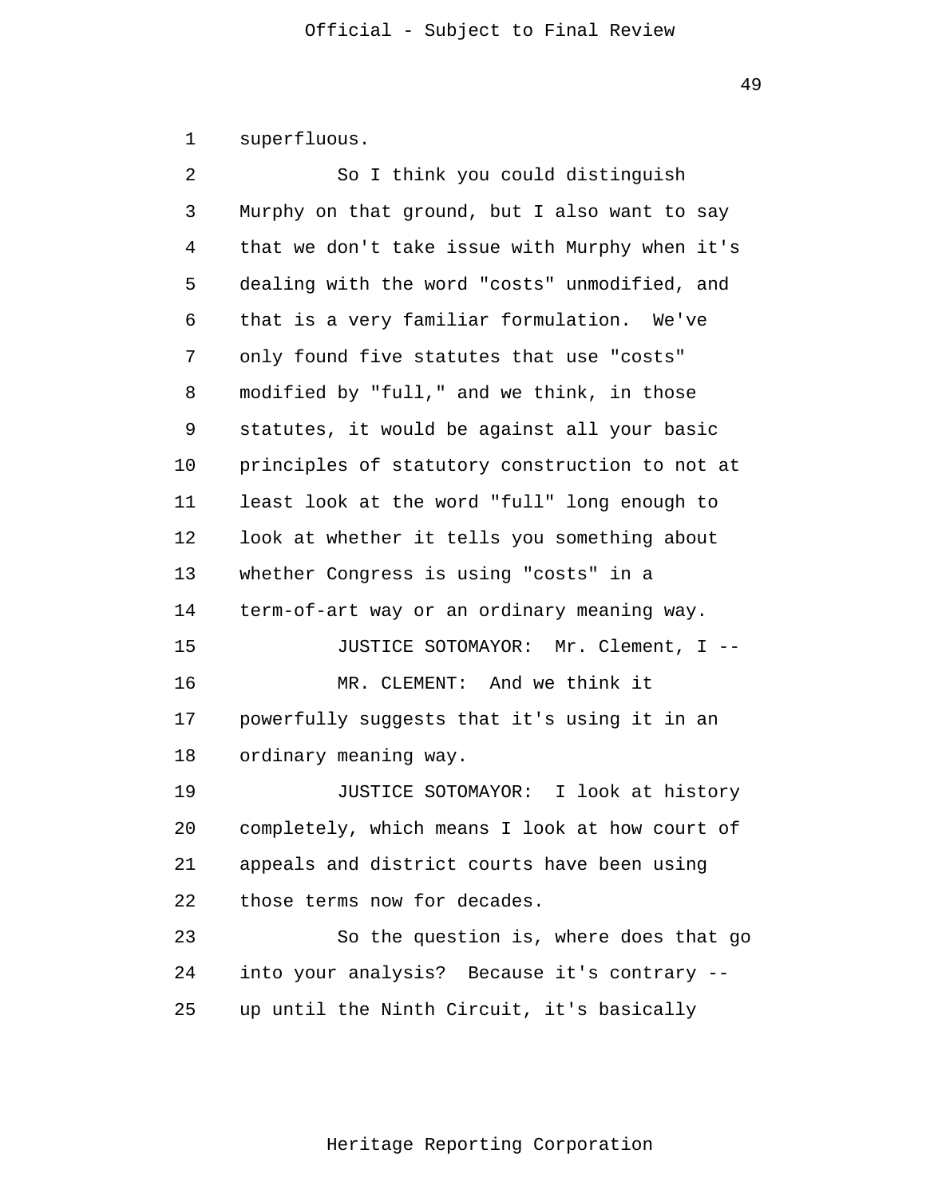superfluous.

So I think you could distinguish Murphy on that ground, but I also want to say that we don't take issue with Murphy when it's dealing with the word "costs" unmodified, and that is a very familiar formulation. We've only found five statutes that use "costs" modified by "full," and we think, in those statutes, it would be against all your basic principles of statutory construction to not at least look at the word "full" long enough to look at whether it tells you something about whether Congress is using "costs" in a term-of-art way or an ordinary meaning way.

JUSTICE SOTOMAYOR: Mr. Clement, I --

MR. CLEMENT: And we think it powerfully suggests that it's using it in an ordinary meaning way.

JUSTICE SOTOMAYOR: I look at history completely, which means I look at how court of appeals and district courts have been using those terms now for decades.

So the question is, where does that go into your analysis? Because it's contrary -- up until the Ninth Circuit, it's basically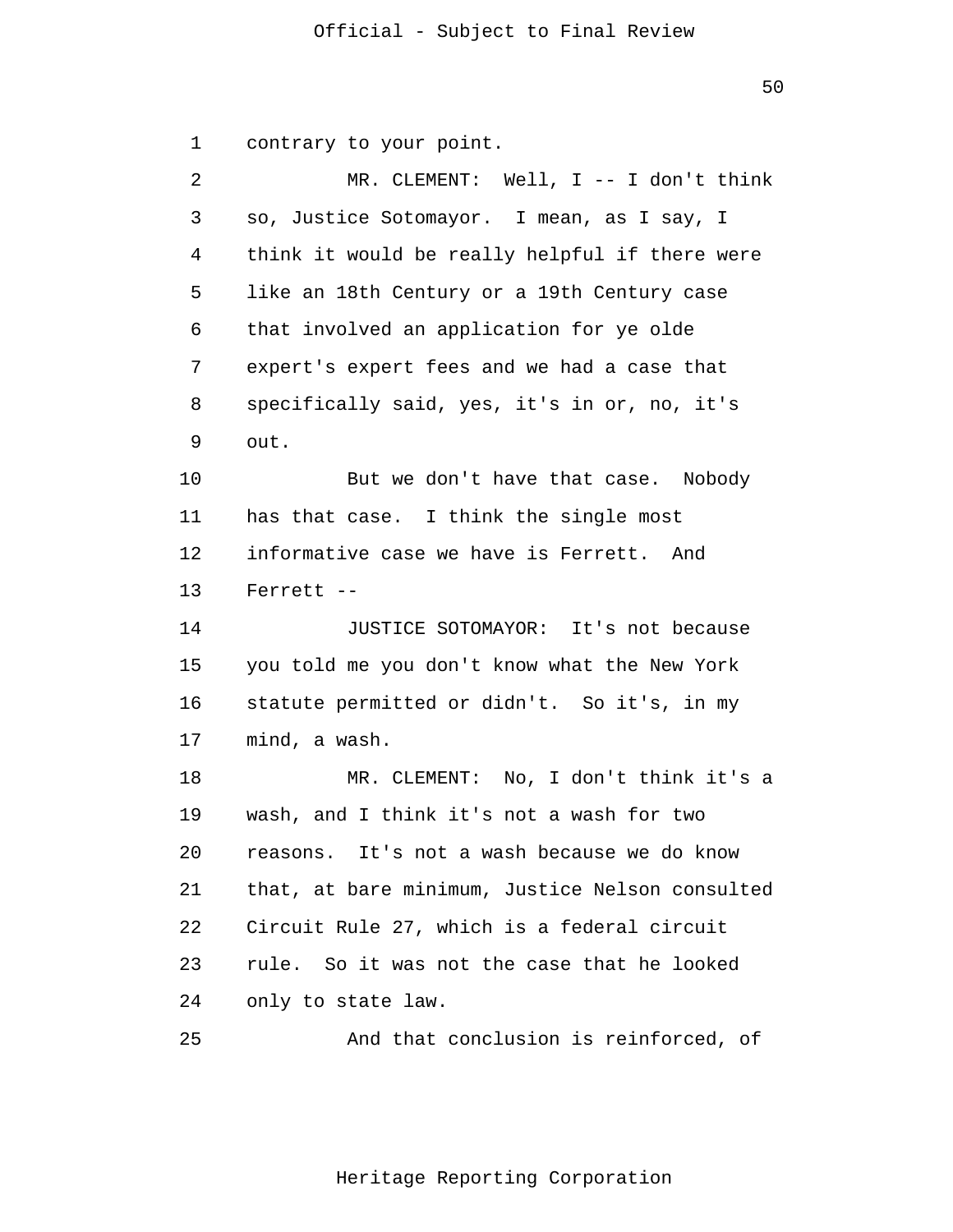contrary to your point.

MR. CLEMENT: Well, I -- I don't think so, Justice Sotomayor. I mean, as I say, I think it would be really helpful if there were like an 18th Century or a 19th Century case that involved an application for ye olde expert's expert fees and we had a case that specifically said, yes, it's in or, no, it's out.

But we don't have that case. Nobody has that case. I think the single most informative case we have is Ferrett. And Ferrett --

JUSTICE SOTOMAYOR: It's not because you told me you don't know what the New York statute permitted or didn't. So it's, in my mind, a wash.

MR. CLEMENT: No, I don't think it's a wash, and I think it's not a wash for two reasons. It's not a wash because we do know that, at bare minimum, Justice Nelson consulted Circuit Rule 27, which is a federal circuit rule. So it was not the case that he looked only to state law.

And that conclusion is reinforced, of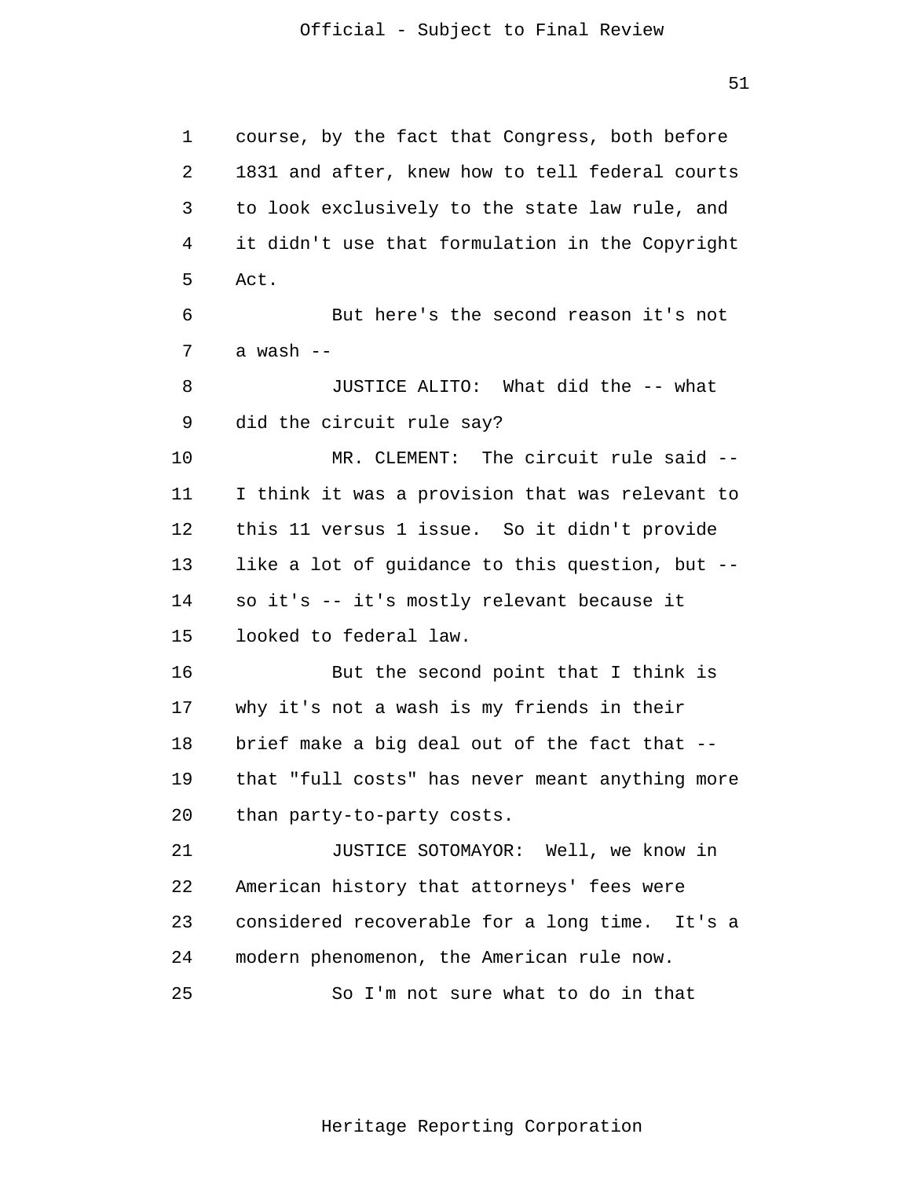course, by the fact that Congress, both before 1831 and after, knew how to tell federal courts to look exclusively to the state law rule, and it didn't use that formulation in the Copyright Act.

But here's the second reason it's not a wash --

JUSTICE ALITO: What did the -- what did the circuit rule say?

MR. CLEMENT: The circuit rule said -- I think it was a provision that was relevant to this 11 versus 1 issue. So it didn't provide like a lot of guidance to this question, but -- so it's -- it's mostly relevant because it looked to federal law.

But the second point that I think is why it's not a wash is my friends in their brief make a big deal out of the fact that -- that "full costs" has never meant anything more than party-to-party costs.

JUSTICE SOTOMAYOR: Well, we know in American history that attorneys' fees were considered recoverable for a long time. It's a modern phenomenon, the American rule now.

So I'm not sure what to do in that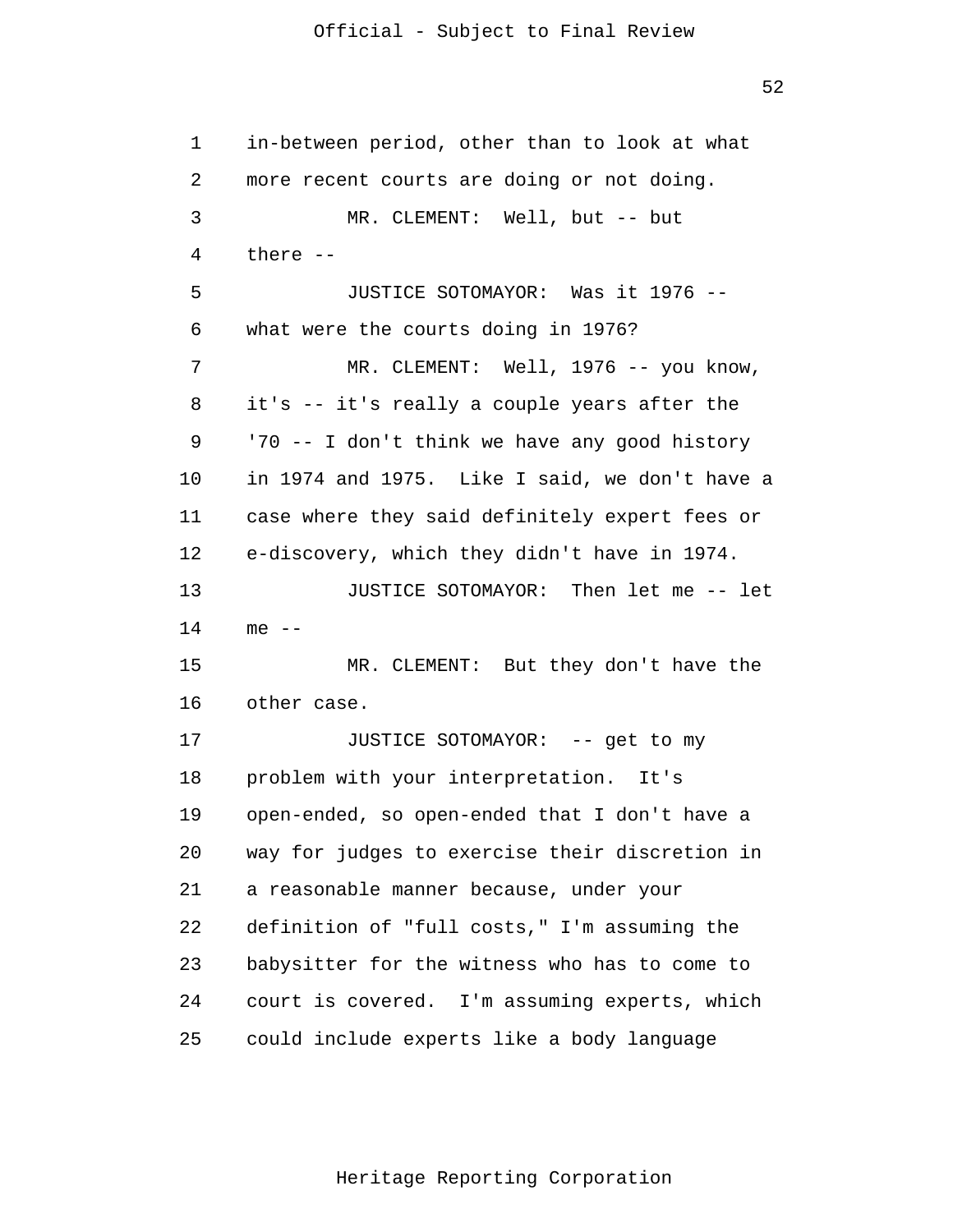in-between period, other than to look at what more recent courts are doing or not doing.

MR. CLEMENT: Well, but -- but there --

JUSTICE SOTOMAYOR: Was it 1976 -- what were the courts doing in 1976?

MR. CLEMENT: Well, 1976 -- you know, it's -- it's really a couple years after the '70 -- I don't think we have any good history in 1974 and 1975. Like I said, we don't have a case where they said definitely expert fees or e-discovery, which they didn't have in 1974.

JUSTICE SOTOMAYOR: Then let me -- let me --

MR. CLEMENT: But they don't have the other case.

JUSTICE SOTOMAYOR: -- get to my problem with your interpretation. It's open-ended, so open-ended that I don't have a way for judges to exercise their discretion in a reasonable manner because, under your definition of "full costs," I'm assuming the babysitter for the witness who has to come to court is covered. I'm assuming experts, which could include experts like a body language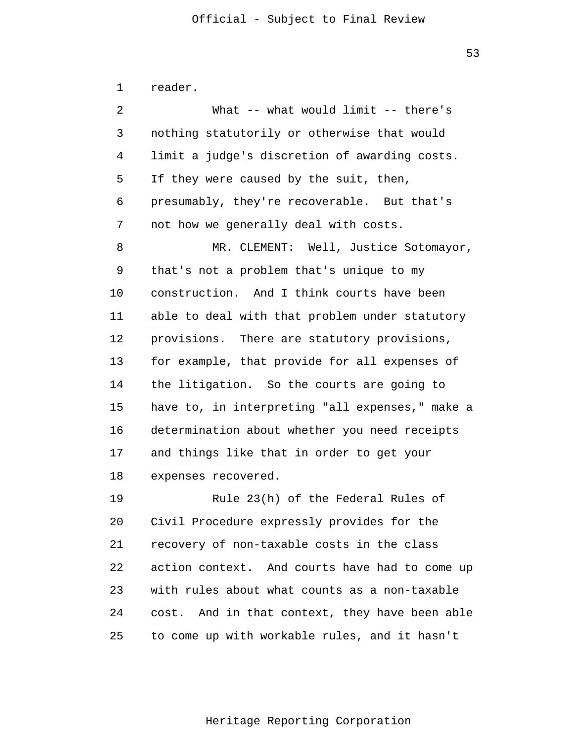reader.

What -- what would limit -- there's nothing statutorily or otherwise that would limit a judge's discretion of awarding costs. If they were caused by the suit, then, presumably, they're recoverable. But that's not how we generally deal with costs.

MR. CLEMENT: Well, Justice Sotomayor, that's not a problem that's unique to my construction. And I think courts have been able to deal with that problem under statutory provisions. There are statutory provisions, for example, that provide for all expenses of the litigation. So the courts are going to have to, in interpreting "all expenses," make a determination about whether you need receipts and things like that in order to get your expenses recovered.

Rule 23(h) of the Federal Rules of Civil Procedure expressly provides for the recovery of non-taxable costs in the class action context. And courts have had to come up with rules about what counts as a non-taxable cost. And in that context, they have been able to come up with workable rules, and it hasn't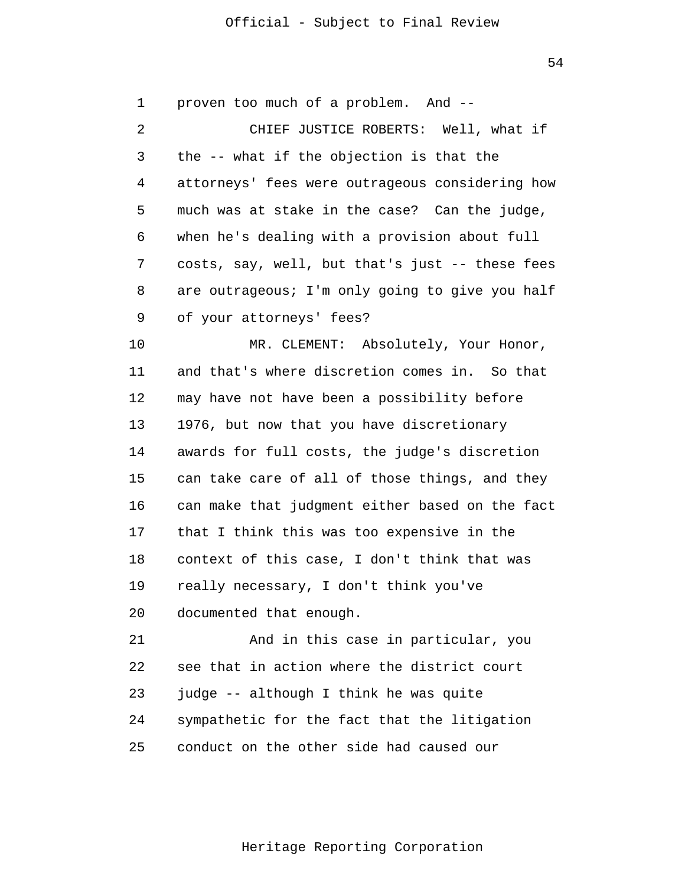proven too much of a problem. And --

CHIEF JUSTICE ROBERTS: Well, what if the -- what if the objection is that the attorneys' fees were outrageous considering how much was at stake in the case? Can the judge, when he's dealing with a provision about full costs, say, well, but that's just -- these fees are outrageous; I'm only going to give you half of your attorneys' fees?

MR. CLEMENT: Absolutely, Your Honor, and that's where discretion comes in. So that may have not have been a possibility before 1976, but now that you have discretionary awards for full costs, the judge's discretion can take care of all of those things, and they can make that judgment either based on the fact that I think this was too expensive in the context of this case, I don't think that was really necessary, I don't think you've documented that enough.

And in this case in particular, you see that in action where the district court judge -- although I think he was quite sympathetic for the fact that the litigation conduct on the other side had caused our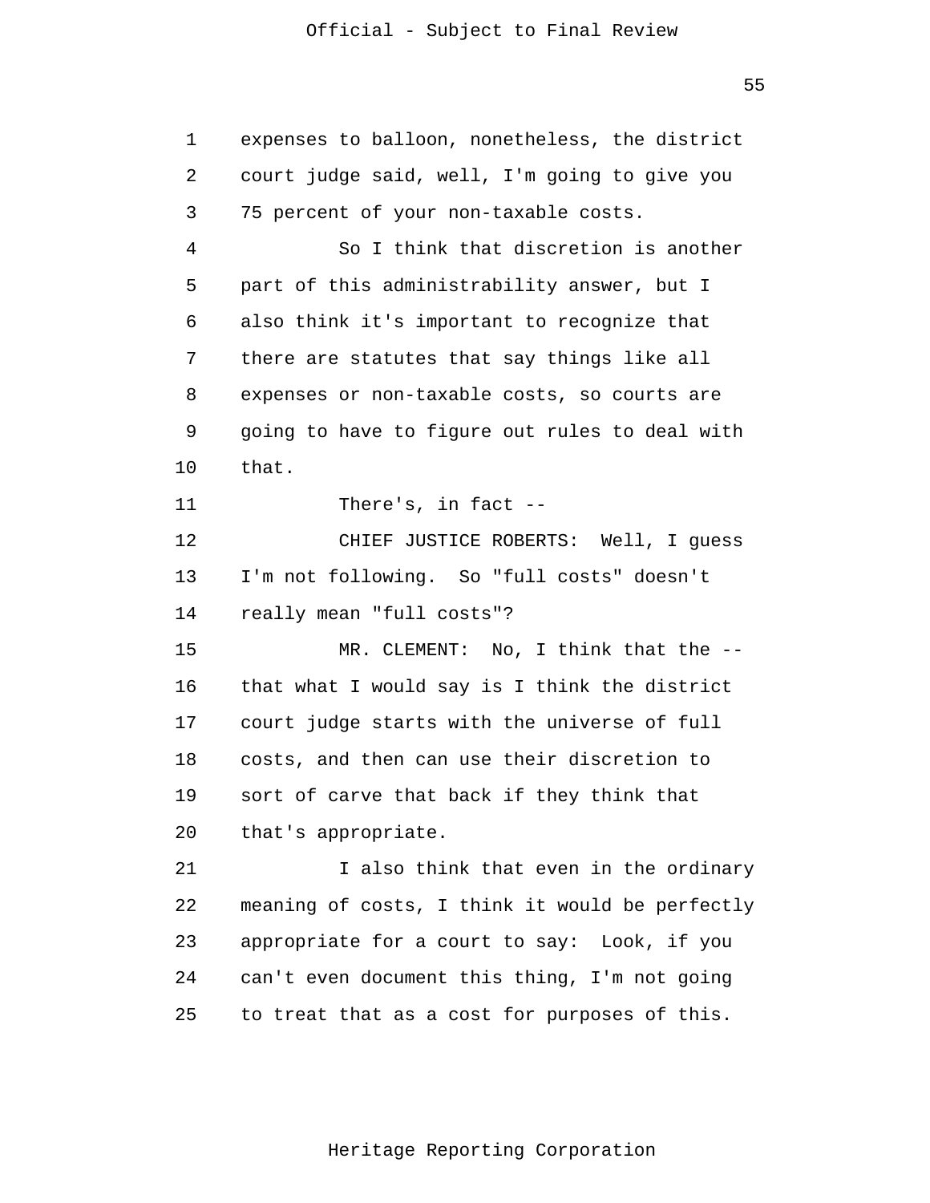expenses to balloon, nonetheless, the district court judge said, well, I'm going to give you 75 percent of your non-taxable costs.

So I think that discretion is another part of this administrability answer, but I also think it's important to recognize that there are statutes that say things like all expenses or non-taxable costs, so courts are going to have to figure out rules to deal with that.

There's, in fact --

CHIEF JUSTICE ROBERTS: Well, I guess I'm not following. So "full costs" doesn't really mean "full costs"?

MR. CLEMENT: No, I think that the -- that what I would say is I think the district court judge starts with the universe of full costs, and then can use their discretion to sort of carve that back if they think that that's appropriate.

I also think that even in the ordinary meaning of costs, I think it would be perfectly appropriate for a court to say: Look, if you can't even document this thing, I'm not going to treat that as a cost for purposes of this.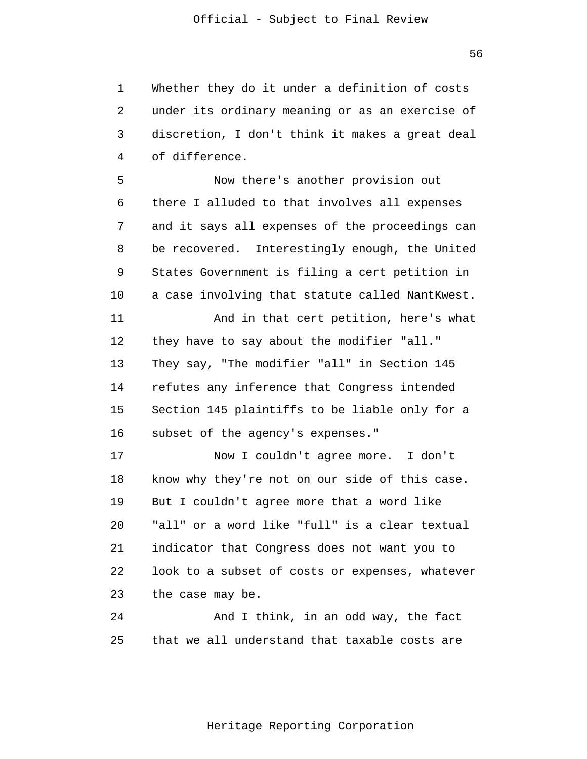Whether they do it under a definition of costs under its ordinary meaning or as an exercise of discretion, I don't think it makes a great deal of difference.

Now there's another provision out there I alluded to that involves all expenses and it says all expenses of the proceedings can be recovered. Interestingly enough, the United States Government is filing a cert petition in a case involving that statute called NantKwest.

And in that cert petition, here's what they have to say about the modifier "all." They say, "The modifier "all" in Section 145 refutes any inference that Congress intended Section 145 plaintiffs to be liable only for a subset of the agency's expenses."

Now I couldn't agree more. I don't know why they're not on our side of this case. But I couldn't agree more that a word like "all" or a word like "full" is a clear textual indicator that Congress does not want you to look to a subset of costs or expenses, whatever the case may be.

And I think, in an odd way, the fact that we all understand that taxable costs are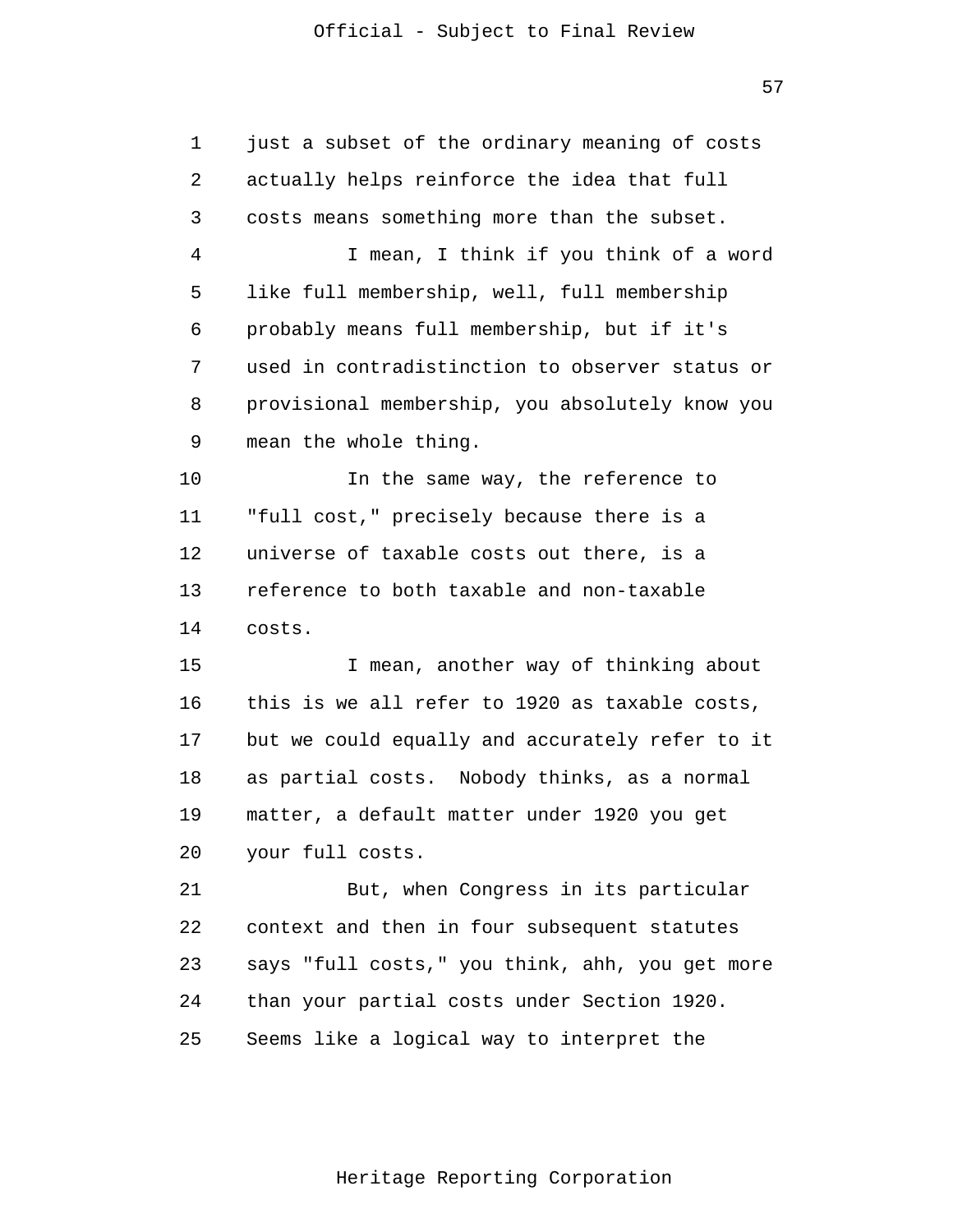just a subset of the ordinary meaning of costs actually helps reinforce the idea that full costs means something more than the subset.

I mean, I think if you think of a word like full membership, well, full membership probably means full membership, but if it's used in contradistinction to observer status or provisional membership, you absolutely know you mean the whole thing.

In the same way, the reference to "full cost," precisely because there is a universe of taxable costs out there, is a reference to both taxable and non-taxable costs.

I mean, another way of thinking about this is we all refer to 1920 as taxable costs, but we could equally and accurately refer to it as partial costs. Nobody thinks, as a normal matter, a default matter under 1920 you get your full costs.

But, when Congress in its particular context and then in four subsequent statutes says "full costs," you think, ahh, you get more than your partial costs under Section 1920. Seems like a logical way to interpret the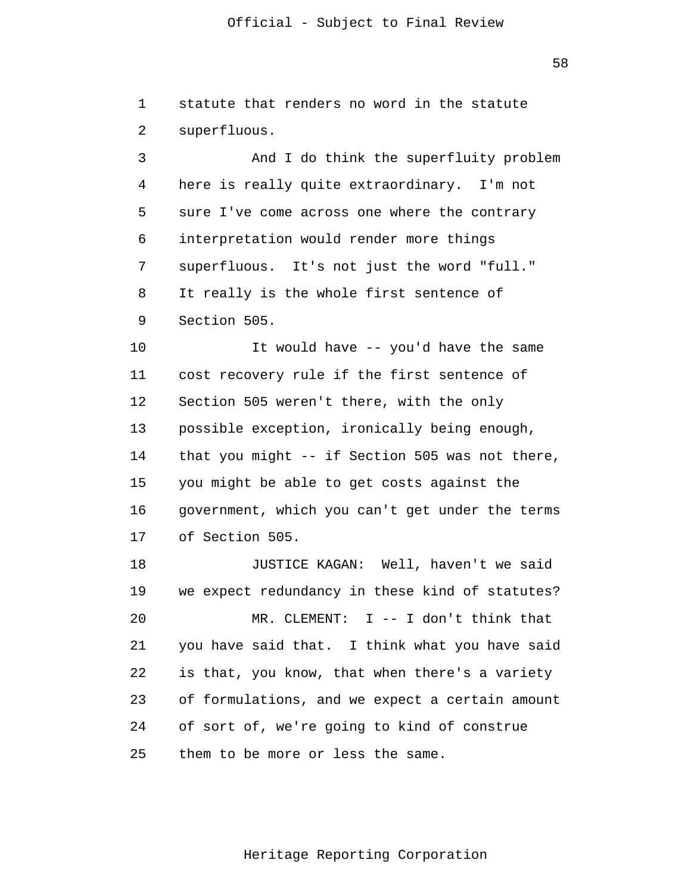statute that renders no word in the statute superfluous.

And I do think the superfluity problem here is really quite extraordinary. I'm not sure I've come across one where the contrary interpretation would render more things superfluous. It's not just the word "full." It really is the whole first sentence of Section 505.

It would have -- you'd have the same cost recovery rule if the first sentence of Section 505 weren't there, with the only possible exception, ironically being enough, that you might -- if Section 505 was not there, you might be able to get costs against the government, which you can't get under the terms of Section 505.

JUSTICE KAGAN: Well, haven't we said we expect redundancy in these kind of statutes?

MR. CLEMENT: I -- I don't think that you have said that. I think what you have said is that, you know, that when there's a variety of formulations, and we expect a certain amount of sort of, we're going to kind of construe them to be more or less the same.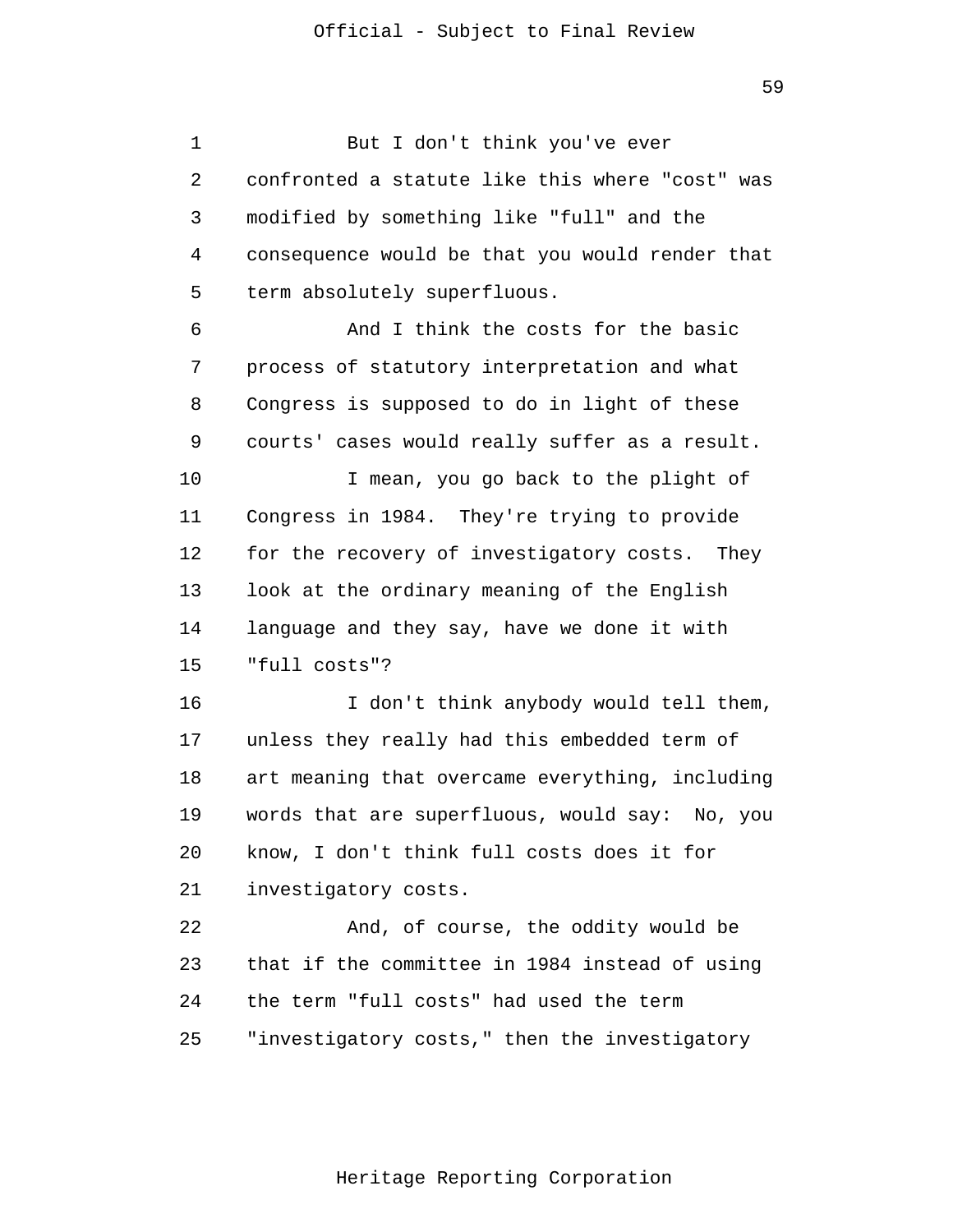But I don't think you've ever confronted a statute like this where "cost" was modified by something like "full" and the consequence would be that you would render that term absolutely superfluous.

And I think the costs for the basic process of statutory interpretation and what Congress is supposed to do in light of these courts' cases would really suffer as a result.

I mean, you go back to the plight of Congress in 1984. They're trying to provide for the recovery of investigatory costs. They look at the ordinary meaning of the English language and they say, have we done it with "full costs"?

I don't think anybody would tell them, unless they really had this embedded term of art meaning that overcame everything, including words that are superfluous, would say: No, you know, I don't think full costs does it for investigatory costs.

And, of course, the oddity would be that if the committee in 1984 instead of using the term "full costs" had used the term "investigatory costs," then the investigatory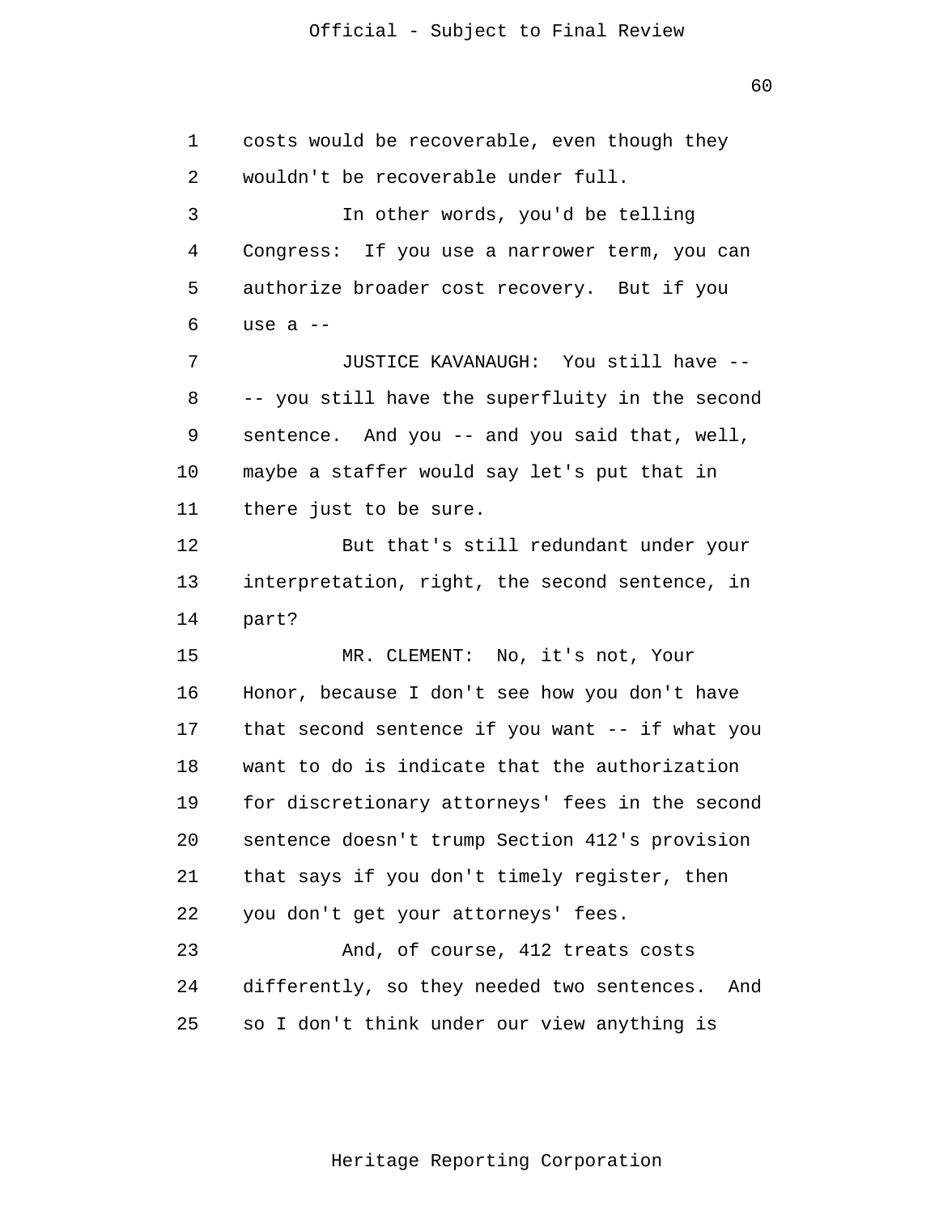costs would be recoverable, even though they wouldn't be recoverable under full.

In other words, you'd be telling Congress: If you use a narrower term, you can authorize broader cost recovery. But if you use a --

JUSTICE KAVANAUGH: You still have -- -- you still have the superfluity in the second sentence. And you -- and you said that, well, maybe a staffer would say let's put that in there just to be sure.

But that's still redundant under your interpretation, right, the second sentence, in part?

MR. CLEMENT: No, it's not, Your Honor, because I don't see how you don't have that second sentence if you want -- if what you want to do is indicate that the authorization for discretionary attorneys' fees in the second sentence doesn't trump Section 412's provision that says if you don't timely register, then you don't get your attorneys' fees.

And, of course, 412 treats costs differently, so they needed two sentences. And so I don't think under our view anything is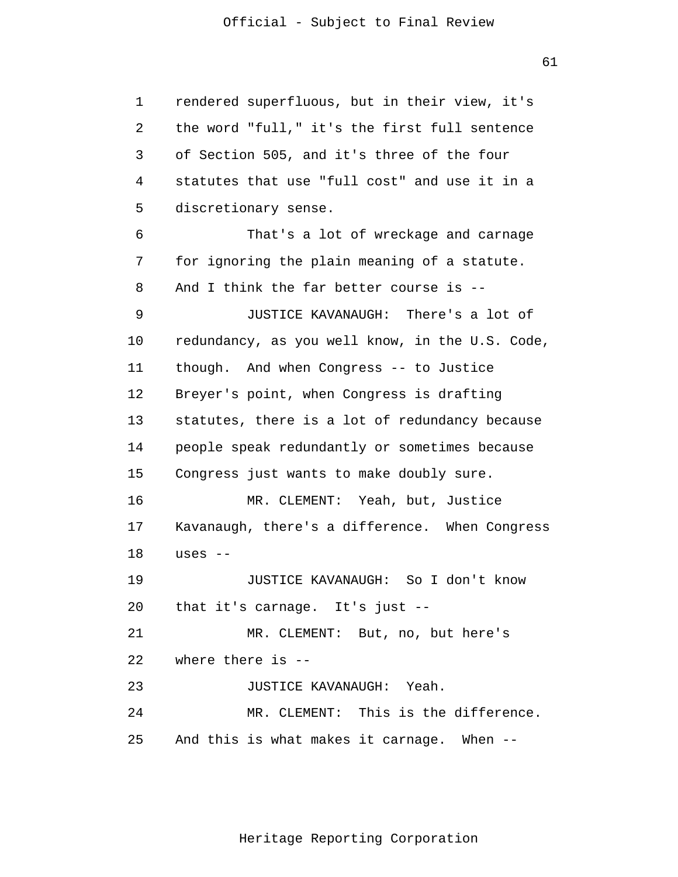rendered superfluous, but in their view, it's the word "full," it's the first full sentence of Section 505, and it's three of the four statutes that use "full cost" and use it in a discretionary sense.

That's a lot of wreckage and carnage for ignoring the plain meaning of a statute. And I think the far better course is --

JUSTICE KAVANAUGH: There's a lot of redundancy, as you well know, in the U.S. Code, though. And when Congress -- to Justice Breyer's point, when Congress is drafting statutes, there is a lot of redundancy because people speak redundantly or sometimes because Congress just wants to make doubly sure.

MR. CLEMENT: Yeah, but, Justice Kavanaugh, there's a difference. When Congress uses --

JUSTICE KAVANAUGH: So I don't know that it's carnage. It's just --

MR. CLEMENT: But, no, but here's where there is --

JUSTICE KAVANAUGH: Yeah.

MR. CLEMENT: This is the difference. And this is what makes it carnage. When --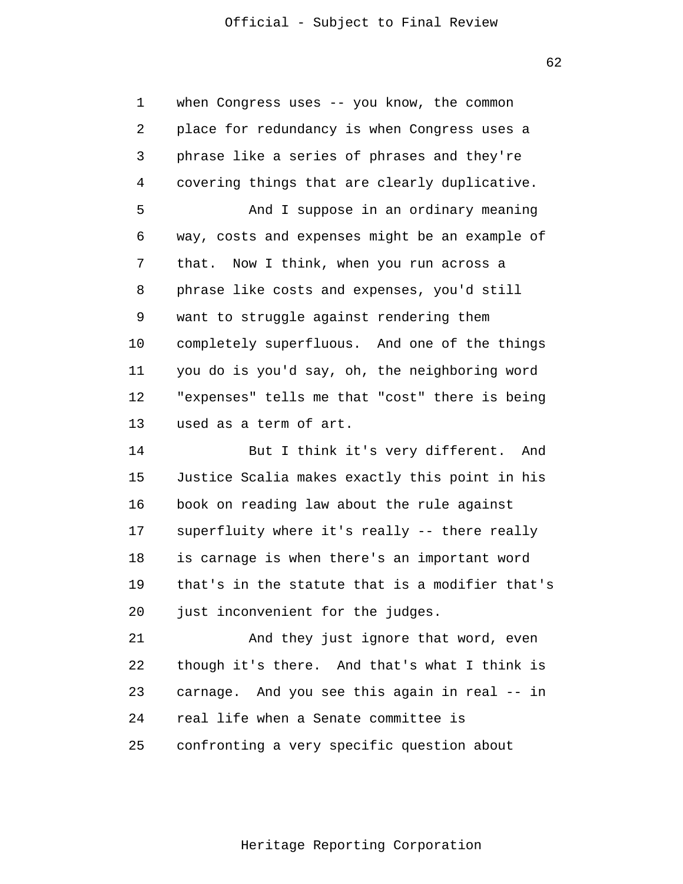when Congress uses -- you know, the common place for redundancy is when Congress uses a phrase like a series of phrases and they're covering things that are clearly duplicative.

And I suppose in an ordinary meaning way, costs and expenses might be an example of that. Now I think, when you run across a phrase like costs and expenses, you'd still want to struggle against rendering them completely superfluous. And one of the things you do is you'd say, oh, the neighboring word "expenses" tells me that "cost" there is being used as a term of art.

But I think it's very different. And Justice Scalia makes exactly this point in his book on reading law about the rule against superfluity where it's really -- there really is carnage is when there's an important word that's in the statute that is a modifier that's just inconvenient for the judges.

And they just ignore that word, even though it's there. And that's what I think is carnage. And you see this again in real -- in real life when a Senate committee is confronting a very specific question about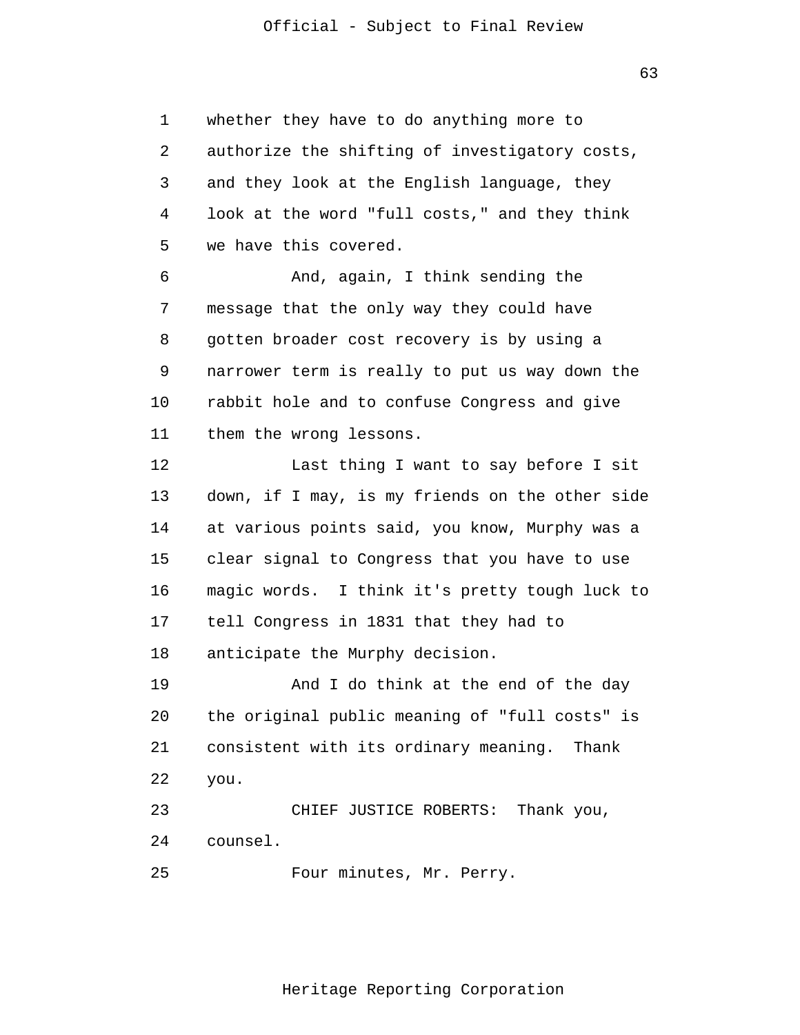whether they have to do anything more to authorize the shifting of investigatory costs, and they look at the English language, they look at the word "full costs," and they think we have this covered.

And, again, I think sending the message that the only way they could have gotten broader cost recovery is by using a narrower term is really to put us way down the rabbit hole and to confuse Congress and give them the wrong lessons.

Last thing I want to say before I sit down, if I may, is my friends on the other side at various points said, you know, Murphy was a clear signal to Congress that you have to use magic words. I think it's pretty tough luck to tell Congress in 1831 that they had to anticipate the Murphy decision.

And I do think at the end of the day the original public meaning of "full costs" is consistent with its ordinary meaning. Thank you.

CHIEF JUSTICE ROBERTS: Thank you, counsel.

Four minutes, Mr. Perry.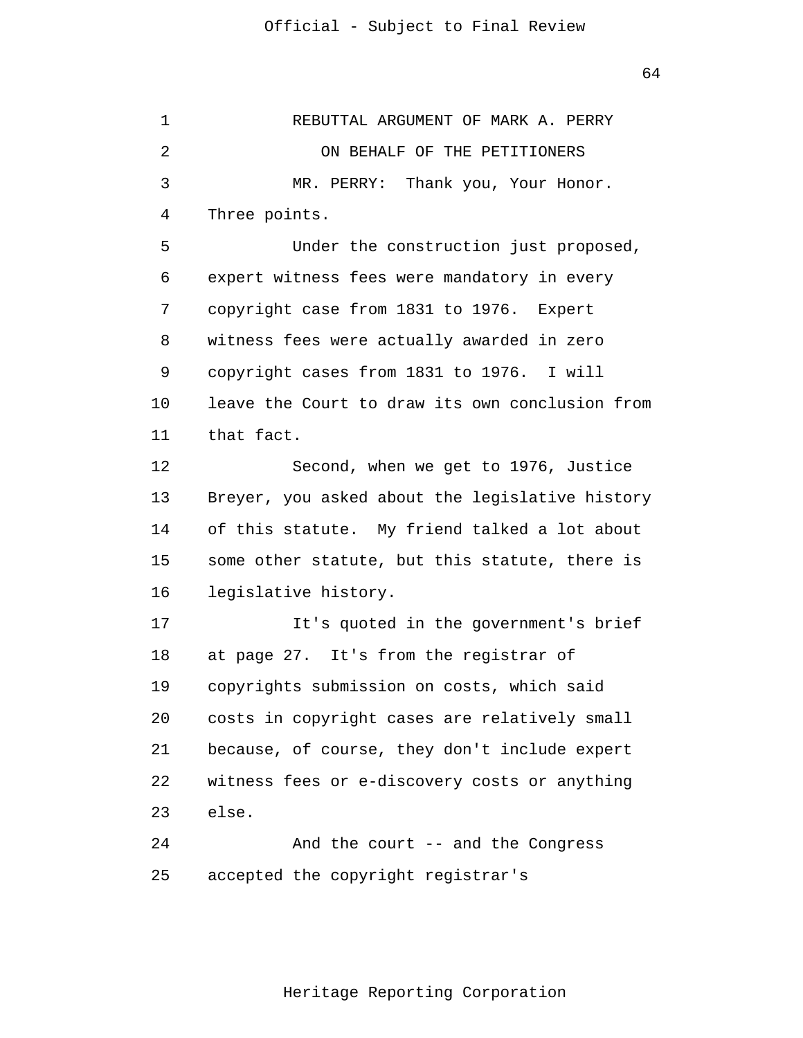REBUTTAL ARGUMENT OF MARK A. PERRY

ON BEHALF OF THE PETITIONERS

MR. PERRY: Thank you, Your Honor. Three points.

Under the construction just proposed, expert witness fees were mandatory in every copyright case from 1831 to 1976. Expert witness fees were actually awarded in zero copyright cases from 1831 to 1976. I will leave the Court to draw its own conclusion from that fact.

Second, when we get to 1976, Justice Breyer, you asked about the legislative history of this statute. My friend talked a lot about some other statute, but this statute, there is legislative history.

It's quoted in the government's brief at page 27. It's from the registrar of copyrights submission on costs, which said costs in copyright cases are relatively small because, of course, they don't include expert witness fees or e-discovery costs or anything else.

And the court -- and the Congress accepted the copyright registrar's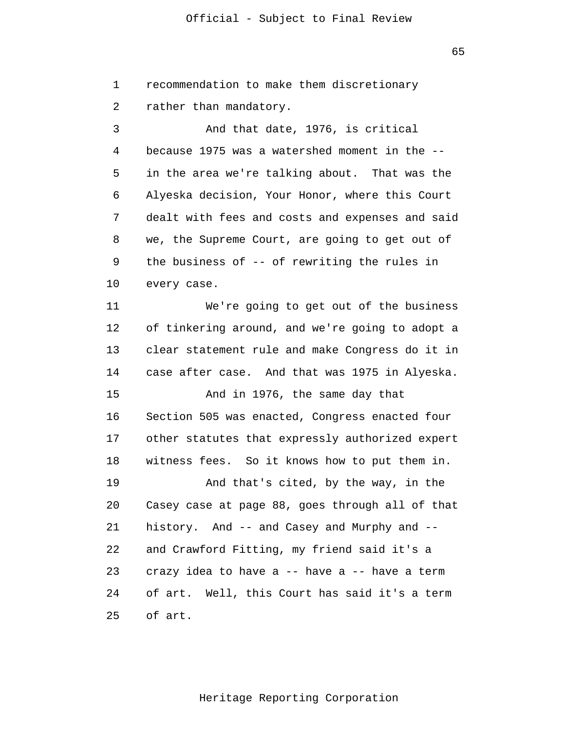recommendation to make them discretionary rather than mandatory.

And that date, 1976, is critical because 1975 was a watershed moment in the -- in the area we're talking about. That was the Alyeska decision, Your Honor, where this Court dealt with fees and costs and expenses and said we, the Supreme Court, are going to get out of the business of -- of rewriting the rules in every case.

We're going to get out of the business of tinkering around, and we're going to adopt a clear statement rule and make Congress do it in case after case. And that was 1975 in Alyeska.

And in 1976, the same day that Section 505 was enacted, Congress enacted four other statutes that expressly authorized expert witness fees. So it knows how to put them in.

And that's cited, by the way, in the Casey case at page 88, goes through all of that history. And -- and Casey and Murphy and -- and Crawford Fitting, my friend said it's a crazy idea to have a -- have a -- have a term of art. Well, this Court has said it's a term of art.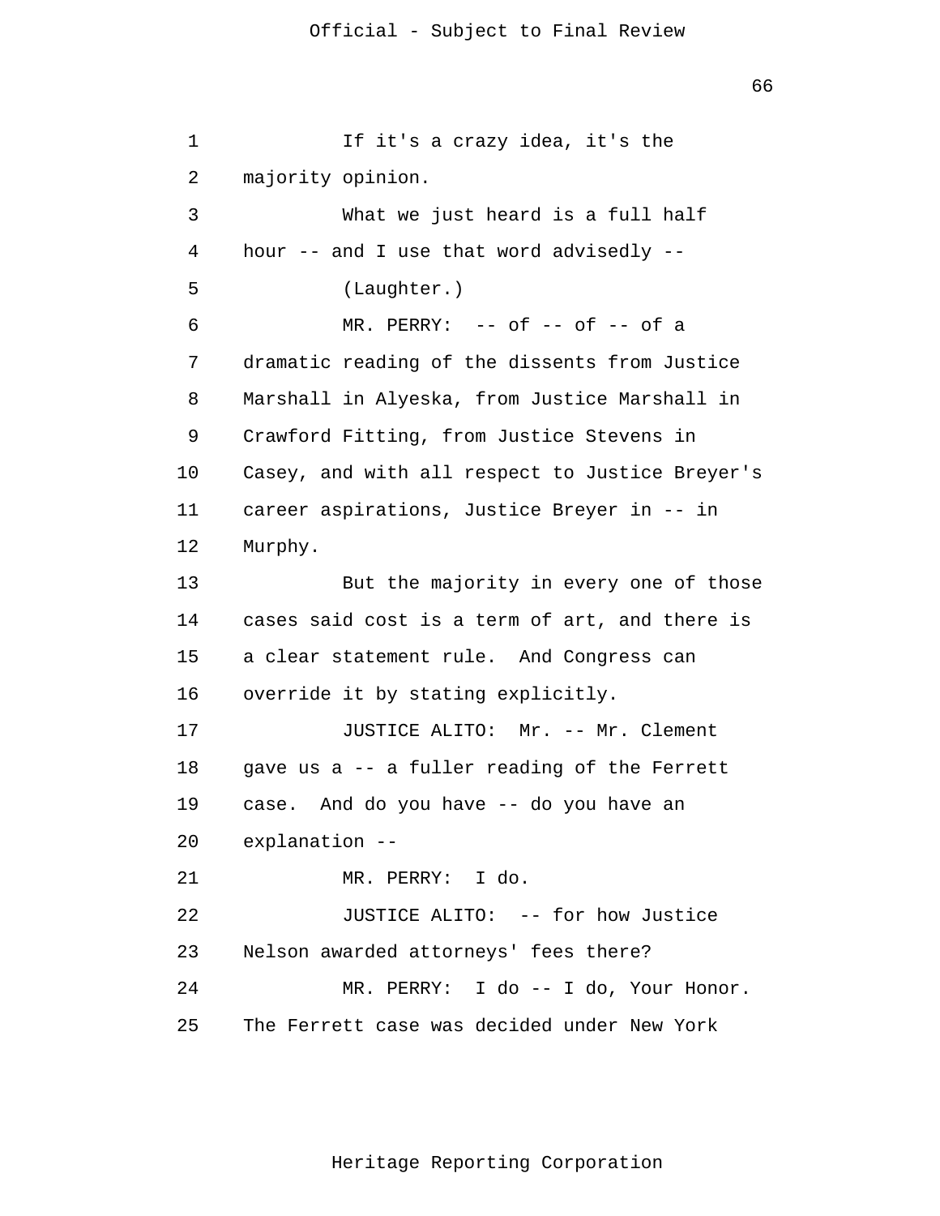1 If it's a crazy idea, it's the
2 majority opinion.
3 What we just heard is a full half
4 hour -- and I use that word advisedly --
5 (Laughter.)
6 MR. PERRY: -- of -- of -- of a
7 dramatic reading of the dissents from Justice
8 Marshall in Alyeska, from Justice Marshall in
9 Crawford Fitting, from Justice Stevens in
10 Casey, and with all respect to Justice Breyer's
11 career aspirations, Justice Breyer in -- in
12 Murphy.
13 But the majority in every one of those
14 cases said cost is a term of art, and there is
15 a clear statement rule. And Congress can
16 override it by stating explicitly.
17 JUSTICE ALITO: Mr. -- Mr. Clement
18 gave us a -- a fuller reading of the Ferrett
19 case. And do you have -- do you have an
20 explanation --
21 MR. PERRY: I do.
22 JUSTICE ALITO: -- for how Justice
23 Nelson awarded attorneys' fees there?
24 MR. PERRY: I do -- I do, Your Honor.
25 The Ferrett case was decided under New York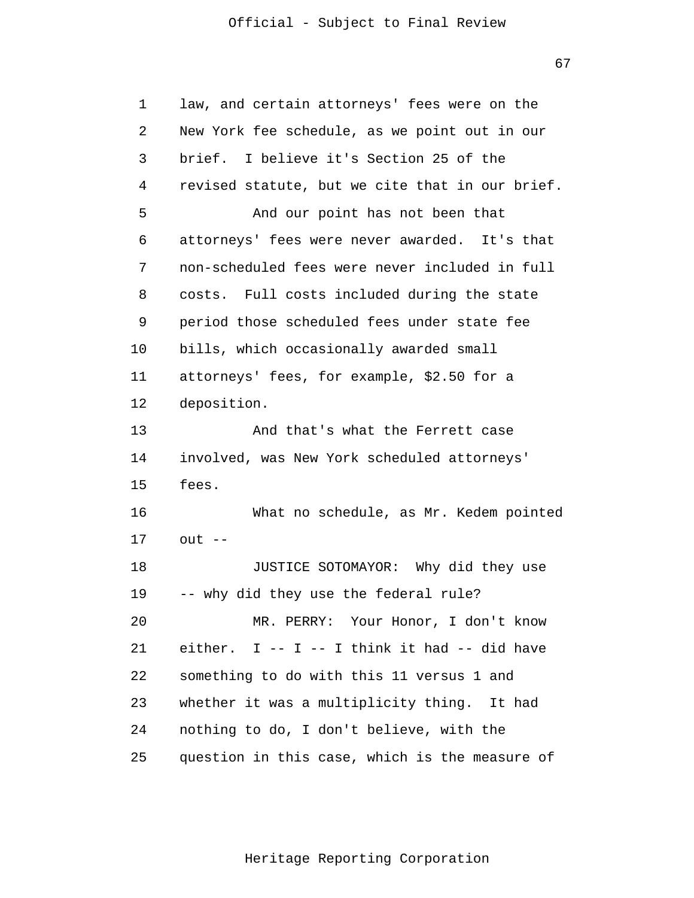law, and certain attorneys' fees were on the New York fee schedule, as we point out in our brief. I believe it's Section 25 of the revised statute, but we cite that in our brief.

And our point has not been that attorneys' fees were never awarded. It's that non-scheduled fees were never included in full costs. Full costs included during the state period those scheduled fees under state fee bills, which occasionally awarded small attorneys' fees, for example, $2.50 for a deposition.

And that's what the Ferrett case involved, was New York scheduled attorneys' fees.

What no schedule, as Mr. Kedem pointed out --

JUSTICE SOTOMAYOR: Why did they use -- why did they use the federal rule?

MR. PERRY: Your Honor, I don't know either. I -- I -- I think it had -- did have something to do with this 11 versus 1 and whether it was a multiplicity thing. It had nothing to do, I don't believe, with the question in this case, which is the measure of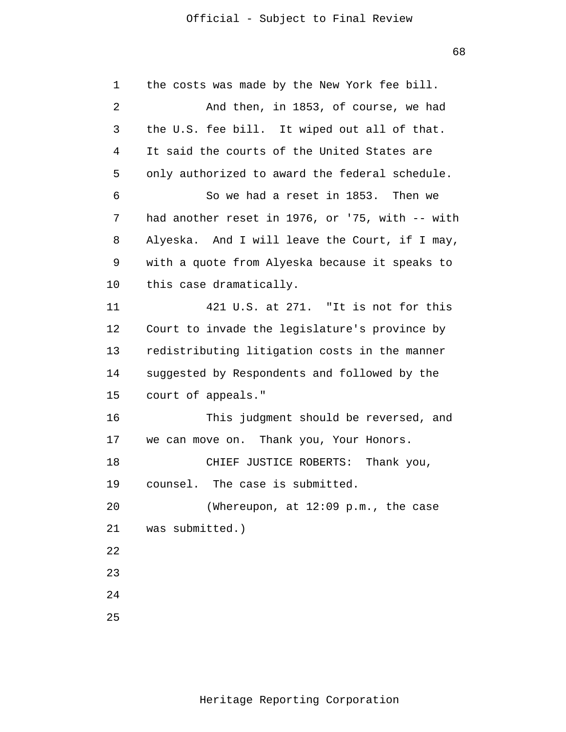the costs was made by the New York fee bill.

And then, in 1853, of course, we had the U.S. fee bill. It wiped out all of that. It said the courts of the United States are only authorized to award the federal schedule.

So we had a reset in 1853. Then we had another reset in 1976, or '75, with -- with Alyeska. And I will leave the Court, if I may, with a quote from Alyeska because it speaks to this case dramatically.

421 U.S. at 271. "It is not for this Court to invade the legislature's province by redistributing litigation costs in the manner suggested by Respondents and followed by the court of appeals."

This judgment should be reversed, and we can move on. Thank you, Your Honors.

CHIEF JUSTICE ROBERTS: Thank you, counsel. The case is submitted.

(Whereupon, at 12:09 p.m., the case was submitted.)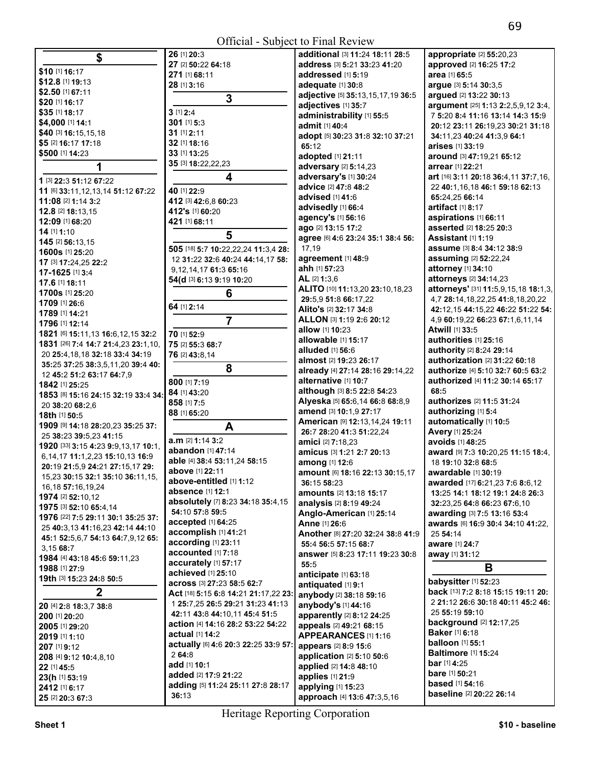Official - Subject to Final Review

## $

$10 [1] **16:**17
$12.8 [1] **19:**13
$2.50 [1] **67:**11
$20 [1] **16:**17
$35 [1] **18:**17
$4,000 [1] **14:**1
$40 [3] **16:**15,15,18
$5 [2] **16:**17 **17:**18
$500 [1] **14:**23

## 1

1 [3] **22:**3 **51:**12 **67:**22
11 [6] **33:**11,12,13,14 **51:**12 **67:**22
11:08 [2] **1:**14 **3:**2
12.8 [2] **18:**13,15
12:09 [1] **68:**20
14 [1] **1:**10
145 [2] **56:**13,15
1600s [1] **25:**20
17 [3] **17:**24,25 **22:**2
17-1625 [1] **3:**4
17.6 [1] **18:**11
1700s [1] **25:**20
1709 [1] **26:**6
1789 [1] **14:**21
1796 [1] **12:**14
1821 [6] **15:**11,13 **16:**6,12,15 **32:**2
1831 [26] **7:**4 **14:**7 **21:**4,23 **23:**1,10,20 **25:**4,18,18 **32:**18 **33:**4 **34:**19 **35:**25 **37:**25 **38:**3,5,11,20 **39:**4 **40:**12 **45:**2 **51:**2 **63:**17 **64:**7,9
1842 [1] **25:**25
1853 [8] **15:**16 **24:**15 **32:**19 **33:**4 **34:**20 **38:**20 **68:**2,6
18th [1] **50:**5
1909 [9] **14:**18 **28:**20,23 **35:**25 **37:**25 **38:**23 **39:**5,23 **41:**15
1920 [33] **3:**15 **4:**23 **9:**9,13,17 **10:**1,6,14,17 **11:**1,2,23 **15:**10,13 **16:**9 **20:**19 **21:**5,9 **24:**21 **27:**15,17 **29:**15,23 **30:**15 **32:**1 **35:**10 **36:**11,15,16,18 **57:**16,19,24
1974 [2] **52:**10,12
1975 [3] **52:**10 **65:**4,14
1976 [22] **7:**5 **29:**11 **30:**1 **35:**25 **37:**25 **40:**3,13 **41:**16,23 **42:**14 **44:**10 **45:**1 **52:**5,6,7 **54:**13 **64:**7,9,12 **65:**3,15 **68:**7
1984 [4] **43:**18 **45:**6 **59:**11,23
1988 [1] **27:**9
19th [3] **15:**23 **24:**8 **50:**5

## 2

20 [4] **2:**8 **18:**3,7 **38:**8
200 [1] **20:**20
2005 [1] **29:**20
2019 [1] **1:**10
207 [1] **9:**12
208 [4] **9:**12 **10:**4,8,10
22 [1] **45:**5
23(h [1] **53:**19
2412 [1] **6:**17
25 [2] **20:**3 **67:**3
26 [1] **20:**3
27 [2] **50:**22 **64:**18
271 [1] **68:**11
28 [1] **3:**16

## 3

3 [1] **2:**4
301 [1] **5:**3
31 [1] **2:**11
32 [1] **18:**16
33 [1] **13:**25
35 [3] **18:**22,22,23

## 4

40 [1] **22:**9
412 [3] **42:**6,8 **60:**23
412's [1] **60:**20
421 [1] **68:**11

## 5

505 [18] **5:**7 **10:**22,22,24 **11:**3,4 **28:**12 **31:**22 **32:**6 **40:**24 **44:**14,17 **58:**9,12,14,17 **61:**3 **65:**16
54(d [3] **6:**13 **9:**19 **10:**20

## 6

64 [1] **2:**14

## 7

70 [1] **52:**9
75 [2] **55:**3 **68:**7
76 [2] **43:**8,14

## 8

800 [1] **7:**19
84 [1] **43:**20
858 [1] **7:**5
88 [1] **65:**20

## A

a.m [2] **1:**14 **3:**2
abandon [1] **47:**14
able [4] **38:**4 **53:**11,24 **58:**15
above [1] **22:**11
above-entitled [1] **1:**12
absence [1] **12:**1
absolutely [7] **8:**23 **34:**18 **35:**4,15 **54:**10 **57:**8 **59:**5
accepted [1] **64:**25
accomplish [1] **41:**21
according [1] **23:**11
accounted [1] **7:**18
accurately [1] **57:**17
achieved [1] **25:**10
across [3] **27:**23 **58:**5 **62:**7
Act [18] **5:**15 **6:**8 **14:**21 **21:**17,22 **23:**1 **25:**7,25 **26:**5 **29:**21 **31:**23 **41:**13 **42:**11 **43:**8 **44:**10,11 **45:**4 **51:**5
action [4] **14:**16 **28:**2 **53:**22 **54:**22
actual [1] **14:**2
actually [6] **4:**6 **20:**3 **22:**25 **33:**9 **57:**2 **64:**8
add [1] **10:**1
added [2] **17:**9 **21:**22
adding [5] **11:**24 **25:**11 **27:**8 **28:**17 **36:**13
additional [3] **11:**24 **18:**11 **28:**5
address [3] **5:**21 **33:**23 **41:**20
addressed [1] **5:**19
adequate [1] **30:**8
adjective [5] **35:**13,15,17,19 **36:**5
adjectives [1] **35:**7
administrability [1] **55:**5
admit [1] **40:**4
adopt [5] **30:**23 **31:**8 **32:**10 **37:**21 **65:**12
adopted [1] **21:**11
adversary [2] **5:**14,23
adversary's [1] **30:**24
advice [2] **47:**8 **48:**2
advised [1] **41:**6
advisedly [1] **66:**4
agency's [1] **56:**16
ago [2] **13:**15 **17:**2
agree [6] **4:**6 **23:**24 **35:**1 **38:**4 **56:**17,19
agreement [1] **48:**9
ahh [1] **57:**23
AL [2] **1:**3,6
ALITO [10] **11:**13,20 **23:**10,18,23 **29:**5,9 **51:**8 **66:**17,22
Alito's [2] **32:**17 **34:**8
ALLON [3] **1:**19 **2:**6 **20:**12
allow [1] **10:**23
allowable [1] **15:**17
alluded [1] **56:**6
almost [2] **19:**23 **26:**17
already [4] **27:**14 **28:**16 **29:**14,22
alternative [1] **10:**7
although [3] **8:**5 **22:**8 **54:**23
Alyeska [5] **65:**6,14 **66:**8 **68:**8,9
amend [3] **10:**1,9 **27:**17
American [9] **12:**13,14,24 **19:**11 **26:**7 **28:**20 **41:**3 **51:**22,24
amici [2] **7:**18,23
amicus [3] **1:**21 **2:**7 **20:**13
among [1] **12:**6
amount [6] **18:**16 **22:**13 **30:**15,17 **36:**15 **58:**23
amounts [2] **13:**18 **15:**17
analysis [2] **8:**19 **49:**24
Anglo-American [1] **25:**14
Anne [1] **26:**6
Another [8] **27:**20 **32:**24 **38:**8 **41:**9 **55:**4 **56:**5 **57:**15 **68:**7
answer [5] **8:**23 **17:**11 **19:**23 **30:**8 **55:**5
anticipate [1] **63:**18
antiquated [1] **9:**1
anybody [2] **38:**18 **59:**16
anybody's [1] **44:**16
apparently [2] **8:**12 **24:**25
appeals [2] **49:**21 **68:**15
APPEARANCES [1] **1:**16
appears [2] **8:**9 **15:**6
application [2] **5:**10 **50:**6
applied [2] **14:**8 **48:**10
applies [1] **21:**9
applying [1] **15:**23
approach [4] **13:**6 **47:**3,5,16
appropriate [2] **55:**20,23
approved [2] **16:**25 **17:**2
area [1] **65:**5
argue [3] **5:**14 **30:**3,5
argued [2] **13:**22 **30:**13
argument [25] **1:**13 **2:**2,5,9,12 **3:**4,7 **5:**20 **8:**4 **11:**16 **13:**14 **14:**3 **15:**9 **20:**12 **23:**11 **26:**19,23 **30:**21 **31:**18 **34:**11,23 **40:**24 **41:**3,9 **64:**1
arises [1] **33:**19
around [3] **47:**19,21 **65:**12
arrear [1] **22:**21
art [16] **3:**11 **20:**18 **36:**4,11 **37:**7,16,22 **40:**1,16,18 **46:**1 **59:**18 **62:**13 **65:**24,25 **66:**14
artifact [1] **8:**17
aspirations [1] **66:**11
asserted [2] **18:**25 **20:**3
Assistant [1] **1:**19
assume [3] **8:**4 **34:**12 **38:**9
assuming [2] **52:**22,24
attorney [1] **34:**10
attorneys [2] **34:**14,23
attorneys' [31] **11:**5,9,15,18 **18:**1,3,4,7 **28:**14,18,22,25 **41:**8,18,20,22 **42:**12,15 **44:**15,22 **46:**22 **51:**22 **54:**4,9 **60:**19,22 **66:**23 **67:**1,6,11,14
Atwill [1] **33:**5
authorities [1] **25:**16
authority [2] **8:**24 **29:**14
authorization [2] **31:**22 **60:**18
authorize [4] **5:**10 **32:**7 **60:**5 **63:**2
authorized [4] **11:**2 **30:**14 **65:**17 **68:**5
authorizes [2] **11:**5 **31:**24
authorizing [1] **5:**4
automatically [1] **10:**5
Avery [1] **25:**24
avoids [1] **48:**25
award [9] **7:**3 **10:**20,25 **11:**15 **18:**4,18 **19:**10 **32:**8 **68:**5
awardable [1] **30:**19
awarded [17] **6:**21,23 **7:**6 **8:**6,12 **13:**25 **14:**1 **18:**12 **19:**1 **24:**8 **26:**3 **32:**23,25 **64:**8 **66:**23 **67:**6,10
awarding [3] **7:**5 **13:**16 **53:**4
awards [6] **16:**9 **30:**4 **34:**10 **41:**22,25 **54:**14
aware [1] **24:**7
away [1] **31:**12

## B

babysitter [1] **52:**23
back [13] **7:**2 **8:**18 **15:**15 **19:**11 **20:**2 **21:**12 **26:**6 **30:**18 **40:**11 **45:**2 **46:**25 **55:**19 **59:**10
background [2] **12:**17,25
Baker [1] **6:**18
balloon [1] **55:**1
Baltimore [1] **15:**24
bar [1] **4:**25
bare [1] **50:**21
based [1] **54:**16
baseline [2] **20:**22 **26:**14

Heritage Reporting Corporation

Sheet 1 $10 - baseline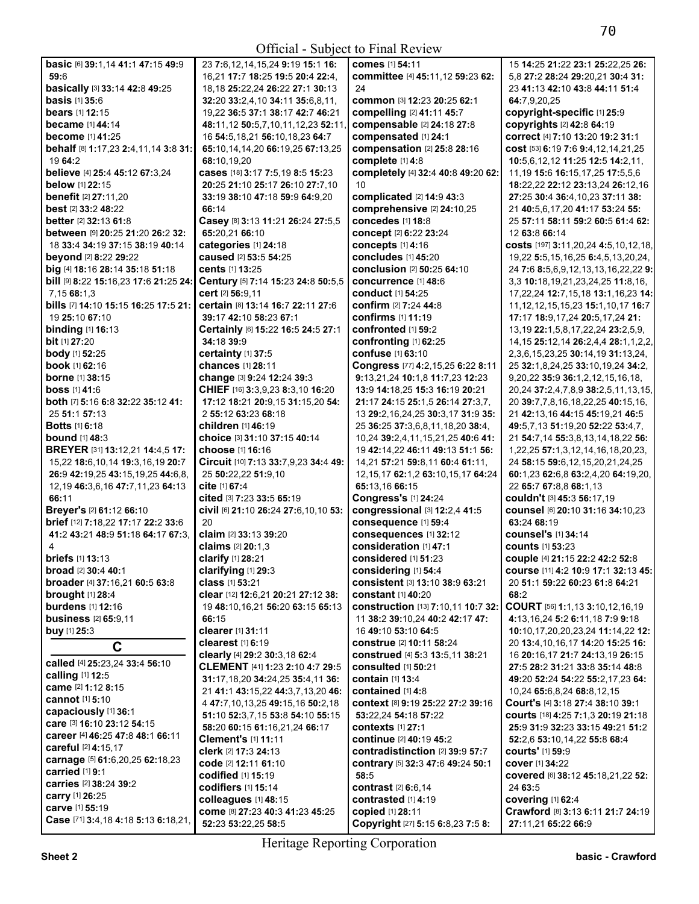**basic** [6] **39:**1,14 **41:**1 **47:**15 **49:**9 **59:**6
**basically** [3] **33:**14 **42:**8 **49:**25
**basis** [1] **35:**6
**bears** [1] **12:**15
**became** [1] **44:**14
**become** [1] **41:**25
**behalf** [8] **1:**17,23 **2:**4,11,14 **3:**8 **31:**19 **64:**2
**believe** [4] **25:**4 **45:**12 **67:**3,24
**below** [1] **22:**15
**benefit** [2] **27:**11,20
**best** [2] **33:**2 **48:**22
**better** [2] **32:**13 **61:**8
**between** [9] **20:**25 **21:**20 **26:**2 **32:**18 **33:**4 **34:**19 **37:**15 **38:**19 **40:**14
**beyond** [2] **8:**22 **29:**22
**big** [4] **18:**16 **28:**14 **35:**18 **51:**18
**bill** [9] **8:**22 **15:**16,23 **17:**6 **21:**25 **24:**7,15 **68:**1,3
**bills** [7] **14:**10 **15:**15 **16:**25 **17:**5 **21:**19 **25:**10 **67:**10
**binding** [1] **16:**13
**bit** [1] **27:**20
**body** [1] **52:**25
**book** [1] **62:**16
**borne** [1] **38:**15
**boss** [1] **41:**6
**both** [7] **5:**16 **6:**8 **32:**22 **35:**12 **41:**25 **51:**1 **57:**13
**Botts** [1] **6:**18
**bound** [1] **48:**3
**BREYER** [31] **13:**12,21 **14:**4,5 **17:**15,22 **18:**6,10,14 **19:**3,16,19 **20:**7 **26:**9 **42:**19,25 **43:**15,19,25 **44:**6,8,12,19 **46:**3,6,16 **47:**7,11,23 **64:**13 **66:**11
**Breyer's** [2] **61:**12 **66:**10
**brief** [12] **7:**18,22 **17:**17 **22:**2 **33:**6 **41:**2 **43:**21 **48:**9 **51:**18 **64:**17 **67:**3,4
**briefs** [1] **13:**13
**broad** [2] **30:**4 **40:**1
**broader** [4] **37:**16,21 **60:**5 **63:**8
**brought** [1] **28:**4
**burdens** [1] **12:**16
**business** [2] **65:**9,11
**buy** [1] **25:**3

**C**

**called** [4] **25:**23,24 **33:**4 **56:**10
**calling** [1] **12:**5
**came** [2] **1:**12 **8:**15
**cannot** [1] **5:**10
**capaciously** [1] **36:**1
**care** [3] **16:**10 **23:**12 **54:**15
**career** [4] **46:**25 **47:**8 **48:**1 **66:**11
**careful** [2] **4:**15,17
**carnage** [5] **61:**6,20,25 **62:**18,23
**carried** [1] **9:**1
**carries** [2] **38:**24 **39:**2
**carry** [1] **26:**25
**carve** [1] **55:**19
**Case** [71] **3:**4,18 **4:**18 **5:**13 **6:**18,21,23 **7:**6,12,14,15,24 **9:**19 **15:**1 **16:**16,21 **17:**7 **18:**25 **19:**5 **20:**4 **22:**4,18,18 **25:**22,24 **26:**22 **27:**1 **30:**13 **32:**20 **33:**2,4,10 **34:**11 **35:**6,8,11,19,22 **36:**5 **37:**1 **38:**17 **42:**7 **46:**21 **48:**11,12 **50:**5,7,10,11,12,23 **52:**11,16 **54:**5,18,21 **56:**10,18,23 **64:**7 **65:**10,14,14,20 **66:**19,25 **67:**13,25 **68:**10,19,20
**cases** [18] **3:**17 **7:**5,19 **8:**5 **15:**23 **20:**25 **21:**10 **25:**17 **26:**10 **27:**7,10 **33:**19 **38:**10 **47:**18 **59:**9 **64:**9,20 **66:**14
**Casey** [8] **3:**13 **11:**21 **26:**24 **27:**5,5 **65:**20,21 **66:**10
**categories** [1] **24:**18
**caused** [2] **53:**5 **54:**25
**cents** [1] **13:**25
**Century** [5] **7:**14 **15:**23 **24:**8 **50:**5,5
**cert** [2] **56:**9,11
**certain** [8] **13:**14 **16:**7 **22:**11 **27:**6 **39:**17 **42:**10 **58:**23 **67:**1
**Certainly** [6] **15:**22 **16:**5 **24:**5 **27:**1 **34:**18 **39:**9
**certainty** [1] **37:**5
**chances** [1] **28:**11
**change** [3] **9:**24 **12:**24 **39:**3
**CHIEF** [16] **3:**3,9,23 **8:**3,10 **16:**20 **17:**12 **18:**21 **20:**9,15 **31:**15,20 **54:**2 **55:**12 **63:**23 **68:**18
**children** [1] **46:**19
**choice** [3] **31:**10 **37:**15 **40:**14
**choose** [1] **16:**16
**Circuit** [10] **7:**13 **33:**7,9,23 **34:**4 **49:**25 **50:**22,22 **51:**9,10
**cite** [1] **67:**4
**cited** [3] **7:**23 **33:**5 **65:**19
**civil** [6] **21:**10 **26:**24 **27:**6,10,10 **53:**20
**claim** [2] **33:**13 **39:**20
**claims** [2] **20:**1,3
**clarify** [1] **28:**21
**clarifying** [1] **29:**3
**class** [1] **53:**21
**clear** [12] **12:**6,21 **20:**21 **27:**12 **38:**19 **48:**10,16,21 **56:**20 **63:**15 **65:**13 **66:**15
**clearer** [1] **31:**11
**clearest** [1] **6:**19
**clearly** [4] **29:**2 **30:**3,18 **62:**4
**CLEMENT** [41] **1:**23 **2:**10 **4:**7 **29:**5 **31:**17,18,20 **34:**24,25 **35:**4,11 **36:**21 **41:**1 **43:**15,22 **44:**3,7,13,20 **46:**4 **47:**7,10,13,25 **49:**15,16 **50:**2,18 **51:**10 **52:**3,7,15 **53:**8 **54:**10 **55:**15 **58:**20 **60:**15 **61:**16,21,24 **66:**17
**Clement's** [1] **11:**11
**clerk** [2] **17:**3 **24:**13
**code** [2] **12:**11 **61:**10
**codified** [1] **15:**19
**codifiers** [1] **15:**14
**colleagues** [1] **48:**15
**come** [8] **27:**23 **40:**3 **41:**23 **45:**25 **52:**23 **53:**22,25 **58:**5
**comes** [1] **54:**11
**committee** [4] **45:**11,12 **59:**23 **62:**24
**common** [3] **12:**23 **20:**25 **62:**1
**compelling** [2] **41:**11 **45:**7
**compensable** [2] **24:**18 **27:**8
**compensated** [1] **24:**1
**compensation** [2] **25:**8 **28:**16
**complete** [1] **4:**8
**completely** [4] **32:**4 **40:**8 **49:**20 **62:**10
**complicated** [2] **14:**9 **43:**3
**comprehensive** [2] **24:**10,25
**concedes** [1] **18:**8
**concept** [2] **6:**22 **23:**24
**concepts** [1] **4:**16
**concludes** [1] **45:**20
**conclusion** [2] **50:**25 **64:**10
**concurrence** [1] **48:**6
**conduct** [1] **54:**25
**confirm** [2] **7:**24 **44:**8
**confirms** [1] **11:**19
**confronted** [1] **59:**2
**confronting** [1] **62:**25
**confuse** [1] **63:**10
**Congress** [77] **4:**2,15,25 **6:**22 **8:**11 **9:**13,21,24 **10:**1,8 **11:**7,23 **12:**23 **13:**9 **14:**18,25 **15:**3 **16:**19 **20:**21 **21:**17 **24:**15 **25:**1,5 **26:**14 **27:**3,7,13 **29:**2,16,24,25 **30:**3,17 **31:**9 **35:**25 **36:**25 **37:**3,6,8,11,18,20 **38:**4,10,24 **39:**2,4,11,15,21,25 **40:**6 **41:**19 **42:**14,22 **46:**11 **49:**13 **51:**1 **56:**14,21 **57:**21 **59:**8,11 **60:**4 **61:**11,12,15,17 **62:**1,2 **63:**10,15,17 **64:**24 **65:**13,16 **66:**15
**Congress's** [1] **24:**24
**congressional** [3] **12:**2,4 **41:**5
**consequence** [1] **59:**4
**consequences** [1] **32:**12
**consideration** [1] **47:**1
**considered** [1] **51:**23
**considering** [1] **54:**4
**consistent** [3] **13:**10 **38:**9 **63:**21
**constant** [1] **40:**20
**construction** [13] **7:**10,11 **10:**7 **32:**11 **38:**2 **39:**10,24 **40:**2 **42:**17 **47:**16 **49:**10 **53:**10 **64:**5
**construe** [2] **10:**11 **58:**24
**construed** [4] **5:**3 **13:**5,11 **38:**21
**consulted** [1] **50:**21
**contain** [1] **13:**4
**contained** [1] **4:**8
**context** [8] **9:**19 **25:**22 **27:**2 **39:**16 **53:**22,24 **54:**18 **57:**22
**contexts** [1] **27:**1
**continue** [2] **40:**19 **45:**2
**contradistinction** [2] **39:**9 **57:**7
**contrary** [5] **32:**3 **47:**6 **49:**24 **50:**1 **58:**5
**contrast** [2] **6:**6,14
**contrasted** [1] **4:**19
**copied** [1] **28:**11
**Copyright** [27] **5:**15 **6:**8,23 **7:**5 **8:**15 **14:**25 **21:**22 **23:**1 **25:**22,25 **26:**5,8 **27:**2 **28:**24 **29:**20,21 **30:**4 **31:**23 **41:**13 **42:**10 **43:**8 **44:**11 **51:**4 **64:**7,9,20,25
**copyright-specific** [1] **25:**9
**copyrights** [2] **42:**8 **64:**19
**correct** [4] **7:**10 **13:**20 **19:**2 **31:**1
**cost** [53] **6:**19 **7:**6 **9:**4,12,14,21,25 **10:**5,6,12,12 **11:**25 **12:**5 **14:**2,11,19 **15:**6 **16:**15,17,25 **17:**5,5,6 **18:**22,22 **22:**12 **23:**13,24 **26:**12,16 **27:**25 **30:**4 **36:**4,10,23 **37:**11 **38:**21 **40:**5,6,17,20 **41:**17 **53:**24 **55:**25 **57:**11 **58:**11 **59:**2 **60:**5 **61:**4 **62:**12 **63:**8 **66:**14
**costs** [197] **3:**11,20,24 **4:**5,10,12,18,19,22 **5:**5,15,16,25 **6:**4,5,13,20,24,24 **7:**6 **8:**5,6,9,12,13,13,16,22,22 **9:**3,3 **10:**18,19,21,23,24,25 **11:**8,16,17,22,24 **12:**7,15,18 **13:**1,16,23 **14:**11,12,12,15,15,23 **15:**1,10,17 **16:**7 **17:**17 **18:**9,17,24 **20:**5,17,24 **21:**13,19 **22:**1,5,8,17,22,24 **23:**2,5,9,14,15 **25:**12,14 **26:**2,4,4 **28:**1,1,2,2,3,6,15,23,25 **30:**14,19 **31:**13,24,25 **32:**1,8,24,25 **33:**10,19,24 **34:**2,9,20,22 **35:**9 **36:**1,2,12,15,16,18,20,24 **37:**2,4,7,8,9 **38:**2,5,11,13,15,20 **39:**7,7,8,16,18,22,25 **40:**15,16,21 **42:**13,16 **44:**15 **45:**19,21 **46:**5 **49:**5,7,13 **51:**19,20 **52:**22 **53:**4,7,21 **54:**7,14 **55:**3,8,13,14,18,22 **56:**1,22,25 **57:**1,3,12,14,16,18,20,23,24 **58:**15 **59:**6,12,15,20,21,24,25 **60:**1,23 **62:**6,8 **63:**2,4,20 **64:**19,20,22 **65:**7 **67:**8,8 **68:**1,13
**couldn't** [3] **45:**3 **56:**17,19
**counsel** [6] **20:**10 **31:**16 **34:**10,23 **63:**24 **68:**19
**counsel's** [1] **34:**14
**counts** [1] **53:**23
**couple** [4] **21:**15 **22:**2 **42:**2 **52:**8
**course** [11] **4:**2 **10:**9 **17:**1 **32:**13 **45:**20 **51:**1 **59:**22 **60:**23 **61:**8 **64:**21 **68:**2
**COURT** [56] **1:**1,13 **3:**10,12,16,19 **4:**13,16,24 **5:**2 **6:**11,18 **7:**9 **9:**18 **10:**10,17,20,20,23,24 **11:**14,22 **12:**20 **13:**4,10,16,17 **14:**20 **15:**25 **16:**16 **20:**16,17 **21:**7 **24:**13,19 **26:**15 **27:**5 **28:**2 **31:**21 **33:**8 **35:**14 **48:**8 **49:**20 **52:**24 **54:**22 **55:**2,17,23 **64:**10,24 **65:**6,8,24 **68:**8,12,15
**Court's** [4] **3:**18 **27:**4 **38:**10 **39:**1
**courts** [18] **4:**25 **7:**1,3 **20:**19 **21:**18 **25:**9 **31:**9 **32:**23 **33:**15 **49:**21 **51:**2 **52:**2,6 **53:**10,14,22 **55:**8 **68:**4
**courts'** [1] **59:**9
**cover** [1] **34:**22
**covered** [6] **38:**12 **45:**18,21,22 **52:**24 **63:**5
**covering** [1] **62:**4
**Crawford** [8] **3:**13 **6:**11 **21:**7 **24:**19 **27:**11,21 **65:**22 **66:**9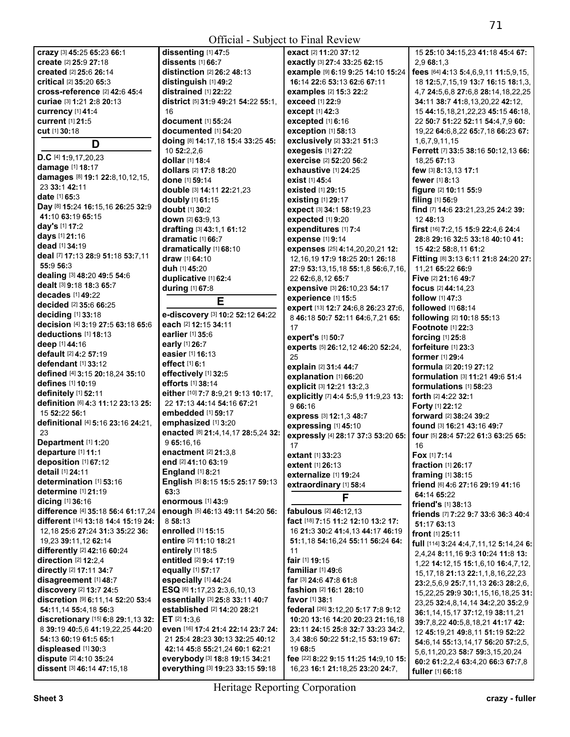Official - Subject to Final Review

**crazy** [3] **45:**25 **65:**23 **66:**1
**create** [2] **25:**9 **27:**18
**created** [2] **25:**6 **26:**14
**critical** [2] **35:**20 **65:**3
**cross-reference** [2] **42:**6 **45:**4
**curiae** [3] **1:**21 **2:**8 **20:**13
**currency** [1] **41:**4
**current** [1] **21:**5
**cut** [1] **30:**18

## D

**D.C** [4] **1:**9,17,20,23
**damage** [1] **18:**17
**damages** [8] **19:**1 **22:**8,10,12,15, 23 **33:**1 **42:**11
**date** [1] **65:**3
**Day** [8] **15:**24 **16:**15,16 **26:**25 **32:**9 **41:**10 **63:**19 **65:**15
**day's** [1] **17:**2
**days** [1] **21:**16
**dead** [1] **34:**19
**deal** [7] **17:**13 **28:**9 **51:**18 **53:**7,11 **55:**9 **56:**3
**dealing** [3] **48:**20 **49:**5 **54:**6
**dealt** [3] **9:**18 **18:**3 **65:**7
**decades** [1] **49:**22
**decided** [2] **35:**6 **66:**25
**deciding** [1] **33:**18
**decision** [4] **3:**19 **27:**5 **63:**18 **65:**6
**deductions** [1] **18:**13
**deep** [1] **44:**16
**default** [2] **4:**2 **57:**19
**defendant** [1] **33:**12
**defined** [4] **3:**15 **20:**18,24 **35:**10
**defines** [1] **10:**19
**definitely** [1] **52:**11
**definition** [6] **4:**3 **11:**12 **23:**13 **25:**15 **52:**22 **56:**1
**definitional** [4] **5:**16 **23:**16 **24:**21, 23
**Department** [1] **1:**20
**departure** [1] **11:**1
**deposition** [1] **67:**12
**detail** [1] **24:**11
**determination** [1] **53:**16
**determine** [1] **21:**19
**dicing** [1] **36:**16
**difference** [4] **35:**18 **56:**4 **61:**17,24
**different** [14] **13:**18 **14:**4 **15:**19 **24:**12,18 **25:**6 **27:**24 **31:**3 **35:**22 **36:**19,23 **39:**11,12 **62:**14
**differently** [2] **42:**16 **60:**24
**direction** [2] **12:**2,4
**directly** [2] **17:**11 **34:**7
**disagreement** [1] **48:**7
**discovery** [2] **13:**7 **24:**5
**discretion** [9] **6:**11,14 **52:**20 **53:**4 **54:**11,14 **55:**4,18 **56:**3
**discretionary** [15] **6:**8 **29:**1,13 **32:**8 **39:**19 **40:**5,6 **41:**19,22,25 **44:**20 **54:**13 **60:**19 **61:**5 **65:**1
**displeased** [1] **30:**3
**dispute** [2] **4:**10 **35:**24
**dissent** [3] **46:**14 **47:**15,18
**dissenting** [1] **47:**5
**dissents** [1] **66:**7
**distinction** [2] **26:**2 **48:**13
**distinguish** [1] **49:**2
**distrained** [1] **22:**22
**district** [5] **31:**9 **49:**21 **54:**22 **55:**1, 16
**document** [1] **55:**24
**documented** [1] **54:**20
**doing** [8] **14:**17,18 **15:**4 **33:**25 **45:**10 **52:**2,2,6
**dollar** [1] **18:**4
**dollars** [2] **17:**8 **18:**20
**done** [1] **59:**14
**double** [3] **14:**11 **22:**21,23
**doubly** [1] **61:**15
**doubt** [1] **30:**2
**down** [2] **63:**9,13
**drafting** [3] **43:**1,1 **61:**12
**dramatic** [1] **66:**7
**dramatically** [1] **68:**10
**draw** [1] **64:**10
**duh** [1] **45:**20
**duplicative** [1] **62:**4
**during** [1] **67:**8

## E

**e-discovery** [3] **10:**2 **52:**12 **64:**22
**each** [2] **12:**15 **34:**11
**earlier** [1] **35:**6
**early** [1] **26:**7
**easier** [1] **16:**13
**effect** [1] **6:**1
**effectively** [1] **32:**5
**efforts** [1] **38:**14
**either** [10] **7:**7 **8:**9,21 **9:**13 **10:**17, 22 **17:**13 **44:**14 **54:**16 **67:**21
**embedded** [1] **59:**17
**emphasized** [1] **3:**20
**enacted** [8] **21:**4,14,17 **28:**5,24 **32:**9 **65:**16,16
**enactment** [2] **21:**3,8
**end** [2] **41:**10 **63:**19
**England** [1] **8:**21
**English** [5] **8:**15 **15:**5 **25:**17 **59:**13 **63:**3
**enormous** [1] **43:**9
**enough** [5] **46:**13 **49:**11 **54:**20 **56:**8 **58:**13
**enrolled** [1] **15:**15
**entire** [2] **11:**10 **18:**21
**entirely** [1] **18:**5
**entitled** [2] **9:**4 **17:**19
**equally** [1] **57:**17
**especially** [1] **44:**24
**ESQ** [6] **1:**17,23 **2:**3,6,10,13
**essentially** [3] **25:**8 **33:**11 **40:**7
**established** [2] **14:**20 **28:**21
**ET** [2] **1:**3,6
**even** [16] **17:**4 **21:**4 **22:**14 **23:**7 **24:**21 **25:**4 **28:**23 **30:**13 **32:**25 **40:**12 **42:**14 **45:**8 **55:**21,24 **60:**1 **62:**21
**everybody** [3] **18:**8 **19:**15 **34:**21
**everything** [3] **19:**23 **33:**15 **59:**18
**exact** [2] **11:**20 **37:**12
**exactly** [3] **27:**4 **33:**25 **62:**15
**example** [9] **6:**19 **9:**25 **14:**10 **15:**24 **16:**14 **22:**6 **53:**13 **62:**6 **67:**11
**examples** [2] **15:**3 **22:**2
**exceed** [1] **22:**9
**except** [1] **42:**3
**excepted** [1] **6:**16
**exception** [1] **58:**13
**exclusively** [2] **33:**21 **51:**3
**exegesis** [1] **27:**22
**exercise** [2] **52:**20 **56:**2
**exhaustive** [1] **24:**25
**exist** [1] **45:**4
**existed** [1] **29:**15
**existing** [1] **29:**17
**expect** [3] **34:**1 **58:**19,23
**expected** [1] **9:**20
**expenditures** [1] **7:**4
**expense** [1] **9:**14
**expenses** [25] **4:**14,20,20,21 **12:**12,16,19 **17:**9 **18:**25 **20:**1 **26:**18 **27:**9 **53:**13,15,18 **55:**1,8 **56:**6,7,16, 22 **62:**6,8,12 **65:**7
**expensive** [3] **26:**10,23 **54:**17
**experience** [1] **15:**5
**expert** [13] **12:**7 **24:**6,8 **26:**23 **27:**6, 8 **46:**18 **50:**7 **52:**11 **64:**6,7,21 **65:**17
**expert's** [1] **50:**7
**experts** [5] **26:**12,12 **46:**20 **52:**24, 25
**explain** [2] **31:**4 **44:**7
**explanation** [1] **66:**20
**explicit** [3] **12:**21 **13:**2,3
**explicitly** [7] **4:**4 **5:**5,9 **11:**9,23 **13:**9 **66:**16
**express** [3] **12:**1,3 **48:**7
**expressing** [1] **45:**10
**expressly** [4] **28:**17 **37:**3 **53:**20 **65:**17
**extant** [1] **33:**23
**extent** [1] **26:**13
**externalize** [1] **19:**24
**extraordinary** [1] **58:**4

## F

**fabulous** [2] **46:**12,13
**fact** [18] **7:**15 **11:**2 **12:**10 **13:**2 **17:**16 **21:**3 **30:**2 **41:**4,13 **44:**17 **46:**19 **51:**1,18 **54:**16,24 **55:**11 **56:**24 **64:**11
**fair** [1] **19:**15
**familiar** [1] **49:**6
**far** [3] **24:**6 **47:**8 **61:**8
**fashion** [2] **16:**1 **28:**10
**favor** [1] **38:**1
**federal** [26] **3:**12,20 **5:**17 **7:**8 **9:**12 **10:**20 **13:**16 **14:**20 **20:**23 **21:**16,18 **23:**11 **24:**15 **25:**8 **32:**7 **33:**23 **34:**2, 3,4 **38:**6 **50:**22 **51:**2,15 **53:**19 **67:**19 **68:**5
**fee** [22] **8:**22 **9:**15 **11:**25 **14:**9,10 **15:**16,23 **16:**1 **21:**18,25 **23:**20 **24:**7, 15 **25:**10 **34:**15,23 **41:**18 **45:**4 **67:**2,9 **68:**1,3
**fees** [64] **4:**13 **5:**4,6,9,11 **11:**5,9,15, 18 **12:**5,7,15,19 **13:**7 **16:**15 **18:**1,3, 4,7 **24:**5,6,8 **27:**6,8 **28:**14,18,22,25 **34:**11 **38:**7 **41:**8,13,20,22 **42:**12, 15 **44:**15,18,21,22,23 **45:**15 **46:**18, 22 **50:**7 **51:**22 **52:**11 **54:**4,7,9 **60:**19,22 **64:**6,8,22 **65:**7,18 **66:**23 **67:**1,6,7,9,11,15
**Ferrett** [7] **33:**5 **38:**16 **50:**12,13 **66:**18,25 **67:**13
**few** [3] **8:**13,13 **17:**1
**fewer** [1] **8:**13
**figure** [2] **10:**11 **55:**9
**filing** [1] **56:**9
**find** [7] **14:**6 **23:**21,23,25 **24:**2 **39:**12 **48:**13
**first** [16] **7:**2,15 **15:**9 **22:**4,6 **24:**4 **28:**8 **29:**16 **32:**5 **33:**18 **40:**10 **41:**15 **42:**2 **58:**8,11 **61:**2
**Fitting** [8] **3:**13 **6:**11 **21:**8 **24:**20 **27:**11,21 **65:**22 **66:**9
**Five** [2] **21:**16 **49:**7
**focus** [2] **44:**14,23
**follow** [1] **47:**3
**followed** [1] **68:**14
**following** [2] **10:**18 **55:**13
**Footnote** [1] **22:**3
**forcing** [1] **25:**8
**forfeiture** [1] **23:**3
**former** [1] **29:**4
**formula** [2] **20:**19 **27:**12
**formulation** [3] **11:**21 **49:**6 **51:**4
**formulations** [1] **58:**23
**forth** [2] **4:**22 **32:**1
**Forty** [1] **22:**12
**forward** [2] **38:**24 **39:**2
**found** [3] **16:**21 **43:**16 **49:**7
**four** [5] **28:**4 **57:**22 **61:**3 **63:**25 **65:**16
**Fox** [1] **7:**14
**fraction** [1] **26:**17
**framing** [1] **38:**15
**friend** [6] **4:**6 **27:**16 **29:**19 **41:**16 **64:**14 **65:**22
**friend's** [1] **38:**13
**friends** [7] **7:**22 **9:**7 **33:**6 **36:**3 **40:**4 **51:**17 **63:**13
**front** [1] **25:**11
**full** [114] **3:**24 **4:**4,7,11,12 **5:**14,24 **6:**2,4,24 **8:**11,16 **9:**3 **10:**24 **11:**8 **13:**1,22 **14:**12,15 **15:**1,6,10 **16:**4,7,12, 15,17,18 **21:**13 **22:**1,1,8,16,22,23 **23:**2,5,6,9 **25:**7,11,13 **26:**3 **28:**2,6, 15,22,25 **29:**9 **30:**1,15,16,18,25 **31:**23,25 **32:**4,8,14,14 **34:**2,20 **35:**2,9 **36:**1,14,15,17 **37:**12,19 **38:**11,21 **39:**7,8,22 **40:**5,8,18,21 **41:**17 **42:**12 **45:**19,21 **49:**8,11 **51:**19 **52:**22 **54:**6,14 **55:**13,14,17 **56:**20 **57:**2,5, 5,6,11,20,23 **58:**7 **59:**3,15,20,24 **60:**2 **61:**2,2,4 **63:**4,20 **66:**3 **67:**7,8
**fuller** [1] **66:**18

Heritage Reporting Corporation

Sheet 3 crazy - fuller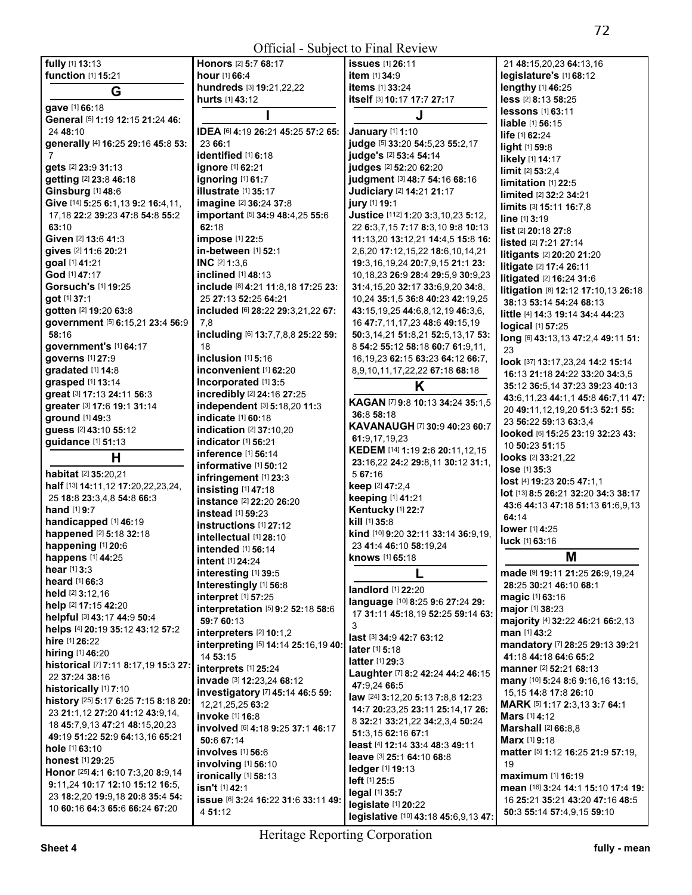Official - Subject to Final Review

**fully** [1] **13:**13
**function** [1] **15:**21

## G

**gave** [1] **66:**18
**General** [5] **1:**19 **12:**15 **21:**24 **46:** 24 **48:**10
**generally** [4] **16:**25 **29:**16 **45:**8 **53:** 7
**gets** [2] **23:**9 **31:**13
**getting** [2] **23:**8 **46:**18
**Ginsburg** [1] **48:**6
**Give** [14] **5:**25 **6:**1,13 **9:**2 **16:**4,11, 17,18 **22:**2 **39:**23 **47:**8 **54:**8 **55:**2 **63:**10
**Given** [2] **13:**6 **41:**3
**gives** [2] **11:**6 **20:**21
**goal** [1] **41:**21
**God** [1] **47:**17
**Gorsuch's** [1] **19:**25
**got** [1] **37:**1
**gotten** [2] **19:**20 **63:**8
**government** [5] **6:**15,21 **23:**4 **56:**9 **58:**16
**government's** [1] **64:**17
**governs** [1] **27:**9
**gradated** [1] **14:**8
**grasped** [1] **13:**14
**great** [3] **17:**13 **24:**11 **56:**3
**greater** [3] **17:**6 **19:**1 **31:**14
**ground** [1] **49:**3
**guess** [2] **43:**10 **55:**12
**guidance** [1] **51:**13

## H

**habitat** [2] **35:**20,21
**half** [13] **14:**11,12 **17:**20,22,23,24, 25 **18:**8 **23:**3,4,8 **54:**8 **66:**3
**hand** [1] **9:**7
**handicapped** [1] **46:**19
**happened** [2] **5:**18 **32:**18
**happening** [1] **20:**6
**happens** [1] **44:**25
**hear** [1] **3:**3
**heard** [1] **66:**3
**held** [2] **3:**12,16
**help** [2] **17:**15 **42:**20
**helpful** [3] **43:**17 **44:**9 **50:**4
**helps** [4] **20:**19 **35:**12 **43:**12 **57:**2
**hire** [1] **26:**22
**hiring** [1] **46:**20
**historical** [7] **7:**11 **8:**17,19 **15:**3 **27:** 22 **37:**24 **38:**16
**historically** [1] **7:**10
**history** [25] **5:**17 **6:**25 **7:**15 **8:**18 **20:** 23 **21:**1,12 **27:**20 **41:**12 **43:**9,14, 18 **45:**7,9,13 **47:**21 **48:**15,20,23 **49:**19 **51:**22 **52:**9 **64:**13,16 **65:**21
**hole** [1] **63:**10
**honest** [1] **29:**25
**Honor** [25] **4:**1 **6:**10 **7:**3,20 **8:**9,14 **9:**11,24 **10:**17 **12:**10 **15:**12 **16:**5, 23 **18:**2,20 **19:**9,18 **20:**8 **35:**4 **54:** 10 **60:**16 **64:**3 **65:**6 **66:**24 **67:**20
**Honors** [2] **5:**7 **68:**17
**hour** [1] **66:**4
**hundreds** [3] **19:**21,22,22
**hurts** [1] **43:**12

## I

**IDEA** [6] **4:**19 **26:**21 **45:**25 **57:**2 **65:** 23 **66:**1
**identified** [1] **6:**18
**ignore** [1] **62:**21
**ignoring** [1] **61:**7
**illustrate** [1] **35:**17
**imagine** [2] **36:**24 **37:**8
**important** [5] **34:**9 **48:**4,25 **55:**6 **62:**18
**impose** [1] **22:**5
**in-between** [1] **52:**1
**INC** [2] **1:**3,6
**inclined** [1] **48:**13
**include** [8] **4:**21 **11:**8,18 **17:**25 **23:** 25 **27:**13 **52:**25 **64:**21
**included** [6] **28:**22 **29:**3,21,22 **67:** 7,8
**including** [6] **13:**7,7,8,8 **25:**22 **59:** 18
**inclusion** [1] **5:**16
**inconvenient** [1] **62:**20
**Incorporated** [1] **3:**5
**incredibly** [2] **24:**16 **27:**25
**independent** [3] **5:**18,20 **11:**3
**indicate** [1] **60:**18
**indication** [2] **37:**10,20
**indicator** [1] **56:**21
**inference** [1] **56:**14
**informative** [1] **50:**12
**infringement** [1] **23:**3
**insisting** [1] **47:**18
**instance** [2] **22:**20 **26:**20
**instead** [1] **59:**23
**instructions** [1] **27:**12
**intellectual** [1] **28:**10
**intended** [1] **56:**14
**intent** [1] **24:**24
**interesting** [1] **39:**5
**Interestingly** [1] **56:**8
**interpret** [1] **57:**25
**interpretation** [5] **9:**2 **52:**18 **58:**6 **59:**7 **60:**13
**interpreters** [2] **10:**1,2
**interpreting** [5] **14:**14 **25:**16,19 **40:** 14 **53:**15
**interprets** [1] **25:**24
**invade** [3] **12:**23,24 **68:**12
**investigatory** [7] **45:**14 **46:**5 **59:** 12,21,25,25 **63:**2
**invoke** [1] **16:**8
**involved** [6] **4:**18 **9:**25 **37:**1 **46:**17 **50:**6 **67:**14
**involves** [1] **56:**6
**involving** [1] **56:**10
**ironically** [1] **58:**13
**isn't** [1] **42:**1
**issue** [6] **3:**24 **16:**22 **31:**6 **33:**11 **49:** 4 **51:**12
**issues** [1] **26:**11
**item** [1] **34:**9
**items** [1] **33:**24
**itself** [3] **10:**17 **17:**7 **27:**17

## J

**January** [1] **1:**10
**judge** [5] **33:**20 **54:**5,23 **55:**2,17
**judge's** [2] **53:**4 **54:**14
**judges** [2] **52:**20 **62:**20
**judgment** [3] **48:**7 **54:**16 **68:**16
**Judiciary** [2] **14:**21 **21:**17
**jury** [1] **19:**1
**Justice** [112] **1:**20 **3:**3,10,23 **5:**12, 22 **6:**3,7,15 **7:**17 **8:**3,10 **9:**8 **10:**13 **11:**13,20 **13:**12,21 **14:**4,5 **15:**8 **16:** 2,6,20 **17:**12,15,22 **18:**6,10,14,21 **19:**3,16,19,24 **20:**7,9,15 **21:**1 **23:** 10,18,23 **26:**9 **28:**4 **29:**5,9 **30:**9,23 **31:**4,15,20 **32:**17 **33:**6,9,20 **34:**8, 10,24 **35:**1,5 **36:**8 **40:**23 **42:**19,25 **43:**15,19,25 **44:**6,8,12,19 **46:**3,6, 16 **47:**7,11,17,23 **48:**6 **49:**15,19 **50:**3,14,21 **51:**8,21 **52:**5,13,17 **53:** 8 **54:**2 **55:**12 **58:**18 **60:**7 **61:**9,11, 16,19,23 **62:**15 **63:**23 **64:**12 **66:**7, 8,9,10,11,17,22,22 **67:**18 **68:**18

## K

**KAGAN** [7] **9:**8 **10:**13 **34:**24 **35:**1,5 **36:**8 **58:**18
**KAVANAUGH** [7] **30:**9 **40:**23 **60:**7 **61:**9,17,19,23
**KEDEM** [14] **1:**19 **2:**6 **20:**11,12,15 **23:**16,22 **24:**2 **29:**8,11 **30:**12 **31:**1, 5 **67:**16
**keep** [2] **47:**2,4
**keeping** [1] **41:**21
**Kentucky** [1] **22:**7
**kill** [1] **35:**8
**kind** [10] **9:**20 **32:**11 **33:**14 **36:**9,19, 23 **41:**4 **46:**10 **58:**19,24
**knows** [1] **65:**18

## L

**landlord** [1] **22:**20
**language** [10] **8:**25 **9:**6 **27:**24 **29:** 17 **31:**11 **45:**18,19 **52:**25 **59:**14 **63:** 3
**last** [3] **34:**9 **42:**7 **63:**12
**later** [1] **5:**18
**latter** [1] **29:**3
**Laughter** [7] **8:**2 **42:**24 **44:**2 **46:**15 **47:**9,24 **66:**5
**law** [24] **3:**12,20 **5:**13 **7:**8,8 **12:**23 **14:**7 **20:**23,25 **23:**11 **25:**14,17 **26:** 8 **32:**21 **33:**21,22 **34:**2,3,4 **50:**24 **51:**3,15 **62:**16 **67:**1
**least** [4] **12:**14 **33:**4 **48:**3 **49:**11
**leave** [3] **25:**1 **64:**10 **68:**8
**ledger** [1] **19:**13
**left** [1] **25:**5
**legal** [1] **35:**7
**legislate** [1] **20:**22
**legislative** [10] **43:**18 **45:**6,9,13 **47:** 21 **48:**15,20,23 **64:**13,16
**legislature's** [1] **68:**12
**lengthy** [1] **46:**25
**less** [2] **8:**13 **58:**25
**lessons** [1] **63:**11
**liable** [1] **56:**15
**life** [1] **62:**24
**light** [1] **59:**8
**likely** [1] **14:**17
**limit** [2] **53:**2,4
**limitation** [1] **22:**5
**limited** [2] **32:**2 **34:**21
**limits** [3] **15:**11 **16:**7,8
**line** [1] **3:**19
**list** [2] **20:**18 **27:**8
**listed** [2] **7:**21 **27:**14
**litigants** [2] **20:**20 **21:**20
**litigate** [2] **17:**4 **26:**11
**litigated** [2] **16:**24 **31:**6
**litigation** [8] **12:**12 **17:**10,13 **26:**18 **38:**13 **53:**14 **54:**24 **68:**13
**little** [4] **14:**3 **19:**14 **34:**4 **44:**23
**logical** [1] **57:**25
**long** [6] **43:**13,13 **47:**2,4 **49:**11 **51:** 23
**look** [37] **13:**17,23,24 **14:**2 **15:**14 **16:**13 **21:**18 **24:**22 **33:**20 **34:**3,5 **35:**12 **36:**5,14 **37:**23 **39:**23 **40:**13 **43:**6,11,23 **44:**1,1 **45:**8 **46:**7,11 **47:** 20 **49:**11,12,19,20 **51:**3 **52:**1 **55:** 23 **56:**22 **59:**13 **63:**3,4
**looked** [6] **15:**25 **23:**19 **32:**23 **43:** 10 **50:**23 **51:**15
**looks** [2] **33:**21,22
**lose** [1] **35:**3
**lost** [4] **19:**23 **20:**5 **47:**1,1
**lot** [13] **8:**5 **26:**21 **32:**20 **34:**3 **38:**17 **43:**6 **44:**13 **47:**18 **51:**13 **61:**6,9,13 **64:**14
**lower** [1] **4:**25
**luck** [1] **63:**16

## M

**made** [9] **19:**11 **21:**25 **26:**9,19,24 **28:**25 **30:**21 **46:**10 **68:**1
**magic** [1] **63:**16
**major** [1] **38:**23
**majority** [4] **32:**22 **46:**21 **66:**2,13
**man** [1] **43:**2
**mandatory** [7] **28:**25 **29:**13 **39:**21 **41:**18 **44:**18 **64:**6 **65:**2
**manner** [2] **52:**21 **68:**13
**many** [10] **5:**24 **8:**6 **9:**16,16 **13:**15, 15,15 **14:**8 **17:**8 **26:**10
**MARK** [5] **1:**17 **2:**3,13 **3:**7 **64:**1
**Mars** [1] **4:**12
**Marshall** [2] **66:**8,8
**Marx** [1] **9:**18
**matter** [5] **1:**12 **16:**25 **21:**9 **57:**19, 19
**maximum** [1] **16:**19
**mean** [16] **3:**24 **14:**1 **15:**10 **17:**4 **19:** 16 **25:**21 **35:**21 **43:**20 **47:**16 **48:**5 **50:**3 **55:**14 **57:**4,9,15 **59:**10

Heritage Reporting Corporation

Sheet 4 fully - mean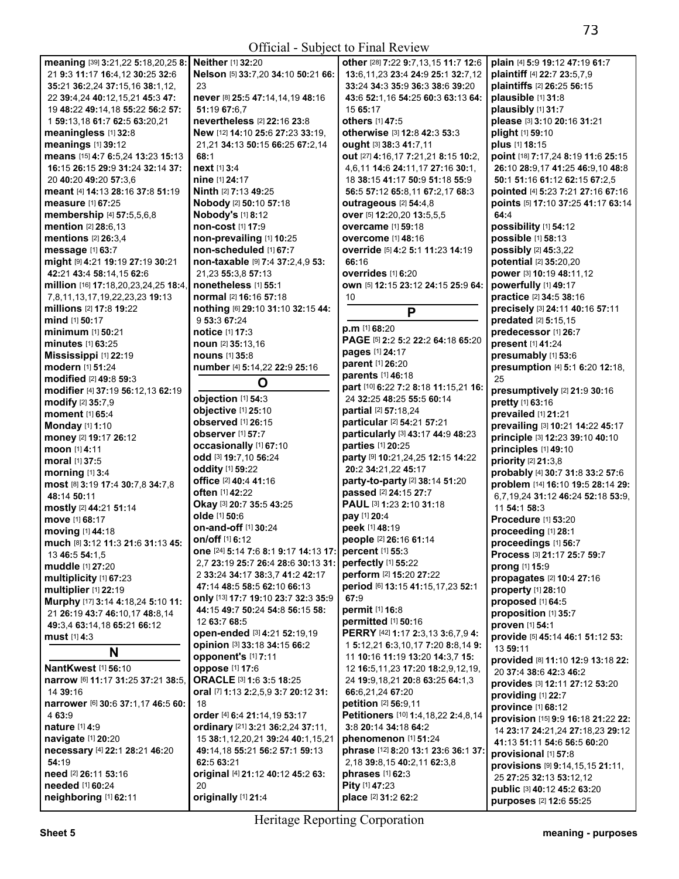Official - Subject to Final Review

**meaning** [39] **3:**21,22 **5:**18,20,25 **8:** 21 **9:**3 **11:**17 **16:**4,12 **30:**25 **32:**6 **35:**21 **36:**2,24 **37:**15,16 **38:**1,12, 22 **39:**4,24 **40:**12,15,21 **45:**3 **47:** 19 **48:**22 **49:**14,18 **55:**22 **56:**2 **57:** 1 **59:**13,18 **61:**7 **62:**5 **63:**20,21
**meaningless** [1] **32:**8
**meanings** [1] **39:**12
**means** [15] **4:**7 **6:**5,24 **13:**23 **15:**13 **16:**15 **26:**15 **29:**9 **31:**24 **32:**14 **37:** 20 **40:**20 **49:**20 **57:**3,6
**meant** [4] **14:**13 **28:**16 **37:**8 **51:**19
**measure** [1] **67:**25
**membership** [4] **57:**5,5,6,8
**mention** [2] **28:**6,13
**mentions** [2] **26:**3,4
**message** [1] **63:**7
**might** [9] **4:**21 **19:**19 **27:**19 **30:**21 **42:**21 **43:**4 **58:**14,15 **62:**6
**million** [16] **17:**18,20,23,24,25 **18:**4, 7,8,11,13,17,19,22,23,23 **19:**13
**millions** [2] **17:**8 **19:**22
**mind** [1] **50:**17
**minimum** [1] **50:**21
**minutes** [1] **63:**25
**Mississippi** [1] **22:**19
**modern** [1] **51:**24
**modified** [2] **49:**8 **59:**3
**modifier** [4] **37:**19 **56:**12,13 **62:**19
**modify** [2] **35:**7,9
**moment** [1] **65:**4
**Monday** [1] **1:**10
**money** [2] **19:**17 **26:**12
**moon** [1] **4:**11
**moral** [1] **37:**5
**morning** [1] **3:**4
**most** [8] **3:**19 **17:**4 **30:**7,8 **34:**7,8 **48:**14 **50:**11
**mostly** [2] **44:**21 **51:**14
**move** [1] **68:**17
**moving** [1] **44:**18
**much** [8] **3:**12 **11:**3 **21:**6 **31:**13 **45:** 13 **46:**5 **54:**1,5
**muddle** [1] **27:**20
**multiplicity** [1] **67:**23
**multiplier** [1] **22:**19
**Murphy** [17] **3:**14 **4:**18,24 **5:**10 **11:** 21 **26:**19 **43:**7 **46:**10,17 **48:**8,14 **49:**3,4 **63:**14,18 **65:**21 **66:**12
**must** [1] **4:**3

## N

**NantKwest** [1] **56:**10
**narrow** [6] **11:**17 **31:**25 **37:**21 **38:**5, 14 **39:**16
**narrower** [6] **30:**6 **37:**1,17 **46:**5 **60:** 4 **63:**9
**nature** [1] **4:**9
**navigate** [1] **20:**20
**necessary** [4] **22:**1 **28:**21 **46:**20 **54:**19
**need** [2] **26:**11 **53:**16
**needed** [1] **60:**24
**neighboring** [1] **62:**11
**Neither** [1] **32:**20
**Nelson** [5] **33:**7,20 **34:**10 **50:**21 **66:** 23
**never** [8] **25:**5 **47:**14,14,19 **48:**16 **51:**19 **67:**6,7
**nevertheless** [2] **22:**16 **23:**8
**New** [12] **14:**10 **25:**6 **27:**23 **33:**19, 21,21 **34:**13 **50:**15 **66:**25 **67:**2,14 **68:**1
**next** [1] **3:**4
**nine** [1] **24:**17
**Ninth** [2] **7:**13 **49:**25
**Nobody** [2] **50:**10 **57:**18
**Nobody's** [1] **8:**12
**non-cost** [1] **17:**9
**non-prevailing** [1] **10:**25
**non-scheduled** [1] **67:**7
**non-taxable** [9] **7:**4 **37:**2,4,9 **53:** 21,23 **55:**3,8 **57:**13
**nonetheless** [1] **55:**1
**normal** [2] **16:**16 **57:**18
**nothing** [6] **29:**10 **31:**10 **32:**15 **44:** 9 **53:**3 **67:**24
**notice** [1] **17:**3
**noun** [2] **35:**13,16
**nouns** [1] **35:**8
**number** [4] **5:**14,22 **22:**9 **25:**16

## O

**objection** [1] **54:**3
**objective** [1] **25:**10
**observed** [1] **26:**15
**observer** [1] **57:**7
**occasionally** [1] **67:**10
**odd** [3] **19:**7,10 **56:**24
**oddity** [1] **59:**22
**office** [2] **40:**4 **41:**16
**often** [1] **42:**22
**Okay** [3] **20:**7 **35:**5 **43:**25
**olde** [1] **50:**6
**on-and-off** [1] **30:**24
**on/off** [1] **6:**12
**one** [24] **5:**14 **7:**6 **8:**1 **9:**17 **14:**13 **17:** 2,7 **23:**19 **25:**7 **26:**4 **28:**6 **30:**13 **31:** 2 **33:**24 **34:**17 **38:**3,7 **41:**2 **42:**17 **47:**14 **48:**5 **58:**5 **62:**10 **66:**13
**only** [13] **17:**7 **19:**10 **23:**7 **32:**3 **35:**9 **44:**15 **49:**7 **50:**24 **54:**8 **56:**15 **58:** 12 **63:**7 **68:**5
**open-ended** [3] **4:**21 **52:**19,19
**opinion** [3] **33:**18 **34:**15 **66:**2
**opponent's** [1] **7:**11
**oppose** [1] **17:**6
**ORACLE** [3] **1:**6 **3:**5 **18:**25
**oral** [7] **1:**13 **2:**2,5,9 **3:**7 **20:**12 **31:** 18
**order** [4] **6:**4 **21:**14,19 **53:**17
**ordinary** [21] **3:**21 **36:**2,24 **37:**11, 15 **38:**1,12,20,21 **39:**24 **40:**1,15,21 **49:**14,18 **55:**21 **56:**2 **57:**1 **59:**13 **62:**5 **63:**21
**original** [4] **21:**12 **40:**12 **45:**2 **63:** 20
**originally** [1] **21:**4
**other** [28] **7:**22 **9:**7,13,15 **11:**7 **12:**6 **13:**6,11,23 **23:**4 **24:**9 **25:**1 **32:**7,12 **33:**24 **34:**3 **35:**9 **36:**3 **38:**6 **39:**20 **43:**6 **52:**1,16 **54:**25 **60:**3 **63:**13 **64:** 15 **65:**17
**others** [1] **47:**5
**otherwise** [3] **12:**8 **42:**3 **53:**3
**ought** [3] **38:**3 **41:**7,11
**out** [27] **4:**16,17 **7:**21,21 **8:**15 **10:**2, 4,6,11 **14:**6 **24:**11,17 **27:**16 **30:**1, 18 **38:**15 **41:**17 **50:**9 **51:**18 **55:**9 **56:**5 **57:**12 **65:**8,11 **67:**2,17 **68:**3
**outrageous** [2] **54:**4,8
**over** [5] **12:**20,20 **13:**5,5,5
**overcame** [1] **59:**18
**overcome** [1] **48:**16
**override** [5] **4:**2 **5:**1 **11:**23 **14:**19 **66:**16
**overrides** [1] **6:**20
**own** [5] **12:**15 **23:**12 **24:**15 **25:**9 **64:** 10

## P

**p.m** [1] **68:**20
**PAGE** [5] **2:**2 **5:**2 **22:**2 **64:**18 **65:**20
**pages** [1] **24:**17
**parent** [1] **26:**20
**parents** [1] **46:**18
**part** [10] **6:**22 **7:**2 **8:**18 **11:**15,21 **16:** 24 **32:**25 **48:**25 **55:**5 **60:**14
**partial** [2] **57:**18,24
**particular** [2] **54:**21 **57:**21
**particularly** [3] **43:**17 **44:**9 **48:**23
**parties** [1] **20:**25
**party** [9] **10:**21,24,25 **12:**15 **14:**22 **20:**2 **34:**21,22 **45:**17
**party-to-party** [2] **38:**14 **51:**20
**passed** [2] **24:**15 **27:**7
**PAUL** [3] **1:**23 **2:**10 **31:**18
**pay** [1] **20:**4
**peek** [1] **48:**19
**people** [2] **26:**16 **61:**14
**percent** [1] **55:**3
**perfectly** [1] **55:**22
**perform** [2] **15:**20 **27:**22
**period** [6] **13:**15 **41:**15,17,23 **52:**1 **67:**9
**permit** [1] **16:**8
**permitted** [1] **50:**16
**PERRY** [42] **1:**17 **2:**3,13 **3:**6,7,9 **4:** 1 **5:**12,21 **6:**3,10,17 **7:**20 **8:**8,14 **9:** 11 **10:**16 **11:**19 **13:**20 **14:**3,7 **15:** 12 **16:**5,11,23 **17:**20 **18:**2,9,12,19, 24 **19:**9,18,21 **20:**8 **63:**25 **64:**1,3 **66:**6,21,24 **67:**20
**petition** [2] **56:**9,11
**Petitioners** [10] **1:**4,18,22 **2:**4,8,14 **3:**8 **20:**14 **34:**18 **64:**2
**phenomenon** [1] **51:**24
**phrase** [12] **8:**20 **13:**1 **23:**6 **36:**1 **37:** 2,18 **39:**8,15 **40:**2,11 **62:**3,8
**phrases** [1] **62:**3
**Pity** [1] **47:**23
**place** [2] **31:**2 **62:**2
**plain** [4] **5:**9 **19:**12 **47:**19 **61:**7
**plaintiff** [4] **22:**7 **23:**5,7,9
**plaintiffs** [2] **26:**25 **56:**15
**plausible** [1] **31:**8
**plausibly** [1] **31:**7
**please** [3] **3:**10 **20:**16 **31:**21
**plight** [1] **59:**10
**plus** [1] **18:**15
**point** [18] **7:**17,24 **8:**19 **11:**6 **25:**15 **26:**10 **28:**9,17 **41:**25 **46:**9,10 **48:**8 **50:**1 **51:**16 **61:**12 **62:**15 **67:**2,5
**pointed** [4] **5:**23 **7:**21 **27:**16 **67:**16
**points** [5] **17:**10 **37:**25 **41:**17 **63:**14 **64:**4
**possibility** [1] **54:**12
**possible** [1] **58:**13
**possibly** [2] **45:**3,22
**potential** [2] **35:**20,20
**power** [3] **10:**19 **48:**11,12
**powerfully** [1] **49:**17
**practice** [2] **34:**5 **38:**16
**precisely** [3] **24:**11 **40:**16 **57:**11
**predated** [2] **5:**15,15
**predecessor** [1] **26:**7
**present** [1] **41:**24
**presumably** [1] **53:**6
**presumption** [4] **5:**1 **6:**20 **12:**18, 25
**presumptively** [2] **21:**9 **30:**16
**pretty** [1] **63:**16
**prevailed** [1] **21:**21
**prevailing** [3] **10:**21 **14:**22 **45:**17
**principle** [3] **12:**23 **39:**10 **40:**10
**principles** [1] **49:**10
**priority** [2] **21:**3,8
**probably** [4] **30:**7 **31:**8 **33:**2 **57:**6
**problem** [14] **16:**10 **19:**5 **28:**14 **29:** 6,7,19,24 **31:**12 **46:**24 **52:**18 **53:**9, 11 **54:**1 **58:**3
**Procedure** [1] **53:**20
**proceeding** [1] **28:**1
**proceedings** [1] **56:**7
**Process** [3] **21:**17 **25:**7 **59:**7
**prong** [1] **15:**9
**propagates** [2] **10:**4 **27:**16
**property** [1] **28:**10
**proposed** [1] **64:**5
**proposition** [1] **35:**7
**proven** [1] **54:**1
**provide** [5] **45:**14 **46:**1 **51:**12 **53:** 13 **59:**11
**provided** [8] **11:**10 **12:**9 **13:**18 **22:** 20 **37:**4 **38:**6 **42:**3 **46:**2
**provides** [3] **12:**11 **27:**12 **53:**20
**providing** [1] **22:**7
**province** [1] **68:**12
**provision** [15] **9:**9 **16:**18 **21:**22 **22:** 14 **23:**17 **24:**21,24 **27:**18,23 **29:**12 **41:**13 **51:**11 **54:**6 **56:**5 **60:**20
**provisional** [1] **57:**8
**provisions** [9] **9:**14,15,15 **21:**11, 25 **27:**25 **32:**13 **53:**12,12
**public** [3] **40:**12 **45:**2 **63:**20
**purposes** [2] **12:**6 **55:**25

Heritage Reporting Corporation

Sheet 5 meaning - purposes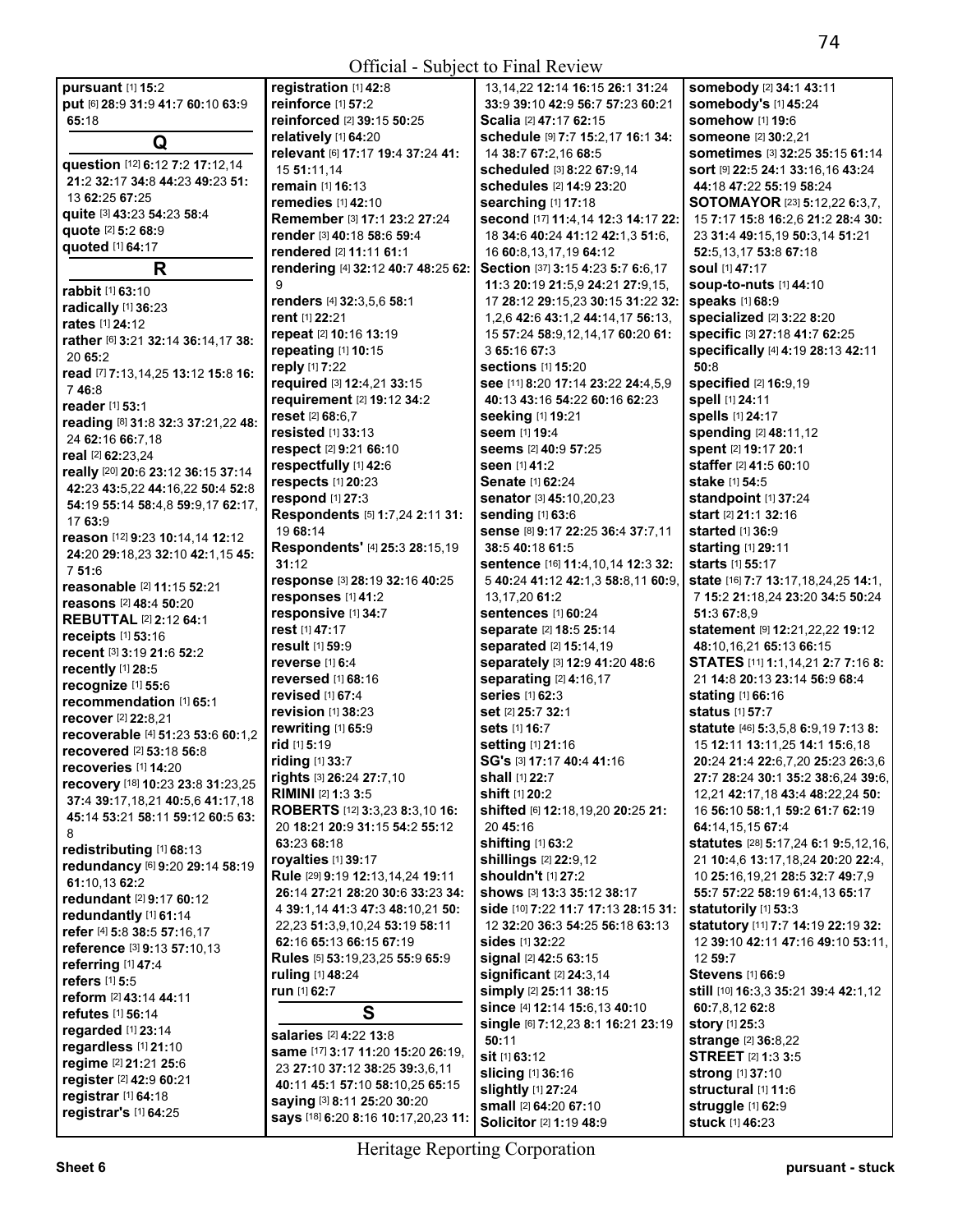Official - Subject to Final Review

**pursuant** [1] **15:**2
**put** [6] **28:**9 **31:**9 **41:**7 **60:**10 **63:**9 **65:**18

## Q

**question** [12] **6:**12 **7:**2 **17:**12,14 **21:**2 **32:**17 **34:**8 **44:**23 **49:**23 **51:**13 **62:**25 **67:**25
**quite** [3] **43:**23 **54:**23 **58:**4
**quote** [2] **5:**2 **68:**9
**quoted** [1] **64:**17

## R

**rabbit** [1] **63:**10
**radically** [1] **36:**23
**rates** [1] **24:**12
**rather** [6] **3:**21 **32:**14 **36:**14,17 **38:**20 **65:**2
**read** [7] **7:**13,14,25 **13:**12 **15:**8 **16:**7 **46:**8
**reader** [1] **53:**1
**reading** [8] **31:**8 **32:**3 **37:**21,22 **48:**24 **62:**16 **66:**7,18
**real** [2] **62:**23,24
**really** [20] **20:**6 **23:**12 **36:**15 **37:**14 **42:**23 **43:**5,22 **44:**16,22 **50:**4 **52:**8 **54:**19 **55:**14 **58:**4,8 **59:**9,17 **62:**17,17 **63:**9
**reason** [12] **9:**23 **10:**14,14 **12:**12 **24:**20 **29:**18,23 **32:**10 **42:**1,15 **45:**7 **51:**6
**reasonable** [2] **11:**15 **52:**21
**reasons** [2] **48:**4 **50:**20
**REBUTTAL** [2] **2:**12 **64:**1
**receipts** [1] **53:**16
**recent** [3] **3:**19 **21:**6 **52:**2
**recently** [1] **28:**5
**recognize** [1] **55:**6
**recommendation** [1] **65:**1
**recover** [2] **22:**8,21
**recoverable** [4] **51:**23 **53:**6 **60:**1,2
**recovered** [2] **53:**18 **56:**8
**recoveries** [1] **14:**20
**recovery** [18] **10:**23 **23:**8 **31:**23,25 **37:**4 **39:**17,18,21 **40:**5,6 **41:**17,18 **45:**14 **53:**21 **58:**11 **59:**12 **60:**5 **63:**8
**redistributing** [1] **68:**13
**redundancy** [6] **9:**20 **29:**14 **58:**19 **61:**10,13 **62:**2
**redundant** [2] **9:**17 **60:**12
**redundantly** [1] **61:**14
**refer** [4] **5:**8 **38:**5 **57:**16,17
**reference** [3] **9:**13 **57:**10,13
**referring** [1] **47:**4
**refers** [1] **5:**5
**reform** [2] **43:**14 **44:**11
**refutes** [1] **56:**14
**regarded** [1] **23:**14
**regardless** [1] **21:**10
**regime** [2] **21:**21 **25:**6
**register** [2] **42:**9 **60:**21
**registrar** [1] **64:**18
**registrar's** [1] **64:**25
**registration** [1] **42:**8
**reinforce** [1] **57:**2
**reinforced** [2] **39:**15 **50:**25
**relatively** [1] **64:**20
**relevant** [6] **17:**17 **19:**4 **37:**24 **41:**15 **51:**11,14
**remain** [1] **16:**13
**remedies** [1] **42:**10
**Remember** [3] **17:**1 **23:**2 **27:**24
**render** [3] **40:**18 **58:**6 **59:**4
**rendered** [2] **11:**11 **61:**1
**rendering** [4] **32:**12 **40:**7 **48:**25 **62:**9
**renders** [4] **32:**3,5,6 **58:**1
**rent** [1] **22:**21
**repeat** [2] **10:**16 **13:**19
**repeating** [1] **10:**15
**reply** [1] **7:**22
**required** [3] **12:**4,21 **33:**15
**requirement** [2] **19:**12 **34:**2
**reset** [2] **68:**6,7
**resisted** [1] **33:**13
**respect** [2] **9:**21 **66:**10
**respectfully** [1] **42:**6
**respects** [1] **20:**23
**respond** [1] **27:**3
**Respondents** [5] **1:**7,24 **2:**11 **31:**19 **68:**14
**Respondents'** [4] **25:**3 **28:**15,19 **31:**12
**response** [3] **28:**19 **32:**16 **40:**25
**responses** [1] **41:**2
**responsive** [1] **34:**7
**rest** [1] **47:**17
**result** [1] **59:**9
**reverse** [1] **6:**4
**reversed** [1] **68:**16
**revised** [1] **67:**4
**revision** [1] **38:**23
**rewriting** [1] **65:**9
**rid** [1] **5:**19
**riding** [1] **33:**7
**rights** [3] **26:**24 **27:**7,10
**RIMINI** [2] **1:**3 **3:**5
**ROBERTS** [12] **3:**3,23 **8:**3,10 **16:**20 **18:**21 **20:**9 **31:**15 **54:**2 **55:**12 **63:**23 **68:**18
**royalties** [1] **39:**17
**Rule** [29] **9:**19 **12:**13,14,24 **19:**11 **26:**14 **27:**21 **28:**20 **30:**6 **33:**23 **34:**4 **39:**1,14 **41:**3 **47:**3 **48:**10,21 **50:**22,23 **51:**3,9,10,24 **53:**19 **58:**11 **62:**16 **65:**13 **66:**15 **67:**19
**Rules** [5] **53:**19,23,25 **55:**9 **65:**9
**ruling** [1] **48:**24
**run** [1] **62:**7

## S

**salaries** [2] **4:**22 **13:**8
**same** [17] **3:**17 **11:**20 **15:**20 **26:**19,23 **27:**10 **37:**12 **38:**25 **39:**3,6,11 **40:**11 **45:**1 **57:**10 **58:**10,25 **65:**15
**saying** [3] **8:**11 **25:**20 **30:**20
**says** [18] **6:**20 **8:**16 **10:**17,20,23 **11:**13,14,22 **12:**14 **16:**15 **26:**1 **31:**24 **33:**9 **39:**10 **42:**9 **56:**7 **57:**23 **60:**21
**Scalia** [2] **47:**17 **62:**15
**schedule** [9] **7:**7 **15:**2,17 **16:**1 **34:**14 **38:**7 **67:**2,16 **68:**5
**scheduled** [3] **8:**22 **67:**9,14
**schedules** [2] **14:**9 **23:**20
**searching** [1] **17:**18
**second** [17] **11:**4,14 **12:**3 **14:**17 **22:**18 **34:**6 **40:**24 **41:**12 **42:**1,3 **51:**6,16 **60:**8,13,17,19 **64:**12
**Section** [37] **3:**15 **4:**23 **5:**7 **6:**6,17 **11:**3 **20:**19 **21:**5,9 **24:**21 **27:**9,15,17 **28:**12 **29:**15,23 **30:**15 **31:**22 **32:**1,2,6 **42:**6 **43:**1,2 **44:**14,17 **56:**13,15 **57:**24 **58:**9,12,14,17 **60:**20 **61:**3 **65:**16 **67:**3
**sections** [1] **15:**20
**see** [11] **8:**20 **17:**14 **23:**22 **24:**4,5,9 **40:**13 **43:**16 **54:**22 **60:**16 **62:**23
**seeking** [1] **19:**21
**seem** [1] **19:**4
**seems** [2] **40:**9 **57:**25
**seen** [1] **41:**2
**Senate** [1] **62:**24
**senator** [3] **45:**10,20,23
**sending** [1] **63:**6
**sense** [8] **9:**17 **22:**25 **36:**4 **37:**7,11 **38:**5 **40:**18 **61:**5
**sentence** [16] **11:**4,10,14 **12:**3 **32:**5 **40:**24 **41:**12 **42:**1,3 **58:**8,11 **60:**9,13,17,20 **61:**2
**sentences** [1] **60:**24
**separate** [2] **18:**5 **25:**14
**separated** [2] **15:**14,19
**separately** [3] **12:**9 **41:**20 **48:**6
**separating** [2] **4:**16,17
**series** [1] **62:**3
**set** [2] **25:**7 **32:**1
**sets** [1] **16:**7
**setting** [1] **21:**16
**SG's** [3] **17:**17 **40:**4 **41:**16
**shall** [1] **22:**7
**shift** [1] **20:**2
**shifted** [6] **12:**18,19,20 **20:**25 **21:**20 **45:**16
**shifting** [1] **63:**2
**shillings** [2] **22:**9,12
**shouldn't** [1] **27:**2
**shows** [3] **13:**3 **35:**12 **38:**17
**side** [10] **7:**22 **11:**7 **17:**13 **28:**15 **31:**12 **32:**20 **36:**3 **54:**25 **56:**18 **63:**13
**sides** [1] **32:**22
**signal** [2] **42:**5 **63:**15
**significant** [2] **24:**3,14
**simply** [2] **25:**11 **38:**15
**since** [4] **12:**14 **15:**6,13 **40:**10
**single** [6] **7:**12,23 **8:**1 **16:**21 **23:**19 **50:**11
**sit** [1] **63:**12
**slicing** [1] **36:**16
**slightly** [1] **27:**24
**small** [2] **64:**20 **67:**10
**Solicitor** [2] **1:**19 **48:**9
**somebody** [2] **34:**1 **43:**11
**somebody's** [1] **45:**24
**somehow** [1] **19:**6
**someone** [2] **30:**2,21
**sometimes** [3] **32:**25 **35:**15 **61:**14
**sort** [9] **22:**5 **24:**1 **33:**16,16 **43:**24 **44:**18 **47:**22 **55:**19 **58:**24
**SOTOMAYOR** [23] **5:**12,22 **6:**3,7,15 **7:**17 **15:**8 **16:**2,6 **21:**2 **28:**4 **30:**23 **31:**4 **49:**15,19 **50:**3,14 **51:**21 **52:**5,13,17 **53:**8 **67:**18
**soul** [1] **47:**17
**soup-to-nuts** [1] **44:**10
**speaks** [1] **68:**9
**specialized** [2] **3:**22 **8:**20
**specific** [3] **27:**18 **41:**7 **62:**25
**specifically** [4] **4:**19 **28:**13 **42:**11 **50:**8
**specified** [2] **16:**9,19
**spell** [1] **24:**11
**spells** [1] **24:**17
**spending** [2] **48:**11,12
**spent** [2] **19:**17 **20:**1
**staffer** [2] **41:**5 **60:**10
**stake** [1] **54:**5
**standpoint** [1] **37:**24
**start** [2] **21:**1 **32:**16
**started** [1] **36:**9
**starting** [1] **29:**11
**starts** [1] **55:**17
**state** [16] **7:**7 **13:**17,18,24,25 **14:**1,7 **15:**2 **21:**18,24 **23:**20 **34:**5 **50:**24 **51:**3 **67:**8,9
**statement** [9] **12:**21,22,22 **19:**12 **48:**10,16,21 **65:**13 **66:**15
**STATES** [11] **1:**1,14,21 **2:**7 **7:**16 **8:**21 **14:**8 **20:**13 **23:**14 **56:**9 **68:**4
**stating** [1] **66:**16
**status** [1] **57:**7
**statute** [46] **5:**3,5,8 **6:**9,19 **7:**13 **8:**15 **12:**11 **13:**11,25 **14:**1 **15:**6,18 **20:**24 **21:**4 **22:**6,7,20 **25:**23 **26:**3,6 **27:**7 **28:**24 **30:**1 **35:**2 **38:**6,24 **39:**6,12,21 **42:**17,18 **43:**4 **48:**22,24 **50:**16 **56:**10 **58:**1,1 **59:**2 **61:**7 **62:**19 **64:**14,15,16 **67:**4
**statutes** [28] **5:**17,24 **6:**1 **9:**5,12,16,21 **10:**4,6 **13:**17,18,24 **20:**20 **22:**4,10 **25:**16,19,21 **28:**5 **32:**7 **49:**7,9 **55:**7 **57:**22 **58:**19 **61:**4,13 **65:**17
**statutorily** [1] **53:**3
**statutory** [11] **7:**7 **14:**19 **22:**19 **32:**12 **39:**10 **42:**11 **47:**16 **49:**10 **53:**11,12 **59:**7
**Stevens** [1] **66:**9
**still** [10] **16:**3,3 **35:**21 **39:**4 **42:**1,12 **60:**7,8,12 **62:**8
**story** [1] **25:**3
**strange** [2] **36:**8,22
**STREET** [2] **1:**3 **3:**5
**strong** [1] **37:**10
**structural** [1] **11:**6
**struggle** [1] **62:**9
**stuck** [1] **46:**23

Heritage Reporting Corporation

Sheet 6 pursuant - stuck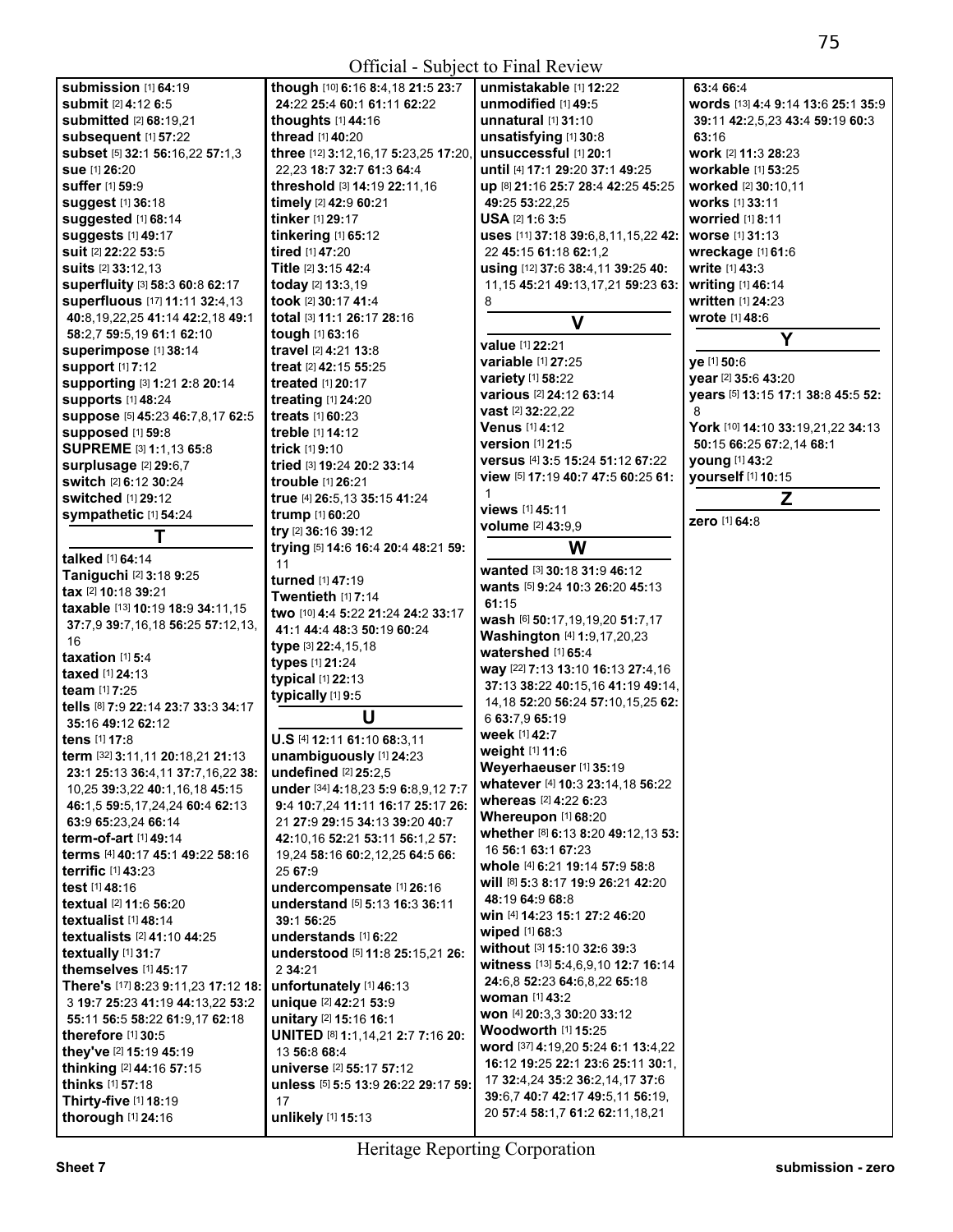Official - Subject to Final Review

**submission** [1] **64:**19
**submit** [2] **4:**12 **6:**5
**submitted** [2] **68:**19,21
**subsequent** [1] **57:**22
**subset** [5] **32:**1 **56:**16,22 **57:**1,3
**sue** [1] **26:**20
**suffer** [1] **59:**9
**suggest** [1] **36:**18
**suggested** [1] **68:**14
**suggests** [1] **49:**17
**suit** [2] **22:**22 **53:**5
**suits** [2] **33:**12,13
**superfluity** [3] **58:**3 **60:**8 **62:**17
**superfluous** [17] **11:**11 **32:**4,13 **40:**8,19,22,25 **41:**14 **42:**2,18 **49:**1 **58:**2,7 **59:**5,19 **61:**1 **62:**10
**superimpose** [1] **38:**14
**support** [1] **7:**12
**supporting** [3] **1:**21 **2:**8 **20:**14
**supports** [1] **48:**24
**suppose** [5] **45:**23 **46:**7,8,17 **62:**5
**supposed** [1] **59:**8
**SUPREME** [3] **1:**1,13 **65:**8
**surplusage** [2] **29:**6,7
**switch** [2] **6:**12 **30:**24
**switched** [1] **29:**12
**sympathetic** [1] **54:**24

## T

**talked** [1] **64:**14
**Taniguchi** [2] **3:**18 **9:**25
**tax** [2] **10:**18 **39:**21
**taxable** [13] **10:**19 **18:**9 **34:**11,15 **37:**7,9 **39:**7,16,18 **56:**25 **57:**12,13,16
**taxation** [1] **5:**4
**taxed** [1] **24:**13
**team** [1] **7:**25
**tells** [8] **7:**9 **22:**14 **23:**7 **33:**3 **34:**17 **35:**16 **49:**12 **62:**12
**tens** [1] **17:**8
**term** [32] **3:**11,11 **20:**18,21 **21:**13 **23:**1 **25:**13 **36:**4,11 **37:**7,16,22 **38:**10,25 **39:**3,22 **40:**1,16,18 **45:**15 **46:**1,5 **59:**5,17,24,24 **60:**4 **62:**13 **63:**9 **65:**23,24 **66:**14
**term-of-art** [1] **49:**14
**terms** [4] **40:**17 **45:**1 **49:**22 **58:**16
**terrific** [1] **43:**23
**test** [1] **48:**16
**textual** [2] **11:**6 **56:**20
**textualist** [1] **48:**14
**textualists** [2] **41:**10 **44:**25
**textually** [1] **31:**7
**themselves** [1] **45:**17
**There's** [17] **8:**23 **9:**11,23 **17:**12 **18:**3 **19:**7 **25:**23 **41:**19 **44:**13,22 **53:**2 **55:**11 **56:**5 **58:**22 **61:**9,17 **62:**18
**therefore** [1] **30:**5
**they've** [2] **15:**19 **45:**19
**thinking** [2] **44:**16 **57:**15
**thinks** [1] **57:**18
**Thirty-five** [1] **18:**19
**thorough** [1] **24:**16
**though** [10] **6:**16 **8:**4,18 **21:**5 **23:**7 **24:**22 **25:**4 **60:**1 **61:**11 **62:**22
**thoughts** [1] **44:**16
**thread** [1] **40:**20
**three** [12] **3:**12,16,17 **5:**23,25 **17:**20,22,23 **18:**7 **32:**7 **61:**3 **64:**4
**threshold** [3] **14:**19 **22:**11,16
**timely** [2] **42:**9 **60:**21
**tinker** [1] **29:**17
**tinkering** [1] **65:**12
**tired** [1] **47:**20
**Title** [2] **3:**15 **42:**4
**today** [2] **13:**3,19
**took** [2] **30:**17 **41:**4
**total** [3] **11:**1 **26:**17 **28:**16
**tough** [1] **63:**16
**travel** [2] **4:**21 **13:**8
**treat** [2] **42:**15 **55:**25
**treated** [1] **20:**17
**treating** [1] **24:**20
**treats** [1] **60:**23
**treble** [1] **14:**12
**trick** [1] **9:**10
**tried** [3] **19:**24 **20:**2 **33:**14
**trouble** [1] **26:**21
**true** [4] **26:**5,13 **35:**15 **41:**24
**trump** [1] **60:**20
**try** [2] **36:**16 **39:**12
**trying** [5] **14:**6 **16:**4 **20:**4 **48:**21 **59:**11
**turned** [1] **47:**19
**Twentieth** [1] **7:**14
**two** [10] **4:**4 **5:**22 **21:**24 **24:**2 **33:**17 **41:**1 **44:**4 **48:**3 **50:**19 **60:**24
**type** [3] **22:**4,15,18
**types** [1] **21:**24
**typical** [1] **22:**13
**typically** [1] **9:**5

## U

**U.S** [4] **12:**11 **61:**10 **68:**3,11
**unambiguously** [1] **24:**23
**undefined** [2] **25:**2,5
**under** [34] **4:**18,23 **5:**9 **6:**8,9,12 **7:**7 **9:**4 **10:**7,24 **11:**11 **16:**17 **25:**17 **26:**21 **27:**9 **29:**15 **34:**13 **39:**20 **40:**7 **42:**10,16 **52:**21 **53:**11 **56:**1,2 **57:**19,24 **58:**16 **60:**2,12,25 **64:**5 **66:**25 **67:**9
**undercompensate** [1] **26:**16
**understand** [5] **5:**13 **16:**3 **36:**11 **39:**1 **56:**25
**understands** [1] **6:**22
**understood** [5] **11:**8 **25:**15,21 **26:**2 **34:**21
**unfortunately** [1] **46:**13
**unique** [2] **42:**21 **53:**9
**unitary** [2] **15:**16 **16:**1
**UNITED** [8] **1:**1,14,21 **2:**7 **7:**16 **20:**13 **56:**8 **68:**4
**universe** [2] **55:**17 **57:**12
**unless** [5] **5:**5 **13:**9 **26:**22 **29:**17 **59:**17
**unlikely** [1] **15:**13
**unmistakable** [1] **12:**22
**unmodified** [1] **49:**5
**unnatural** [1] **31:**10
**unsatisfying** [1] **30:**8
**unsuccessful** [1] **20:**1
**until** [4] **17:**1 **29:**20 **37:**1 **49:**25
**up** [8] **21:**16 **25:**7 **28:**4 **42:**25 **45:**25 **49:**25 **53:**22,25
**USA** [2] **1:**6 **3:**5
**uses** [11] **37:**18 **39:**6,8,11,15,22 **42:**22 **45:**15 **61:**18 **62:**1,2
**using** [12] **37:**6 **38:**4,11 **39:**25 **40:**11,15 **45:**21 **49:**13,17,21 **59:**23 **63:**8

## V

**value** [1] **22:**21
**variable** [1] **27:**25
**variety** [1] **58:**22
**various** [2] **24:**12 **63:**14
**vast** [2] **32:**22,22
**Venus** [1] **4:**12
**version** [1] **21:**5
**versus** [4] **3:**5 **15:**24 **51:**12 **67:**22
**view** [5] **17:**19 **40:**7 **47:**5 **60:**25 **61:**1
**views** [1] **45:**11
**volume** [2] **43:**9,9

## W

**wanted** [3] **30:**18 **31:**9 **46:**12
**wants** [5] **9:**24 **10:**3 **26:**20 **45:**13 **61:**15
**wash** [6] **50:**17,19,19,20 **51:**7,17
**Washington** [4] **1:**9,17,20,23
**watershed** [1] **65:**4
**way** [22] **7:**13 **13:**10 **16:**13 **27:**4,16 **37:**13 **38:**22 **40:**15,16 **41:**19 **49:**14,14,18 **52:**20 **56:**24 **57:**10,15,25 **62:**6 **63:**7,9 **65:**19
**week** [1] **42:**7
**weight** [1] **11:**6
**Weyerhaeuser** [1] **35:**19
**whatever** [4] **10:**3 **23:**14,18 **56:**22
**whereas** [2] **4:**22 **6:**23
**Whereupon** [1] **68:**20
**whether** [8] **6:**13 **8:**20 **49:**12,13 **53:**16 **56:**1 **63:**1 **67:**23
**whole** [4] **6:**21 **19:**14 **57:**9 **58:**8
**will** [8] **5:**3 **8:**17 **19:**9 **26:**21 **42:**20 **48:**19 **64:**9 **68:**8
**win** [4] **14:**23 **15:**1 **27:**2 **46:**20
**wiped** [1] **68:**3
**without** [3] **15:**10 **32:**6 **39:**3
**witness** [13] **5:**4,6,9,10 **12:**7 **16:**14 **24:**6,8 **52:**23 **64:**6,8,22 **65:**18
**woman** [1] **43:**2
**won** [4] **20:**3,3 **30:**20 **33:**12
**Woodworth** [1] **15:**25
**word** [37] **4:**19,20 **5:**24 **6:**1 **13:**4,22 **16:**12 **19:**25 **22:**1 **23:**6 **25:**11 **30:**1,17 **32:**4,24 **35:**2 **36:**2,14,17 **37:**6 **39:**6,7 **40:**7 **42:**17 **49:**5,11 **56:**19,20 **57:**4 **58:**1,7 **61:**2 **62:**11,18,21 **63:**4 **66:**4
**words** [13] **4:**4 **9:**14 **13:**6 **25:**1 **35:**9 **39:**11 **42:**2,5,23 **43:**4 **59:**19 **60:**3 **63:**16
**work** [2] **11:**3 **28:**23
**workable** [1] **53:**25
**worked** [2] **30:**10,11
**works** [1] **33:**11
**worried** [1] **8:**11
**worse** [1] **31:**13
**wreckage** [1] **61:**6
**write** [1] **43:**3
**writing** [1] **46:**14
**written** [1] **24:**23
**wrote** [1] **48:**6

## Y

**ye** [1] **50:**6
**year** [2] **35:**6 **43:**20
**years** [5] **13:**15 **17:**1 **38:**8 **45:**5 **52:**8
**York** [10] **14:**10 **33:**19,21,22 **34:**13 **50:**15 **66:**25 **67:**2,14 **68:**1
**young** [1] **43:**2
**yourself** [1] **10:**15

## Z

**zero** [1] **64:**8

Heritage Reporting Corporation

**Sheet 7** **submission - zero**